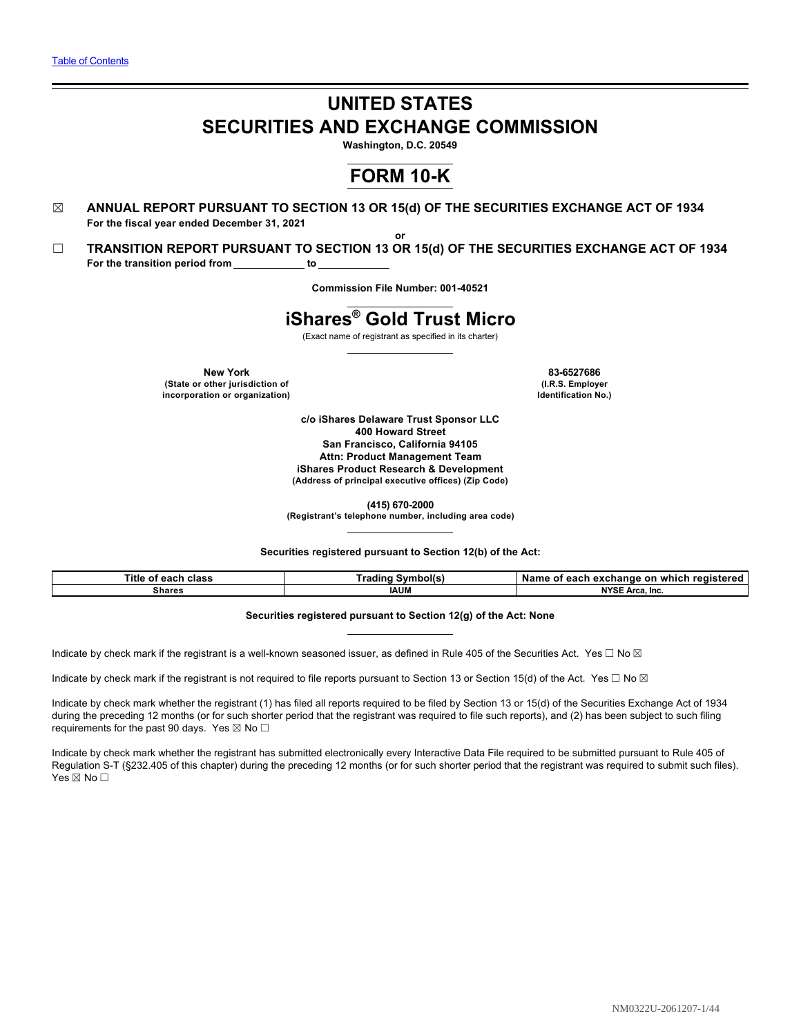[Table of Contents]

# UNITED STATES
# SECURITIES AND EXCHANGE COMMISSION

**Washington, D.C. 20549**

# FORM 10-K

☒ **ANNUAL REPORT PURSUANT TO SECTION 13 OR 15(d) OF THE SECURITIES EXCHANGE ACT OF 1934**
**For the fiscal year ended December 31, 2021**

**or**

☐ **TRANSITION REPORT PURSUANT TO SECTION 13 OR 15(d) OF THE SECURITIES EXCHANGE ACT OF 1934**
**For the transition period from \_\_\_\_\_\_\_\_\_\_\_\_ to \_\_\_\_\_\_\_\_\_\_\_\_**

**Commission File Number: 001-40521**

# iShares® Gold Trust Micro

(Exact name of registrant as specified in its charter)

| **New York** | **83-6527686** |
|---|---|
| **(State or other jurisdiction of incorporation or organization)** | **(I.R.S. Employer Identification No.)** |

**c/o iShares Delaware Trust Sponsor LLC**
**400 Howard Street**
**San Francisco, California 94105**
**Attn: Product Management Team**
**iShares Product Research & Development**
**(Address of principal executive offices) (Zip Code)**

**(415) 670-2000**
**(Registrant's telephone number, including area code)**

**Securities registered pursuant to Section 12(b) of the Act:**

| Title of each class | Trading Symbol(s) | Name of each exchange on which registered |
|---|---|---|
| Shares | IAUM | NYSE Arca, Inc. |

**Securities registered pursuant to Section 12(g) of the Act: None**

Indicate by check mark if the registrant is a well-known seasoned issuer, as defined in Rule 405 of the Securities Act. Yes ☐ No ☒

Indicate by check mark if the registrant is not required to file reports pursuant to Section 13 or Section 15(d) of the Act. Yes ☐ No ☒

Indicate by check mark whether the registrant (1) has filed all reports required to be filed by Section 13 or 15(d) of the Securities Exchange Act of 1934 during the preceding 12 months (or for such shorter period that the registrant was required to file such reports), and (2) has been subject to such filing requirements for the past 90 days. Yes ☒ No ☐

Indicate by check mark whether the registrant has submitted electronically every Interactive Data File required to be submitted pursuant to Rule 405 of Regulation S-T (§232.405 of this chapter) during the preceding 12 months (or for such shorter period that the registrant was required to submit such files). Yes ☒ No ☐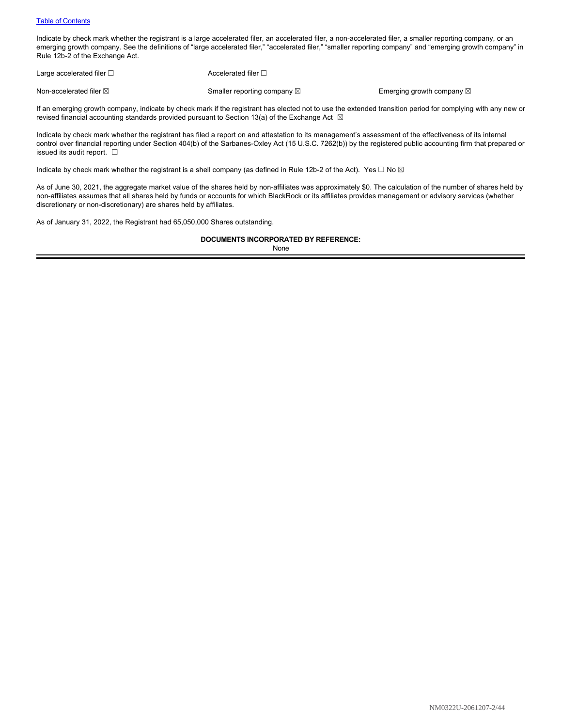[Table of Contents](#)

Indicate by check mark whether the registrant is a large accelerated filer, an accelerated filer, a non-accelerated filer, a smaller reporting company, or an emerging growth company. See the definitions of "large accelerated filer," "accelerated filer," "smaller reporting company" and "emerging growth company" in Rule 12b-2 of the Exchange Act.

| | | |
|---|---|---|
| Large accelerated filer ☐ | Accelerated filer ☐ | |
| Non-accelerated filer ☒ | Smaller reporting company ☒ | Emerging growth company ☒ |

If an emerging growth company, indicate by check mark if the registrant has elected not to use the extended transition period for complying with any new or revised financial accounting standards provided pursuant to Section 13(a) of the Exchange Act ☒

Indicate by check mark whether the registrant has filed a report on and attestation to its management's assessment of the effectiveness of its internal control over financial reporting under Section 404(b) of the Sarbanes-Oxley Act (15 U.S.C. 7262(b)) by the registered public accounting firm that prepared or issued its audit report. ☐

Indicate by check mark whether the registrant is a shell company (as defined in Rule 12b-2 of the Act). Yes ☐ No ☒

As of June 30, 2021, the aggregate market value of the shares held by non-affiliates was approximately $0. The calculation of the number of shares held by non-affiliates assumes that all shares held by funds or accounts for which BlackRock or its affiliates provides management or advisory services (whether discretionary or non-discretionary) are shares held by affiliates.

As of January 31, 2022, the Registrant had 65,050,000 Shares outstanding.

**DOCUMENTS INCORPORATED BY REFERENCE:**

None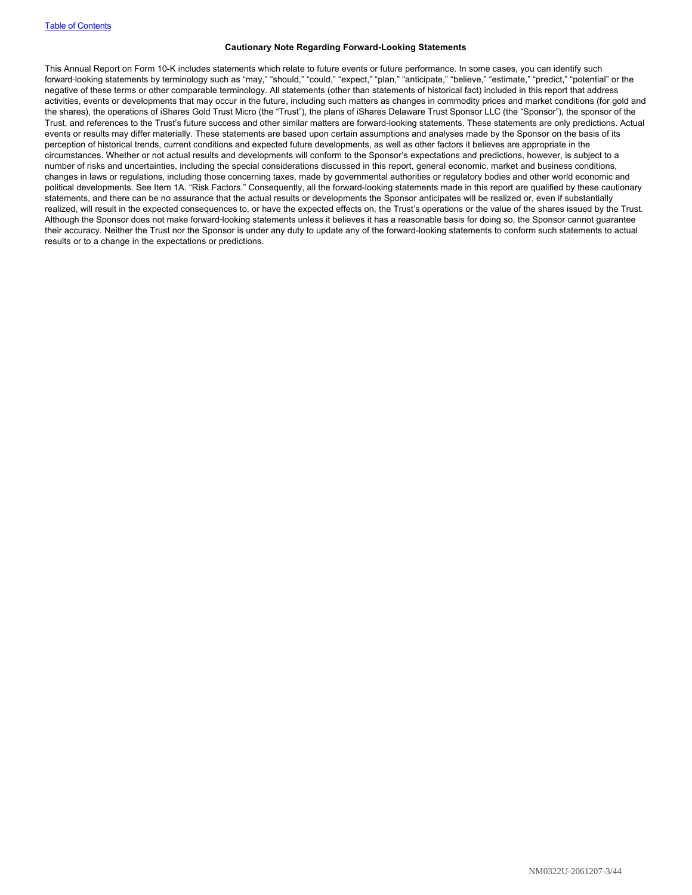### Cautionary Note Regarding Forward-Looking Statements

This Annual Report on Form 10-K includes statements which relate to future events or future performance. In some cases, you can identify such forward-looking statements by terminology such as "may," "should," "could," "expect," "plan," "anticipate," "believe," "estimate," "predict," "potential" or the negative of these terms or other comparable terminology. All statements (other than statements of historical fact) included in this report that address activities, events or developments that may occur in the future, including such matters as changes in commodity prices and market conditions (for gold and the shares), the operations of iShares Gold Trust Micro (the "Trust"), the plans of iShares Delaware Trust Sponsor LLC (the "Sponsor"), the sponsor of the Trust, and references to the Trust's future success and other similar matters are forward-looking statements. These statements are only predictions. Actual events or results may differ materially. These statements are based upon certain assumptions and analyses made by the Sponsor on the basis of its perception of historical trends, current conditions and expected future developments, as well as other factors it believes are appropriate in the circumstances. Whether or not actual results and developments will conform to the Sponsor's expectations and predictions, however, is subject to a number of risks and uncertainties, including the special considerations discussed in this report, general economic, market and business conditions, changes in laws or regulations, including those concerning taxes, made by governmental authorities or regulatory bodies and other world economic and political developments. See Item 1A. "Risk Factors." Consequently, all the forward-looking statements made in this report are qualified by these cautionary statements, and there can be no assurance that the actual results or developments the Sponsor anticipates will be realized or, even if substantially realized, will result in the expected consequences to, or have the expected effects on, the Trust's operations or the value of the shares issued by the Trust. Although the Sponsor does not make forward-looking statements unless it believes it has a reasonable basis for doing so, the Sponsor cannot guarantee their accuracy. Neither the Trust nor the Sponsor is under any duty to update any of the forward-looking statements to conform such statements to actual results or to a change in the expectations or predictions.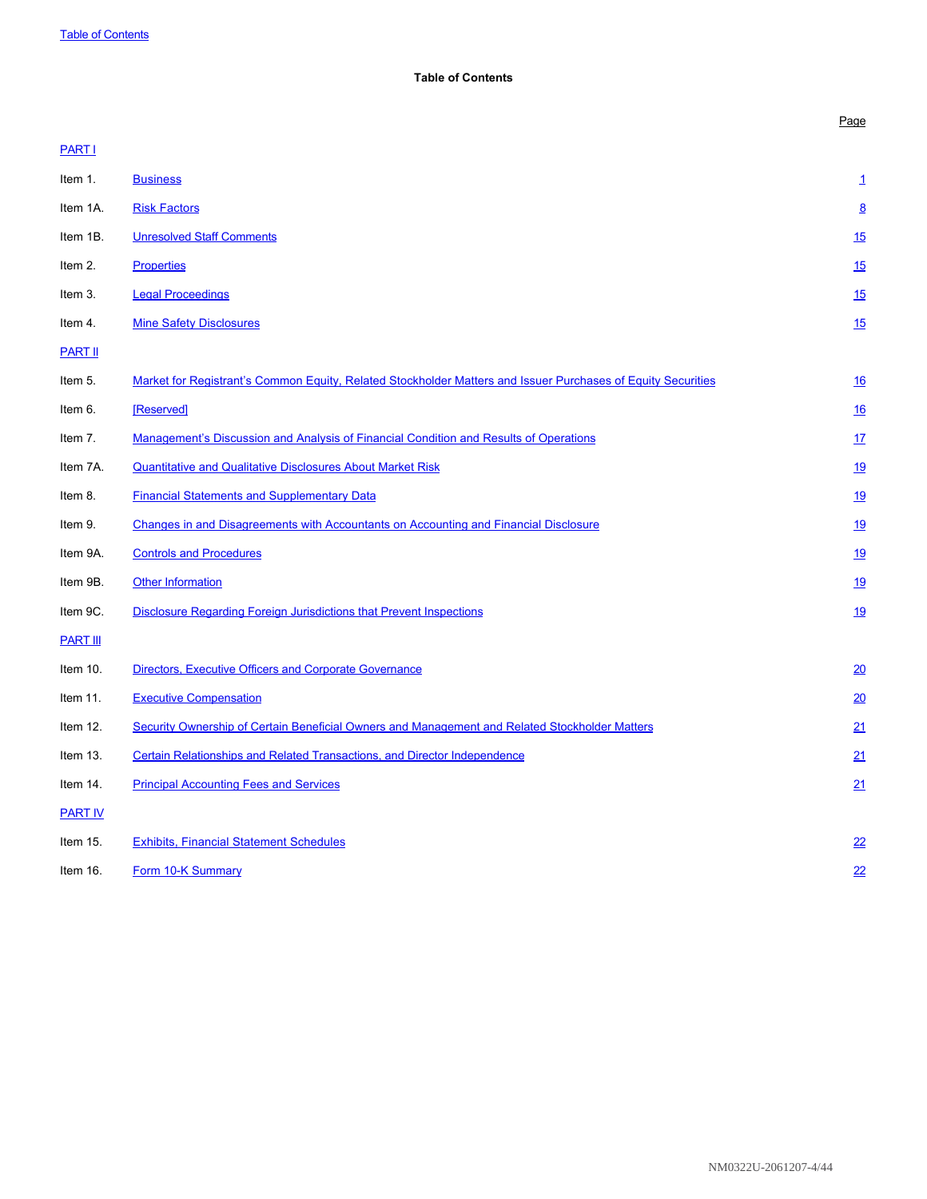## Table of Contents

| | | Page |
|---|---|---|
| PART I | | |
| Item 1. | Business | 1 |
| Item 1A. | Risk Factors | 8 |
| Item 1B. | Unresolved Staff Comments | 15 |
| Item 2. | Properties | 15 |
| Item 3. | Legal Proceedings | 15 |
| Item 4. | Mine Safety Disclosures | 15 |
| PART II | | |
| Item 5. | Market for Registrant's Common Equity, Related Stockholder Matters and Issuer Purchases of Equity Securities | 16 |
| Item 6. | [Reserved] | 16 |
| Item 7. | Management's Discussion and Analysis of Financial Condition and Results of Operations | 17 |
| Item 7A. | Quantitative and Qualitative Disclosures About Market Risk | 19 |
| Item 8. | Financial Statements and Supplementary Data | 19 |
| Item 9. | Changes in and Disagreements with Accountants on Accounting and Financial Disclosure | 19 |
| Item 9A. | Controls and Procedures | 19 |
| Item 9B. | Other Information | 19 |
| Item 9C. | Disclosure Regarding Foreign Jurisdictions that Prevent Inspections | 19 |
| PART III | | |
| Item 10. | Directors, Executive Officers and Corporate Governance | 20 |
| Item 11. | Executive Compensation | 20 |
| Item 12. | Security Ownership of Certain Beneficial Owners and Management and Related Stockholder Matters | 21 |
| Item 13. | Certain Relationships and Related Transactions, and Director Independence | 21 |
| Item 14. | Principal Accounting Fees and Services | 21 |
| PART IV | | |
| Item 15. | Exhibits, Financial Statement Schedules | 22 |
| Item 16. | Form 10-K Summary | 22 |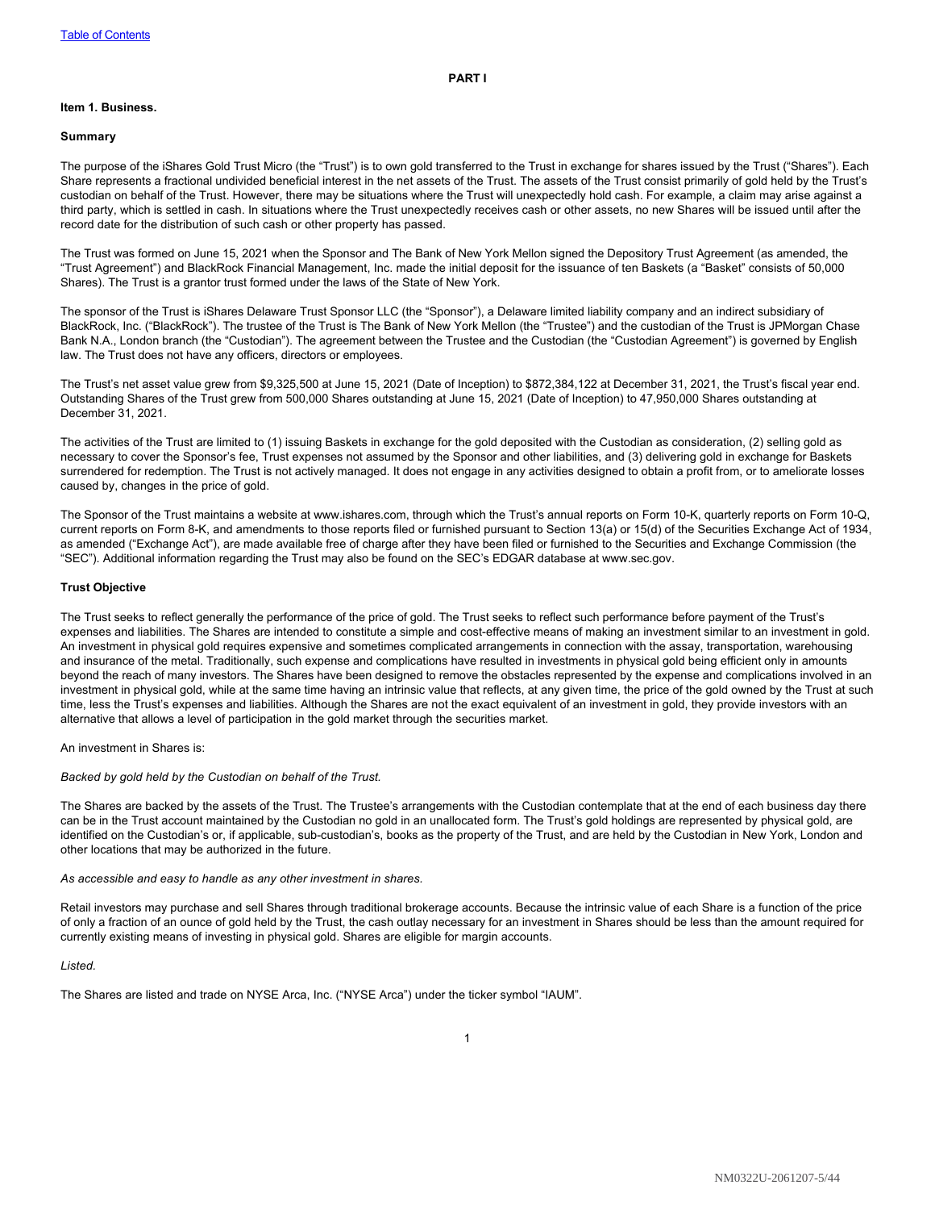## PART I

### Item 1. Business.

#### Summary

The purpose of the iShares Gold Trust Micro (the "Trust") is to own gold transferred to the Trust in exchange for shares issued by the Trust ("Shares"). Each Share represents a fractional undivided beneficial interest in the net assets of the Trust. The assets of the Trust consist primarily of gold held by the Trust's custodian on behalf of the Trust. However, there may be situations where the Trust will unexpectedly hold cash. For example, a claim may arise against a third party, which is settled in cash. In situations where the Trust unexpectedly receives cash or other assets, no new Shares will be issued until after the record date for the distribution of such cash or other property has passed.

The Trust was formed on June 15, 2021 when the Sponsor and The Bank of New York Mellon signed the Depository Trust Agreement (as amended, the "Trust Agreement") and BlackRock Financial Management, Inc. made the initial deposit for the issuance of ten Baskets (a "Basket" consists of 50,000 Shares). The Trust is a grantor trust formed under the laws of the State of New York.

The sponsor of the Trust is iShares Delaware Trust Sponsor LLC (the "Sponsor"), a Delaware limited liability company and an indirect subsidiary of BlackRock, Inc. ("BlackRock"). The trustee of the Trust is The Bank of New York Mellon (the "Trustee") and the custodian of the Trust is JPMorgan Chase Bank N.A., London branch (the "Custodian"). The agreement between the Trustee and the Custodian (the "Custodian Agreement") is governed by English law. The Trust does not have any officers, directors or employees.

The Trust's net asset value grew from $9,325,500 at June 15, 2021 (Date of Inception) to $872,384,122 at December 31, 2021, the Trust's fiscal year end. Outstanding Shares of the Trust grew from 500,000 Shares outstanding at June 15, 2021 (Date of Inception) to 47,950,000 Shares outstanding at December 31, 2021.

The activities of the Trust are limited to (1) issuing Baskets in exchange for the gold deposited with the Custodian as consideration, (2) selling gold as necessary to cover the Sponsor's fee, Trust expenses not assumed by the Sponsor and other liabilities, and (3) delivering gold in exchange for Baskets surrendered for redemption. The Trust is not actively managed. It does not engage in any activities designed to obtain a profit from, or to ameliorate losses caused by, changes in the price of gold.

The Sponsor of the Trust maintains a website at www.ishares.com, through which the Trust's annual reports on Form 10-K, quarterly reports on Form 10-Q, current reports on Form 8-K, and amendments to those reports filed or furnished pursuant to Section 13(a) or 15(d) of the Securities Exchange Act of 1934, as amended ("Exchange Act"), are made available free of charge after they have been filed or furnished to the Securities and Exchange Commission (the "SEC"). Additional information regarding the Trust may also be found on the SEC's EDGAR database at www.sec.gov.

#### Trust Objective

The Trust seeks to reflect generally the performance of the price of gold. The Trust seeks to reflect such performance before payment of the Trust's expenses and liabilities. The Shares are intended to constitute a simple and cost-effective means of making an investment similar to an investment in gold. An investment in physical gold requires expensive and sometimes complicated arrangements in connection with the assay, transportation, warehousing and insurance of the metal. Traditionally, such expense and complications have resulted in investments in physical gold being efficient only in amounts beyond the reach of many investors. The Shares have been designed to remove the obstacles represented by the expense and complications involved in an investment in physical gold, while at the same time having an intrinsic value that reflects, at any given time, the price of the gold owned by the Trust at such time, less the Trust's expenses and liabilities. Although the Shares are not the exact equivalent of an investment in gold, they provide investors with an alternative that allows a level of participation in the gold market through the securities market.

An investment in Shares is:

*Backed by gold held by the Custodian on behalf of the Trust.*

The Shares are backed by the assets of the Trust. The Trustee's arrangements with the Custodian contemplate that at the end of each business day there can be in the Trust account maintained by the Custodian no gold in an unallocated form. The Trust's gold holdings are represented by physical gold, are identified on the Custodian's or, if applicable, sub-custodian's, books as the property of the Trust, and are held by the Custodian in New York, London and other locations that may be authorized in the future.

*As accessible and easy to handle as any other investment in shares.*

Retail investors may purchase and sell Shares through traditional brokerage accounts. Because the intrinsic value of each Share is a function of the price of only a fraction of an ounce of gold held by the Trust, the cash outlay necessary for an investment in Shares should be less than the amount required for currently existing means of investing in physical gold. Shares are eligible for margin accounts.

*Listed.*

The Shares are listed and trade on NYSE Arca, Inc. ("NYSE Arca") under the ticker symbol "IAUM".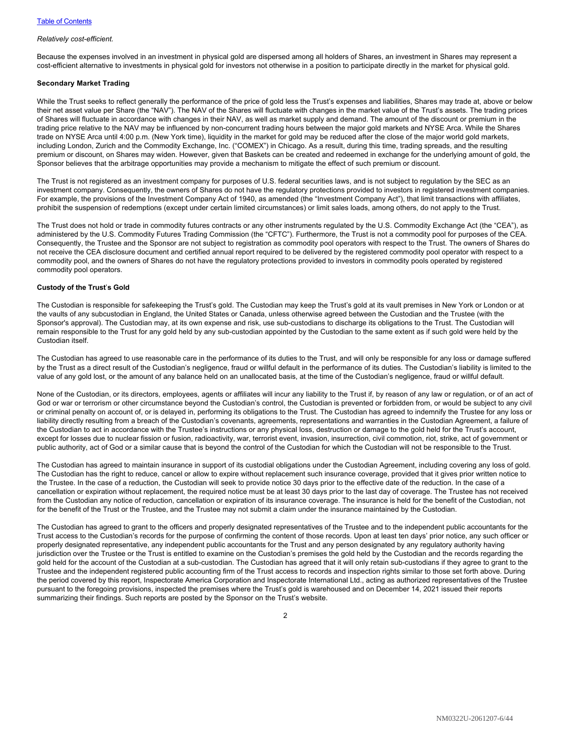*Relatively cost-efficient.*

Because the expenses involved in an investment in physical gold are dispersed among all holders of Shares, an investment in Shares may represent a cost-efficient alternative to investments in physical gold for investors not otherwise in a position to participate directly in the market for physical gold.

**Secondary Market Trading**

While the Trust seeks to reflect generally the performance of the price of gold less the Trust's expenses and liabilities, Shares may trade at, above or below their net asset value per Share (the "NAV"). The NAV of the Shares will fluctuate with changes in the market value of the Trust's assets. The trading prices of Shares will fluctuate in accordance with changes in their NAV, as well as market supply and demand. The amount of the discount or premium in the trading price relative to the NAV may be influenced by non-concurrent trading hours between the major gold markets and NYSE Arca. While the Shares trade on NYSE Arca until 4:00 p.m. (New York time), liquidity in the market for gold may be reduced after the close of the major world gold markets, including London, Zurich and the Commodity Exchange, Inc. ("COMEX") in Chicago. As a result, during this time, trading spreads, and the resulting premium or discount, on Shares may widen. However, given that Baskets can be created and redeemed in exchange for the underlying amount of gold, the Sponsor believes that the arbitrage opportunities may provide a mechanism to mitigate the effect of such premium or discount.

The Trust is not registered as an investment company for purposes of U.S. federal securities laws, and is not subject to regulation by the SEC as an investment company. Consequently, the owners of Shares do not have the regulatory protections provided to investors in registered investment companies. For example, the provisions of the Investment Company Act of 1940, as amended (the "Investment Company Act"), that limit transactions with affiliates, prohibit the suspension of redemptions (except under certain limited circumstances) or limit sales loads, among others, do not apply to the Trust.

The Trust does not hold or trade in commodity futures contracts or any other instruments regulated by the U.S. Commodity Exchange Act (the "CEA"), as administered by the U.S. Commodity Futures Trading Commission (the "CFTC"). Furthermore, the Trust is not a commodity pool for purposes of the CEA. Consequently, the Trustee and the Sponsor are not subject to registration as commodity pool operators with respect to the Trust. The owners of Shares do not receive the CEA disclosure document and certified annual report required to be delivered by the registered commodity pool operator with respect to a commodity pool, and the owners of Shares do not have the regulatory protections provided to investors in commodity pools operated by registered commodity pool operators.

**Custody of the Trust's Gold**

The Custodian is responsible for safekeeping the Trust's gold. The Custodian may keep the Trust's gold at its vault premises in New York or London or at the vaults of any subcustodian in England, the United States or Canada, unless otherwise agreed between the Custodian and the Trustee (with the Sponsor's approval). The Custodian may, at its own expense and risk, use sub-custodians to discharge its obligations to the Trust. The Custodian will remain responsible to the Trust for any gold held by any sub-custodian appointed by the Custodian to the same extent as if such gold were held by the Custodian itself.

The Custodian has agreed to use reasonable care in the performance of its duties to the Trust, and will only be responsible for any loss or damage suffered by the Trust as a direct result of the Custodian's negligence, fraud or willful default in the performance of its duties. The Custodian's liability is limited to the value of any gold lost, or the amount of any balance held on an unallocated basis, at the time of the Custodian's negligence, fraud or willful default.

None of the Custodian, or its directors, employees, agents or affiliates will incur any liability to the Trust if, by reason of any law or regulation, or of an act of God or war or terrorism or other circumstance beyond the Custodian's control, the Custodian is prevented or forbidden from, or would be subject to any civil or criminal penalty on account of, or is delayed in, performing its obligations to the Trust. The Custodian has agreed to indemnify the Trustee for any loss or liability directly resulting from a breach of the Custodian's covenants, agreements, representations and warranties in the Custodian Agreement, a failure of the Custodian to act in accordance with the Trustee's instructions or any physical loss, destruction or damage to the gold held for the Trust's account, except for losses due to nuclear fission or fusion, radioactivity, war, terrorist event, invasion, insurrection, civil commotion, riot, strike, act of government or public authority, act of God or a similar cause that is beyond the control of the Custodian for which the Custodian will not be responsible to the Trust.

The Custodian has agreed to maintain insurance in support of its custodial obligations under the Custodian Agreement, including covering any loss of gold. The Custodian has the right to reduce, cancel or allow to expire without replacement such insurance coverage, provided that it gives prior written notice to the Trustee. In the case of a reduction, the Custodian will seek to provide notice 30 days prior to the effective date of the reduction. In the case of a cancellation or expiration without replacement, the required notice must be at least 30 days prior to the last day of coverage. The Trustee has not received from the Custodian any notice of reduction, cancellation or expiration of its insurance coverage. The insurance is held for the benefit of the Custodian, not for the benefit of the Trust or the Trustee, and the Trustee may not submit a claim under the insurance maintained by the Custodian.

The Custodian has agreed to grant to the officers and properly designated representatives of the Trustee and to the independent public accountants for the Trust access to the Custodian's records for the purpose of confirming the content of those records. Upon at least ten days' prior notice, any such officer or properly designated representative, any independent public accountants for the Trust and any person designated by any regulatory authority having jurisdiction over the Trustee or the Trust is entitled to examine on the Custodian's premises the gold held by the Custodian and the records regarding the gold held for the account of the Custodian at a sub-custodian. The Custodian has agreed that it will only retain sub-custodians if they agree to grant to the Trustee and the independent registered public accounting firm of the Trust access to records and inspection rights similar to those set forth above. During the period covered by this report, Inspectorate America Corporation and Inspectorate International Ltd., acting as authorized representatives of the Trustee pursuant to the foregoing provisions, inspected the premises where the Trust's gold is warehoused and on December 14, 2021 issued their reports summarizing their findings. Such reports are posted by the Sponsor on the Trust's website.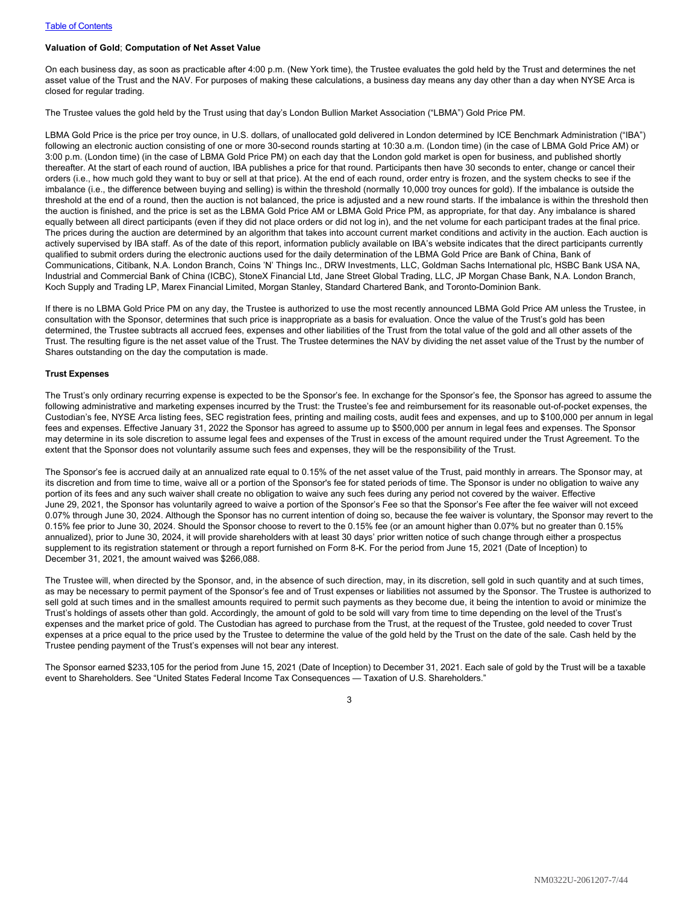### Valuation of Gold; Computation of Net Asset Value

On each business day, as soon as practicable after 4:00 p.m. (New York time), the Trustee evaluates the gold held by the Trust and determines the net asset value of the Trust and the NAV. For purposes of making these calculations, a business day means any day other than a day when NYSE Arca is closed for regular trading.

The Trustee values the gold held by the Trust using that day's London Bullion Market Association ("LBMA") Gold Price PM.

LBMA Gold Price is the price per troy ounce, in U.S. dollars, of unallocated gold delivered in London determined by ICE Benchmark Administration ("IBA") following an electronic auction consisting of one or more 30-second rounds starting at 10:30 a.m. (London time) (in the case of LBMA Gold Price AM) or 3:00 p.m. (London time) (in the case of LBMA Gold Price PM) on each day that the London gold market is open for business, and published shortly thereafter. At the start of each round of auction, IBA publishes a price for that round. Participants then have 30 seconds to enter, change or cancel their orders (i.e., how much gold they want to buy or sell at that price). At the end of each round, order entry is frozen, and the system checks to see if the imbalance (i.e., the difference between buying and selling) is within the threshold (normally 10,000 troy ounces for gold). If the imbalance is outside the threshold at the end of a round, then the auction is not balanced, the price is adjusted and a new round starts. If the imbalance is within the threshold then the auction is finished, and the price is set as the LBMA Gold Price AM or LBMA Gold Price PM, as appropriate, for that day. Any imbalance is shared equally between all direct participants (even if they did not place orders or did not log in), and the net volume for each participant trades at the final price. The prices during the auction are determined by an algorithm that takes into account current market conditions and activity in the auction. Each auction is actively supervised by IBA staff. As of the date of this report, information publicly available on IBA's website indicates that the direct participants currently qualified to submit orders during the electronic auctions used for the daily determination of the LBMA Gold Price are Bank of China, Bank of Communications, Citibank, N.A. London Branch, Coins 'N' Things Inc., DRW Investments, LLC, Goldman Sachs International plc, HSBC Bank USA NA, Industrial and Commercial Bank of China (ICBC), StoneX Financial Ltd, Jane Street Global Trading, LLC, JP Morgan Chase Bank, N.A. London Branch, Koch Supply and Trading LP, Marex Financial Limited, Morgan Stanley, Standard Chartered Bank, and Toronto-Dominion Bank.

If there is no LBMA Gold Price PM on any day, the Trustee is authorized to use the most recently announced LBMA Gold Price AM unless the Trustee, in consultation with the Sponsor, determines that such price is inappropriate as a basis for evaluation. Once the value of the Trust's gold has been determined, the Trustee subtracts all accrued fees, expenses and other liabilities of the Trust from the total value of the gold and all other assets of the Trust. The resulting figure is the net asset value of the Trust. The Trustee determines the NAV by dividing the net asset value of the Trust by the number of Shares outstanding on the day the computation is made.

### Trust Expenses

The Trust's only ordinary recurring expense is expected to be the Sponsor's fee. In exchange for the Sponsor's fee, the Sponsor has agreed to assume the following administrative and marketing expenses incurred by the Trust: the Trustee's fee and reimbursement for its reasonable out-of-pocket expenses, the Custodian's fee, NYSE Arca listing fees, SEC registration fees, printing and mailing costs, audit fees and expenses, and up to $100,000 per annum in legal fees and expenses. Effective January 31, 2022 the Sponsor has agreed to assume up to $500,000 per annum in legal fees and expenses. The Sponsor may determine in its sole discretion to assume legal fees and expenses of the Trust in excess of the amount required under the Trust Agreement. To the extent that the Sponsor does not voluntarily assume such fees and expenses, they will be the responsibility of the Trust.

The Sponsor's fee is accrued daily at an annualized rate equal to 0.15% of the net asset value of the Trust, paid monthly in arrears. The Sponsor may, at its discretion and from time to time, waive all or a portion of the Sponsor's fee for stated periods of time. The Sponsor is under no obligation to waive any portion of its fees and any such waiver shall create no obligation to waive any such fees during any period not covered by the waiver. Effective June 29, 2021, the Sponsor has voluntarily agreed to waive a portion of the Sponsor's Fee so that the Sponsor's Fee after the fee waiver will not exceed 0.07% through June 30, 2024. Although the Sponsor has no current intention of doing so, because the fee waiver is voluntary, the Sponsor may revert to the 0.15% fee prior to June 30, 2024. Should the Sponsor choose to revert to the 0.15% fee (or an amount higher than 0.07% but no greater than 0.15% annualized), prior to June 30, 2024, it will provide shareholders with at least 30 days' prior written notice of such change through either a prospectus supplement to its registration statement or through a report furnished on Form 8-K. For the period from June 15, 2021 (Date of Inception) to December 31, 2021, the amount waived was $266,088.

The Trustee will, when directed by the Sponsor, and, in the absence of such direction, may, in its discretion, sell gold in such quantity and at such times, as may be necessary to permit payment of the Sponsor's fee and of Trust expenses or liabilities not assumed by the Sponsor. The Trustee is authorized to sell gold at such times and in the smallest amounts required to permit such payments as they become due, it being the intention to avoid or minimize the Trust's holdings of assets other than gold. Accordingly, the amount of gold to be sold will vary from time to time depending on the level of the Trust's expenses and the market price of gold. The Custodian has agreed to purchase from the Trust, at the request of the Trustee, gold needed to cover Trust expenses at a price equal to the price used by the Trustee to determine the value of the gold held by the Trust on the date of the sale. Cash held by the Trustee pending payment of the Trust's expenses will not bear any interest.

The Sponsor earned $233,105 for the period from June 15, 2021 (Date of Inception) to December 31, 2021. Each sale of gold by the Trust will be a taxable event to Shareholders. See "United States Federal Income Tax Consequences — Taxation of U.S. Shareholders."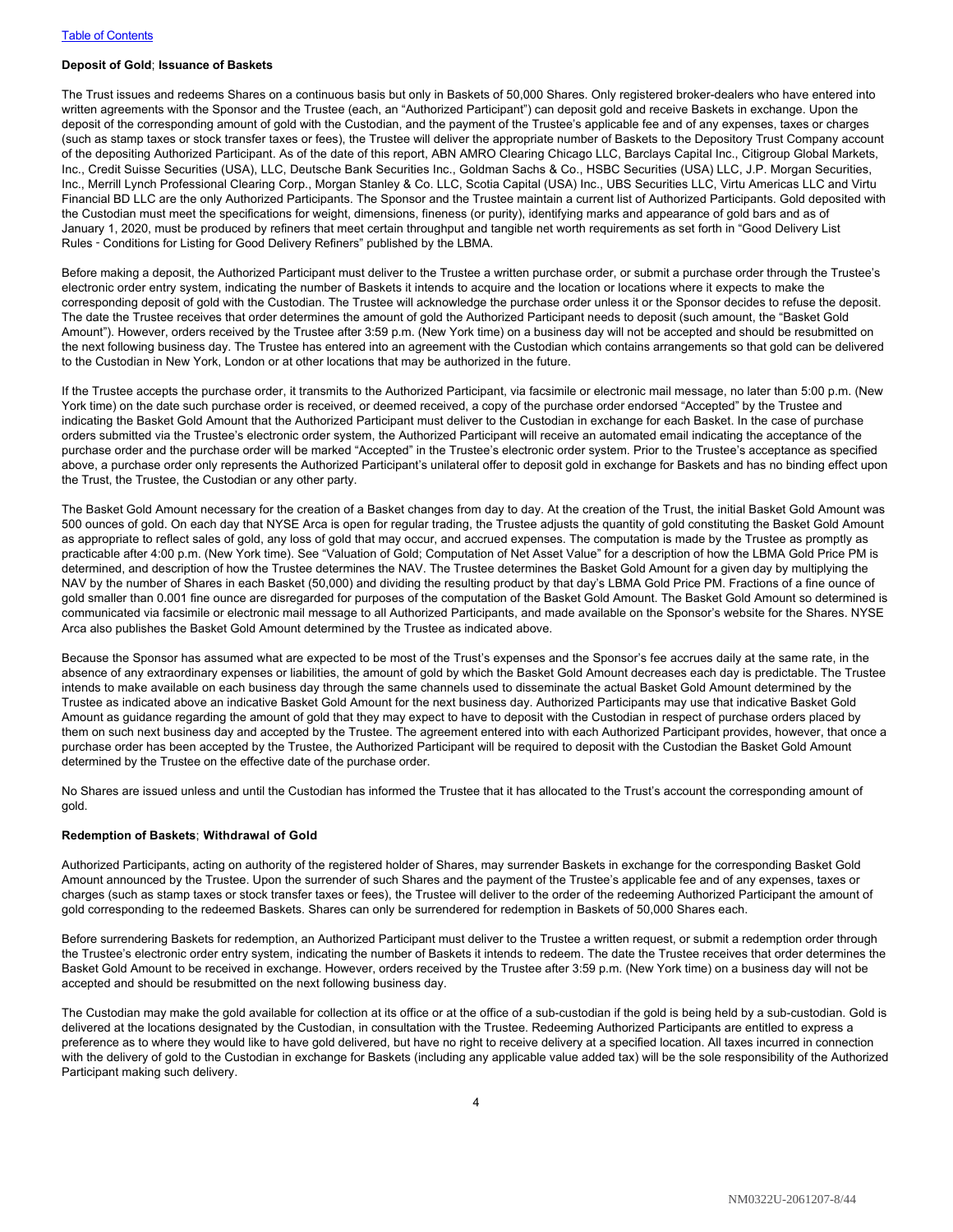**Deposit of Gold**; **Issuance of Baskets**

The Trust issues and redeems Shares on a continuous basis but only in Baskets of 50,000 Shares. Only registered broker-dealers who have entered into written agreements with the Sponsor and the Trustee (each, an "Authorized Participant") can deposit gold and receive Baskets in exchange. Upon the deposit of the corresponding amount of gold with the Custodian, and the payment of the Trustee's applicable fee and of any expenses, taxes or charges (such as stamp taxes or stock transfer taxes or fees), the Trustee will deliver the appropriate number of Baskets to the Depository Trust Company account of the depositing Authorized Participant. As of the date of this report, ABN AMRO Clearing Chicago LLC, Barclays Capital Inc., Citigroup Global Markets, Inc., Credit Suisse Securities (USA), LLC, Deutsche Bank Securities Inc., Goldman Sachs & Co., HSBC Securities (USA) LLC, J.P. Morgan Securities, Inc., Merrill Lynch Professional Clearing Corp., Morgan Stanley & Co. LLC, Scotia Capital (USA) Inc., UBS Securities LLC, Virtu Americas LLC and Virtu Financial BD LLC are the only Authorized Participants. The Sponsor and the Trustee maintain a current list of Authorized Participants. Gold deposited with the Custodian must meet the specifications for weight, dimensions, fineness (or purity), identifying marks and appearance of gold bars and as of January 1, 2020, must be produced by refiners that meet certain throughput and tangible net worth requirements as set forth in "Good Delivery List Rules - Conditions for Listing for Good Delivery Refiners" published by the LBMA.

Before making a deposit, the Authorized Participant must deliver to the Trustee a written purchase order, or submit a purchase order through the Trustee's electronic order entry system, indicating the number of Baskets it intends to acquire and the location or locations where it expects to make the corresponding deposit of gold with the Custodian. The Trustee will acknowledge the purchase order unless it or the Sponsor decides to refuse the deposit. The date the Trustee receives that order determines the amount of gold the Authorized Participant needs to deposit (such amount, the "Basket Gold Amount"). However, orders received by the Trustee after 3:59 p.m. (New York time) on a business day will not be accepted and should be resubmitted on the next following business day. The Trustee has entered into an agreement with the Custodian which contains arrangements so that gold can be delivered to the Custodian in New York, London or at other locations that may be authorized in the future.

If the Trustee accepts the purchase order, it transmits to the Authorized Participant, via facsimile or electronic mail message, no later than 5:00 p.m. (New York time) on the date such purchase order is received, or deemed received, a copy of the purchase order endorsed "Accepted" by the Trustee and indicating the Basket Gold Amount that the Authorized Participant must deliver to the Custodian in exchange for each Basket. In the case of purchase orders submitted via the Trustee's electronic order system, the Authorized Participant will receive an automated email indicating the acceptance of the purchase order and the purchase order will be marked "Accepted" in the Trustee's electronic order system. Prior to the Trustee's acceptance as specified above, a purchase order only represents the Authorized Participant's unilateral offer to deposit gold in exchange for Baskets and has no binding effect upon the Trust, the Trustee, the Custodian or any other party.

The Basket Gold Amount necessary for the creation of a Basket changes from day to day. At the creation of the Trust, the initial Basket Gold Amount was 500 ounces of gold. On each day that NYSE Arca is open for regular trading, the Trustee adjusts the quantity of gold constituting the Basket Gold Amount as appropriate to reflect sales of gold, any loss of gold that may occur, and accrued expenses. The computation is made by the Trustee as promptly as practicable after 4:00 p.m. (New York time). See "Valuation of Gold; Computation of Net Asset Value" for a description of how the LBMA Gold Price PM is determined, and description of how the Trustee determines the NAV. The Trustee determines the Basket Gold Amount for a given day by multiplying the NAV by the number of Shares in each Basket (50,000) and dividing the resulting product by that day's LBMA Gold Price PM. Fractions of a fine ounce of gold smaller than 0.001 fine ounce are disregarded for purposes of the computation of the Basket Gold Amount. The Basket Gold Amount so determined is communicated via facsimile or electronic mail message to all Authorized Participants, and made available on the Sponsor's website for the Shares. NYSE Arca also publishes the Basket Gold Amount determined by the Trustee as indicated above.

Because the Sponsor has assumed what are expected to be most of the Trust's expenses and the Sponsor's fee accrues daily at the same rate, in the absence of any extraordinary expenses or liabilities, the amount of gold by which the Basket Gold Amount decreases each day is predictable. The Trustee intends to make available on each business day through the same channels used to disseminate the actual Basket Gold Amount determined by the Trustee as indicated above an indicative Basket Gold Amount for the next business day. Authorized Participants may use that indicative Basket Gold Amount as guidance regarding the amount of gold that they may expect to have to deposit with the Custodian in respect of purchase orders placed by them on such next business day and accepted by the Trustee. The agreement entered into with each Authorized Participant provides, however, that once a purchase order has been accepted by the Trustee, the Authorized Participant will be required to deposit with the Custodian the Basket Gold Amount determined by the Trustee on the effective date of the purchase order.

No Shares are issued unless and until the Custodian has informed the Trustee that it has allocated to the Trust's account the corresponding amount of gold.

**Redemption of Baskets**; **Withdrawal of Gold**

Authorized Participants, acting on authority of the registered holder of Shares, may surrender Baskets in exchange for the corresponding Basket Gold Amount announced by the Trustee. Upon the surrender of such Shares and the payment of the Trustee's applicable fee and of any expenses, taxes or charges (such as stamp taxes or stock transfer taxes or fees), the Trustee will deliver to the order of the redeeming Authorized Participant the amount of gold corresponding to the redeemed Baskets. Shares can only be surrendered for redemption in Baskets of 50,000 Shares each.

Before surrendering Baskets for redemption, an Authorized Participant must deliver to the Trustee a written request, or submit a redemption order through the Trustee's electronic order entry system, indicating the number of Baskets it intends to redeem. The date the Trustee receives that order determines the Basket Gold Amount to be received in exchange. However, orders received by the Trustee after 3:59 p.m. (New York time) on a business day will not be accepted and should be resubmitted on the next following business day.

The Custodian may make the gold available for collection at its office or at the office of a sub-custodian if the gold is being held by a sub-custodian. Gold is delivered at the locations designated by the Custodian, in consultation with the Trustee. Redeeming Authorized Participants are entitled to express a preference as to where they would like to have gold delivered, but have no right to receive delivery at a specified location. All taxes incurred in connection with the delivery of gold to the Custodian in exchange for Baskets (including any applicable value added tax) will be the sole responsibility of the Authorized Participant making such delivery.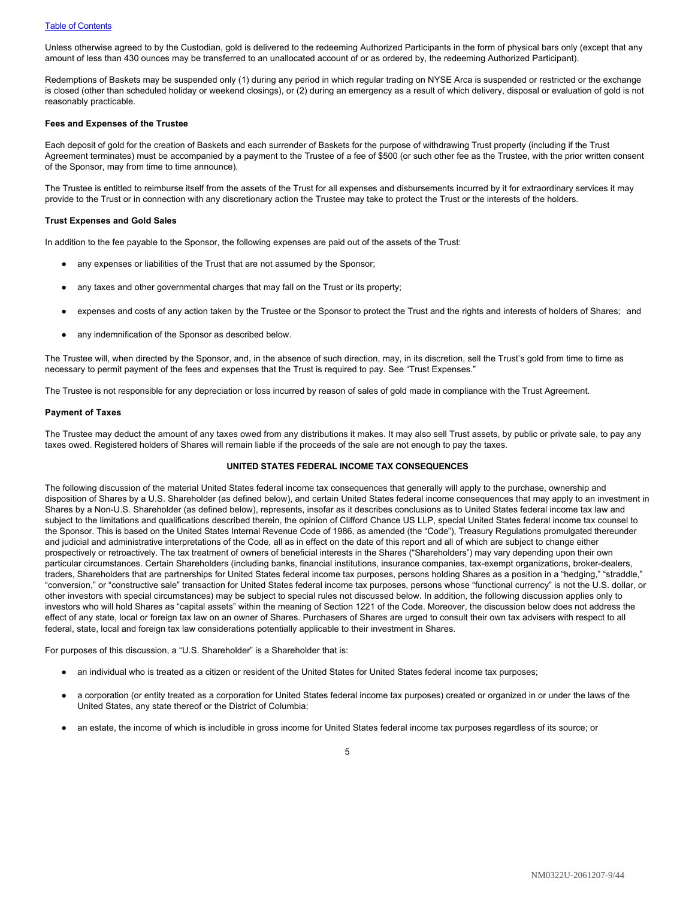Unless otherwise agreed to by the Custodian, gold is delivered to the redeeming Authorized Participants in the form of physical bars only (except that any amount of less than 430 ounces may be transferred to an unallocated account of or as ordered by, the redeeming Authorized Participant).

Redemptions of Baskets may be suspended only (1) during any period in which regular trading on NYSE Arca is suspended or restricted or the exchange is closed (other than scheduled holiday or weekend closings), or (2) during an emergency as a result of which delivery, disposal or evaluation of gold is not reasonably practicable.

**Fees and Expenses of the Trustee**

Each deposit of gold for the creation of Baskets and each surrender of Baskets for the purpose of withdrawing Trust property (including if the Trust Agreement terminates) must be accompanied by a payment to the Trustee of a fee of $500 (or such other fee as the Trustee, with the prior written consent of the Sponsor, may from time to time announce).

The Trustee is entitled to reimburse itself from the assets of the Trust for all expenses and disbursements incurred by it for extraordinary services it may provide to the Trust or in connection with any discretionary action the Trustee may take to protect the Trust or the interests of the holders.

**Trust Expenses and Gold Sales**

In addition to the fee payable to the Sponsor, the following expenses are paid out of the assets of the Trust:

- any expenses or liabilities of the Trust that are not assumed by the Sponsor;
- any taxes and other governmental charges that may fall on the Trust or its property;
- expenses and costs of any action taken by the Trustee or the Sponsor to protect the Trust and the rights and interests of holders of Shares; and
- any indemnification of the Sponsor as described below.

The Trustee will, when directed by the Sponsor, and, in the absence of such direction, may, in its discretion, sell the Trust's gold from time to time as necessary to permit payment of the fees and expenses that the Trust is required to pay. See "Trust Expenses."

The Trustee is not responsible for any depreciation or loss incurred by reason of sales of gold made in compliance with the Trust Agreement.

**Payment of Taxes**

The Trustee may deduct the amount of any taxes owed from any distributions it makes. It may also sell Trust assets, by public or private sale, to pay any taxes owed. Registered holders of Shares will remain liable if the proceeds of the sale are not enough to pay the taxes.

## UNITED STATES FEDERAL INCOME TAX CONSEQUENCES

The following discussion of the material United States federal income tax consequences that generally will apply to the purchase, ownership and disposition of Shares by a U.S. Shareholder (as defined below), and certain United States federal income consequences that may apply to an investment in Shares by a Non-U.S. Shareholder (as defined below), represents, insofar as it describes conclusions as to United States federal income tax law and subject to the limitations and qualifications described therein, the opinion of Clifford Chance US LLP, special United States federal income tax counsel to the Sponsor. This is based on the United States Internal Revenue Code of 1986, as amended (the "Code"), Treasury Regulations promulgated thereunder and judicial and administrative interpretations of the Code, all as in effect on the date of this report and all of which are subject to change either prospectively or retroactively. The tax treatment of owners of beneficial interests in the Shares ("Shareholders") may vary depending upon their own particular circumstances. Certain Shareholders (including banks, financial institutions, insurance companies, tax-exempt organizations, broker-dealers, traders, Shareholders that are partnerships for United States federal income tax purposes, persons holding Shares as a position in a "hedging," "straddle," "conversion," or "constructive sale" transaction for United States federal income tax purposes, persons whose "functional currency" is not the U.S. dollar, or other investors with special circumstances) may be subject to special rules not discussed below. In addition, the following discussion applies only to investors who will hold Shares as "capital assets" within the meaning of Section 1221 of the Code. Moreover, the discussion below does not address the effect of any state, local or foreign tax law on an owner of Shares. Purchasers of Shares are urged to consult their own tax advisers with respect to all federal, state, local and foreign tax law considerations potentially applicable to their investment in Shares.

For purposes of this discussion, a "U.S. Shareholder" is a Shareholder that is:

- an individual who is treated as a citizen or resident of the United States for United States federal income tax purposes;
- a corporation (or entity treated as a corporation for United States federal income tax purposes) created or organized in or under the laws of the United States, any state thereof or the District of Columbia;
- an estate, the income of which is includible in gross income for United States federal income tax purposes regardless of its source; or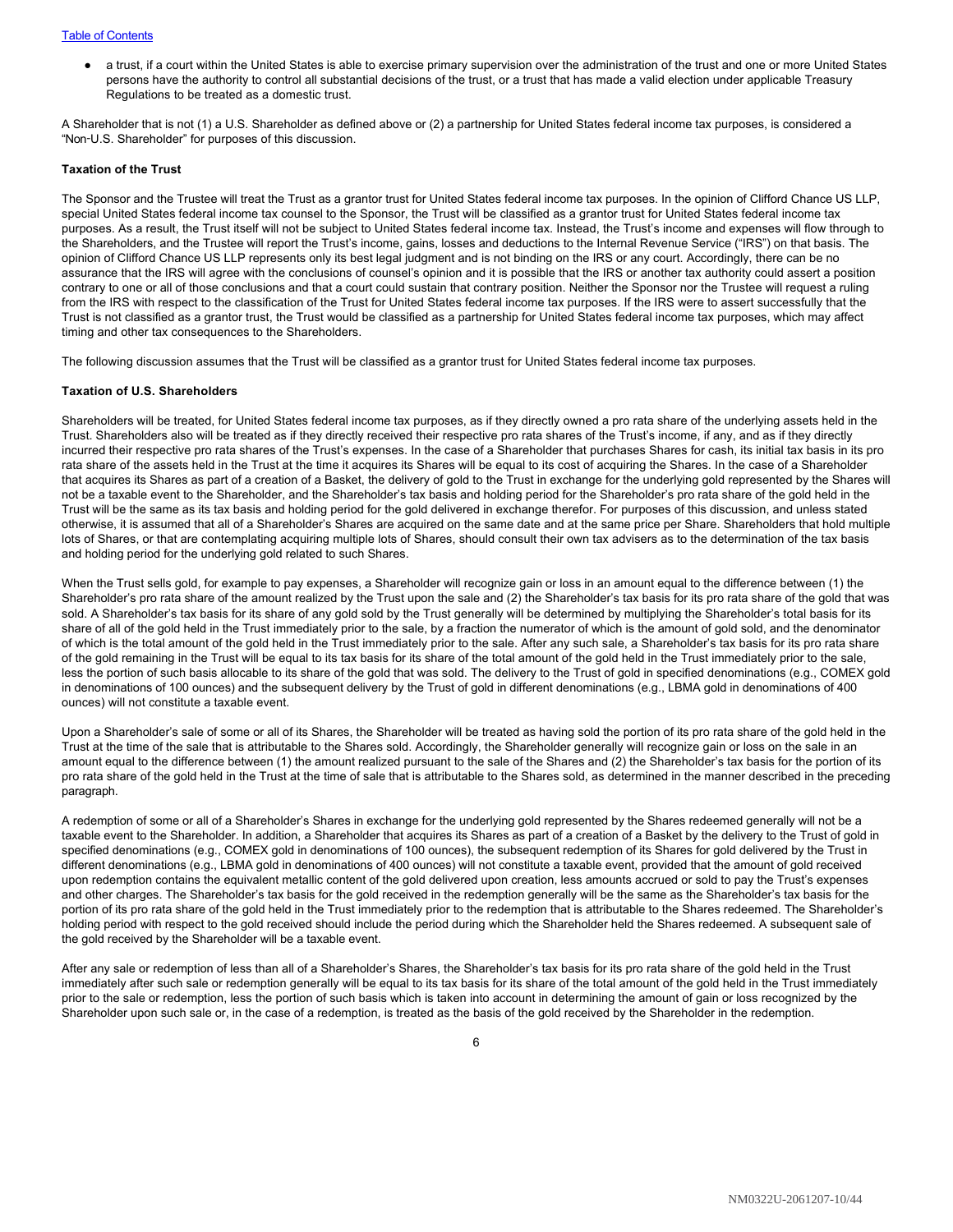- a trust, if a court within the United States is able to exercise primary supervision over the administration of the trust and one or more United States persons have the authority to control all substantial decisions of the trust, or a trust that has made a valid election under applicable Treasury Regulations to be treated as a domestic trust.

A Shareholder that is not (1) a U.S. Shareholder as defined above or (2) a partnership for United States federal income tax purposes, is considered a "Non-U.S. Shareholder" for purposes of this discussion.

**Taxation of the Trust**

The Sponsor and the Trustee will treat the Trust as a grantor trust for United States federal income tax purposes. In the opinion of Clifford Chance US LLP, special United States federal income tax counsel to the Sponsor, the Trust will be classified as a grantor trust for United States federal income tax purposes. As a result, the Trust itself will not be subject to United States federal income tax. Instead, the Trust's income and expenses will flow through to the Shareholders, and the Trustee will report the Trust's income, gains, losses and deductions to the Internal Revenue Service ("IRS") on that basis. The opinion of Clifford Chance US LLP represents only its best legal judgment and is not binding on the IRS or any court. Accordingly, there can be no assurance that the IRS will agree with the conclusions of counsel's opinion and it is possible that the IRS or another tax authority could assert a position contrary to one or all of those conclusions and that a court could sustain that contrary position. Neither the Sponsor nor the Trustee will request a ruling from the IRS with respect to the classification of the Trust for United States federal income tax purposes. If the IRS were to assert successfully that the Trust is not classified as a grantor trust, the Trust would be classified as a partnership for United States federal income tax purposes, which may affect timing and other tax consequences to the Shareholders.

The following discussion assumes that the Trust will be classified as a grantor trust for United States federal income tax purposes.

**Taxation of U.S. Shareholders**

Shareholders will be treated, for United States federal income tax purposes, as if they directly owned a pro rata share of the underlying assets held in the Trust. Shareholders also will be treated as if they directly received their respective pro rata shares of the Trust's income, if any, and as if they directly incurred their respective pro rata shares of the Trust's expenses. In the case of a Shareholder that purchases Shares for cash, its initial tax basis in its pro rata share of the assets held in the Trust at the time it acquires its Shares will be equal to its cost of acquiring the Shares. In the case of a Shareholder that acquires its Shares as part of a creation of a Basket, the delivery of gold to the Trust in exchange for the underlying gold represented by the Shares will not be a taxable event to the Shareholder, and the Shareholder's tax basis and holding period for the Shareholder's pro rata share of the gold held in the Trust will be the same as its tax basis and holding period for the gold delivered in exchange therefor. For purposes of this discussion, and unless stated otherwise, it is assumed that all of a Shareholder's Shares are acquired on the same date and at the same price per Share. Shareholders that hold multiple lots of Shares, or that are contemplating acquiring multiple lots of Shares, should consult their own tax advisers as to the determination of the tax basis and holding period for the underlying gold related to such Shares.

When the Trust sells gold, for example to pay expenses, a Shareholder will recognize gain or loss in an amount equal to the difference between (1) the Shareholder's pro rata share of the amount realized by the Trust upon the sale and (2) the Shareholder's tax basis for its pro rata share of the gold that was sold. A Shareholder's tax basis for its share of any gold sold by the Trust generally will be determined by multiplying the Shareholder's total basis for its share of all of the gold held in the Trust immediately prior to the sale, by a fraction the numerator of which is the amount of gold sold, and the denominator of which is the total amount of the gold held in the Trust immediately prior to the sale. After any such sale, a Shareholder's tax basis for its pro rata share of the gold remaining in the Trust will be equal to its tax basis for its share of the total amount of the gold held in the Trust immediately prior to the sale, less the portion of such basis allocable to its share of the gold that was sold. The delivery to the Trust of gold in specified denominations (e.g., COMEX gold in denominations of 100 ounces) and the subsequent delivery by the Trust of gold in different denominations (e.g., LBMA gold in denominations of 400 ounces) will not constitute a taxable event.

Upon a Shareholder's sale of some or all of its Shares, the Shareholder will be treated as having sold the portion of its pro rata share of the gold held in the Trust at the time of the sale that is attributable to the Shares sold. Accordingly, the Shareholder generally will recognize gain or loss on the sale in an amount equal to the difference between (1) the amount realized pursuant to the sale of the Shares and (2) the Shareholder's tax basis for the portion of its pro rata share of the gold held in the Trust at the time of sale that is attributable to the Shares sold, as determined in the manner described in the preceding paragraph.

A redemption of some or all of a Shareholder's Shares in exchange for the underlying gold represented by the Shares redeemed generally will not be a taxable event to the Shareholder. In addition, a Shareholder that acquires its Shares as part of a creation of a Basket by the delivery to the Trust of gold in specified denominations (e.g., COMEX gold in denominations of 100 ounces), the subsequent redemption of its Shares for gold delivered by the Trust in different denominations (e.g., LBMA gold in denominations of 400 ounces) will not constitute a taxable event, provided that the amount of gold received upon redemption contains the equivalent metallic content of the gold delivered upon creation, less amounts accrued or sold to pay the Trust's expenses and other charges. The Shareholder's tax basis for the gold received in the redemption generally will be the same as the Shareholder's tax basis for the portion of its pro rata share of the gold held in the Trust immediately prior to the redemption that is attributable to the Shares redeemed. The Shareholder's holding period with respect to the gold received should include the period during which the Shareholder held the Shares redeemed. A subsequent sale of the gold received by the Shareholder will be a taxable event.

After any sale or redemption of less than all of a Shareholder's Shares, the Shareholder's tax basis for its pro rata share of the gold held in the Trust immediately after such sale or redemption generally will be equal to its tax basis for its share of the total amount of the gold held in the Trust immediately prior to the sale or redemption, less the portion of such basis which is taken into account in determining the amount of gain or loss recognized by the Shareholder upon such sale or, in the case of a redemption, is treated as the basis of the gold received by the Shareholder in the redemption.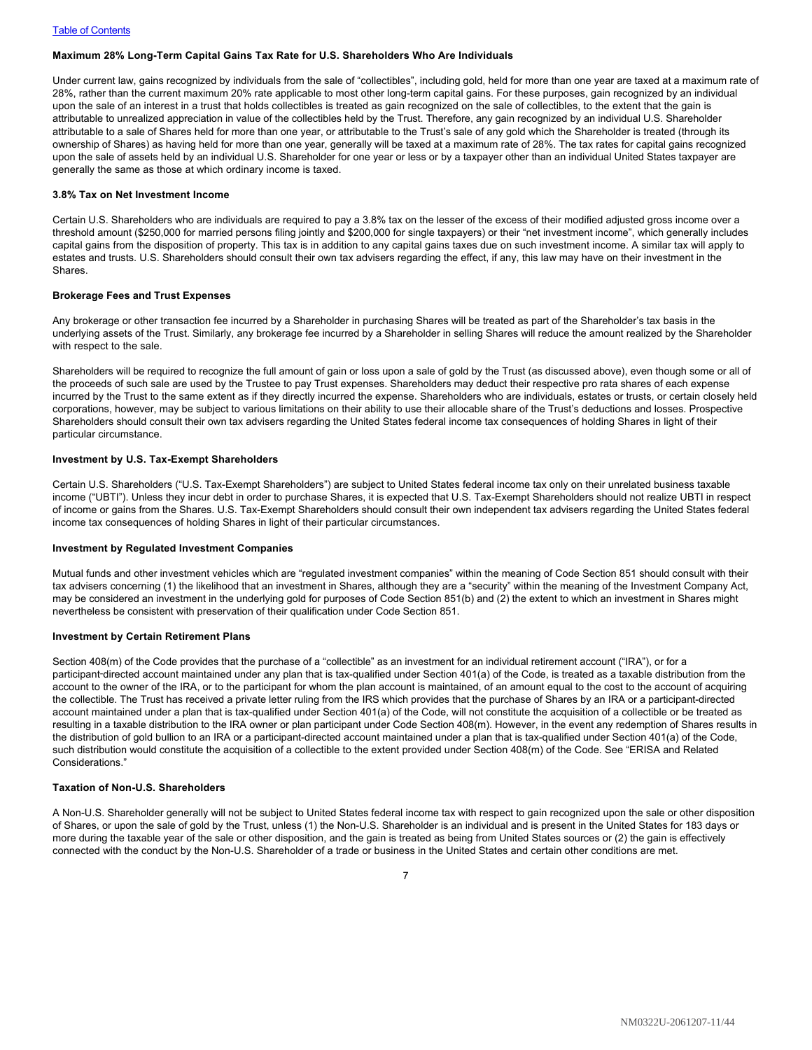### Maximum 28% Long-Term Capital Gains Tax Rate for U.S. Shareholders Who Are Individuals

Under current law, gains recognized by individuals from the sale of "collectibles", including gold, held for more than one year are taxed at a maximum rate of 28%, rather than the current maximum 20% rate applicable to most other long-term capital gains. For these purposes, gain recognized by an individual upon the sale of an interest in a trust that holds collectibles is treated as gain recognized on the sale of collectibles, to the extent that the gain is attributable to unrealized appreciation in value of the collectibles held by the Trust. Therefore, any gain recognized by an individual U.S. Shareholder attributable to a sale of Shares held for more than one year, or attributable to the Trust's sale of any gold which the Shareholder is treated (through its ownership of Shares) as having held for more than one year, generally will be taxed at a maximum rate of 28%. The tax rates for capital gains recognized upon the sale of assets held by an individual U.S. Shareholder for one year or less or by a taxpayer other than an individual United States taxpayer are generally the same as those at which ordinary income is taxed.

### 3.8% Tax on Net Investment Income

Certain U.S. Shareholders who are individuals are required to pay a 3.8% tax on the lesser of the excess of their modified adjusted gross income over a threshold amount ($250,000 for married persons filing jointly and $200,000 for single taxpayers) or their "net investment income", which generally includes capital gains from the disposition of property. This tax is in addition to any capital gains taxes due on such investment income. A similar tax will apply to estates and trusts. U.S. Shareholders should consult their own tax advisers regarding the effect, if any, this law may have on their investment in the Shares.

### Brokerage Fees and Trust Expenses

Any brokerage or other transaction fee incurred by a Shareholder in purchasing Shares will be treated as part of the Shareholder's tax basis in the underlying assets of the Trust. Similarly, any brokerage fee incurred by a Shareholder in selling Shares will reduce the amount realized by the Shareholder with respect to the sale.

Shareholders will be required to recognize the full amount of gain or loss upon a sale of gold by the Trust (as discussed above), even though some or all of the proceeds of such sale are used by the Trustee to pay Trust expenses. Shareholders may deduct their respective pro rata shares of each expense incurred by the Trust to the same extent as if they directly incurred the expense. Shareholders who are individuals, estates or trusts, or certain closely held corporations, however, may be subject to various limitations on their ability to use their allocable share of the Trust's deductions and losses. Prospective Shareholders should consult their own tax advisers regarding the United States federal income tax consequences of holding Shares in light of their particular circumstance.

### Investment by U.S. Tax-Exempt Shareholders

Certain U.S. Shareholders ("U.S. Tax-Exempt Shareholders") are subject to United States federal income tax only on their unrelated business taxable income ("UBTI"). Unless they incur debt in order to purchase Shares, it is expected that U.S. Tax-Exempt Shareholders should not realize UBTI in respect of income or gains from the Shares. U.S. Tax-Exempt Shareholders should consult their own independent tax advisers regarding the United States federal income tax consequences of holding Shares in light of their particular circumstances.

### Investment by Regulated Investment Companies

Mutual funds and other investment vehicles which are "regulated investment companies" within the meaning of Code Section 851 should consult with their tax advisers concerning (1) the likelihood that an investment in Shares, although they are a "security" within the meaning of the Investment Company Act, may be considered an investment in the underlying gold for purposes of Code Section 851(b) and (2) the extent to which an investment in Shares might nevertheless be consistent with preservation of their qualification under Code Section 851.

### Investment by Certain Retirement Plans

Section 408(m) of the Code provides that the purchase of a "collectible" as an investment for an individual retirement account ("IRA"), or for a participant-directed account maintained under any plan that is tax-qualified under Section 401(a) of the Code, is treated as a taxable distribution from the account to the owner of the IRA, or to the participant for whom the plan account is maintained, of an amount equal to the cost to the account of acquiring the collectible. The Trust has received a private letter ruling from the IRS which provides that the purchase of Shares by an IRA or a participant-directed account maintained under a plan that is tax-qualified under Section 401(a) of the Code, will not constitute the acquisition of a collectible or be treated as resulting in a taxable distribution to the IRA owner or plan participant under Code Section 408(m). However, in the event any redemption of Shares results in the distribution of gold bullion to an IRA or a participant-directed account maintained under a plan that is tax-qualified under Section 401(a) of the Code, such distribution would constitute the acquisition of a collectible to the extent provided under Section 408(m) of the Code. See "ERISA and Related Considerations."

### Taxation of Non-U.S. Shareholders

A Non-U.S. Shareholder generally will not be subject to United States federal income tax with respect to gain recognized upon the sale or other disposition of Shares, or upon the sale of gold by the Trust, unless (1) the Non-U.S. Shareholder is an individual and is present in the United States for 183 days or more during the taxable year of the sale or other disposition, and the gain is treated as being from United States sources or (2) the gain is effectively connected with the conduct by the Non-U.S. Shareholder of a trade or business in the United States and certain other conditions are met.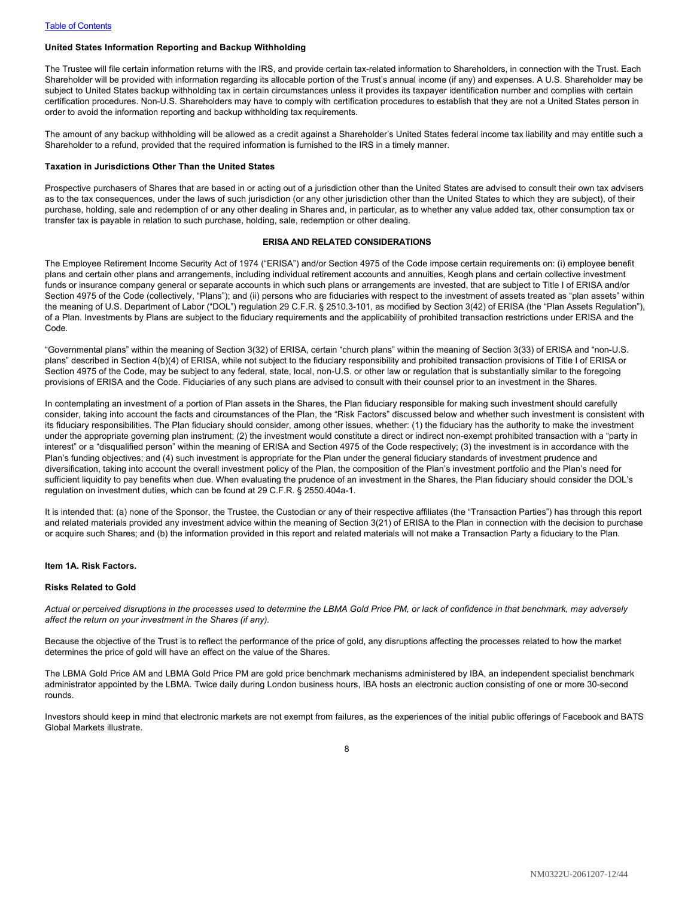**United States Information Reporting and Backup Withholding**

The Trustee will file certain information returns with the IRS, and provide certain tax-related information to Shareholders, in connection with the Trust. Each Shareholder will be provided with information regarding its allocable portion of the Trust's annual income (if any) and expenses. A U.S. Shareholder may be subject to United States backup withholding tax in certain circumstances unless it provides its taxpayer identification number and complies with certain certification procedures. Non-U.S. Shareholders may have to comply with certification procedures to establish that they are not a United States person in order to avoid the information reporting and backup withholding tax requirements.

The amount of any backup withholding will be allowed as a credit against a Shareholder's United States federal income tax liability and may entitle such a Shareholder to a refund, provided that the required information is furnished to the IRS in a timely manner.

**Taxation in Jurisdictions Other Than the United States**

Prospective purchasers of Shares that are based in or acting out of a jurisdiction other than the United States are advised to consult their own tax advisers as to the tax consequences, under the laws of such jurisdiction (or any other jurisdiction other than the United States to which they are subject), of their purchase, holding, sale and redemption of or any other dealing in Shares and, in particular, as to whether any value added tax, other consumption tax or transfer tax is payable in relation to such purchase, holding, sale, redemption or other dealing.

## ERISA AND RELATED CONSIDERATIONS

The Employee Retirement Income Security Act of 1974 ("ERISA") and/or Section 4975 of the Code impose certain requirements on: (i) employee benefit plans and certain other plans and arrangements, including individual retirement accounts and annuities, Keogh plans and certain collective investment funds or insurance company general or separate accounts in which such plans or arrangements are invested, that are subject to Title I of ERISA and/or Section 4975 of the Code (collectively, "Plans"); and (ii) persons who are fiduciaries with respect to the investment of assets treated as "plan assets" within the meaning of U.S. Department of Labor ("DOL") regulation 29 C.F.R. § 2510.3-101, as modified by Section 3(42) of ERISA (the "Plan Assets Regulation"), of a Plan. Investments by Plans are subject to the fiduciary requirements and the applicability of prohibited transaction restrictions under ERISA and the Code.

"Governmental plans" within the meaning of Section 3(32) of ERISA, certain "church plans" within the meaning of Section 3(33) of ERISA and "non-U.S. plans" described in Section 4(b)(4) of ERISA, while not subject to the fiduciary responsibility and prohibited transaction provisions of Title I of ERISA or Section 4975 of the Code, may be subject to any federal, state, local, non-U.S. or other law or regulation that is substantially similar to the foregoing provisions of ERISA and the Code. Fiduciaries of any such plans are advised to consult with their counsel prior to an investment in the Shares.

In contemplating an investment of a portion of Plan assets in the Shares, the Plan fiduciary responsible for making such investment should carefully consider, taking into account the facts and circumstances of the Plan, the "Risk Factors" discussed below and whether such investment is consistent with its fiduciary responsibilities. The Plan fiduciary should consider, among other issues, whether: (1) the fiduciary has the authority to make the investment under the appropriate governing plan instrument; (2) the investment would constitute a direct or indirect non-exempt prohibited transaction with a "party in interest" or a "disqualified person" within the meaning of ERISA and Section 4975 of the Code respectively; (3) the investment is in accordance with the Plan's funding objectives; and (4) such investment is appropriate for the Plan under the general fiduciary standards of investment prudence and diversification, taking into account the overall investment policy of the Plan, the composition of the Plan's investment portfolio and the Plan's need for sufficient liquidity to pay benefits when due. When evaluating the prudence of an investment in the Shares, the Plan fiduciary should consider the DOL's regulation on investment duties, which can be found at 29 C.F.R. § 2550.404a-1.

It is intended that: (a) none of the Sponsor, the Trustee, the Custodian or any of their respective affiliates (the "Transaction Parties") has through this report and related materials provided any investment advice within the meaning of Section 3(21) of ERISA to the Plan in connection with the decision to purchase or acquire such Shares; and (b) the information provided in this report and related materials will not make a Transaction Party a fiduciary to the Plan.

**Item 1A. Risk Factors.**

**Risks Related to Gold**

*Actual or perceived disruptions in the processes used to determine the LBMA Gold Price PM, or lack of confidence in that benchmark, may adversely affect the return on your investment in the Shares (if any).*

Because the objective of the Trust is to reflect the performance of the price of gold, any disruptions affecting the processes related to how the market determines the price of gold will have an effect on the value of the Shares.

The LBMA Gold Price AM and LBMA Gold Price PM are gold price benchmark mechanisms administered by IBA, an independent specialist benchmark administrator appointed by the LBMA. Twice daily during London business hours, IBA hosts an electronic auction consisting of one or more 30-second rounds.

Investors should keep in mind that electronic markets are not exempt from failures, as the experiences of the initial public offerings of Facebook and BATS Global Markets illustrate.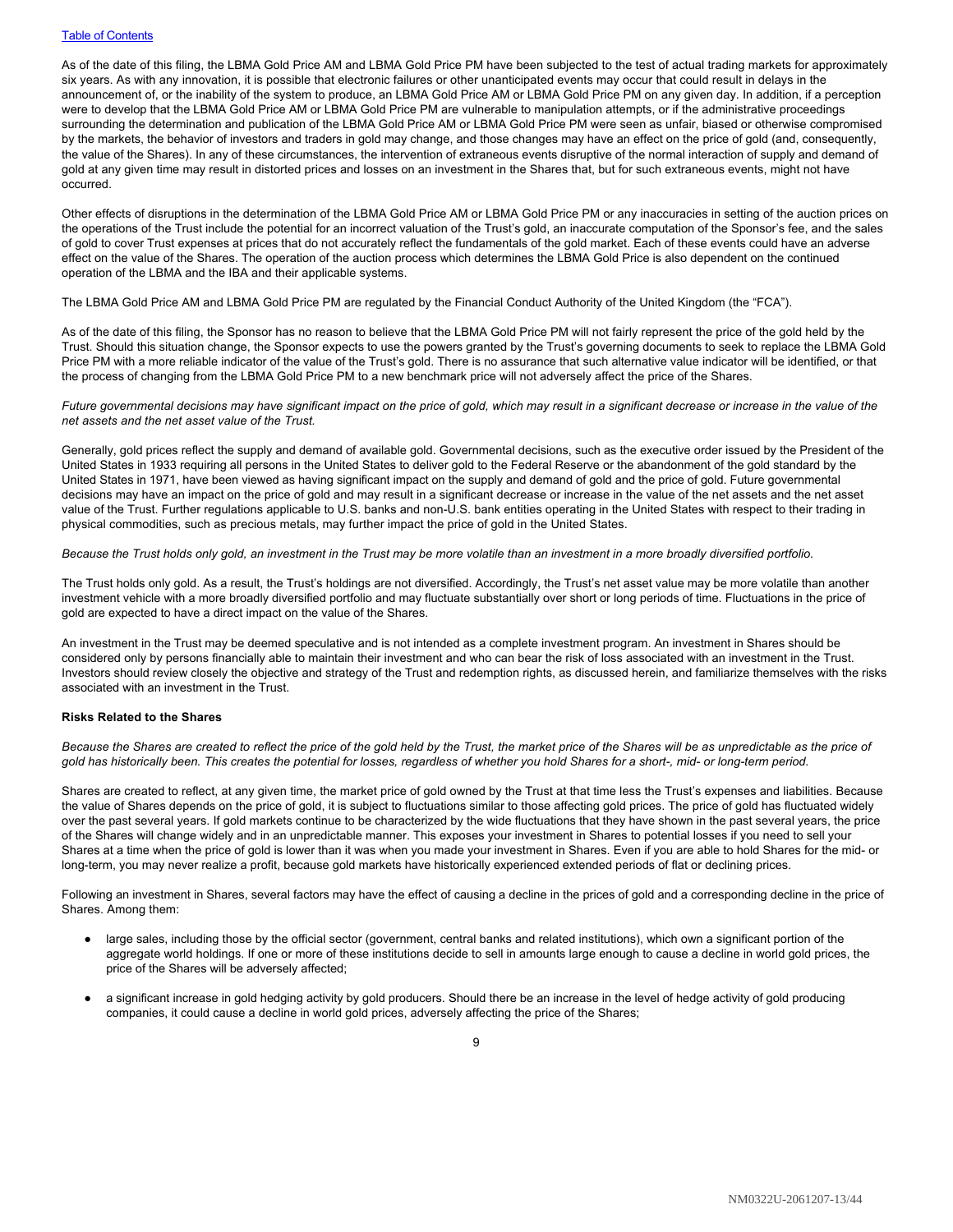As of the date of this filing, the LBMA Gold Price AM and LBMA Gold Price PM have been subjected to the test of actual trading markets for approximately six years. As with any innovation, it is possible that electronic failures or other unanticipated events may occur that could result in delays in the announcement of, or the inability of the system to produce, an LBMA Gold Price AM or LBMA Gold Price PM on any given day. In addition, if a perception were to develop that the LBMA Gold Price AM or LBMA Gold Price PM are vulnerable to manipulation attempts, or if the administrative proceedings surrounding the determination and publication of the LBMA Gold Price AM or LBMA Gold Price PM were seen as unfair, biased or otherwise compromised by the markets, the behavior of investors and traders in gold may change, and those changes may have an effect on the price of gold (and, consequently, the value of the Shares). In any of these circumstances, the intervention of extraneous events disruptive of the normal interaction of supply and demand of gold at any given time may result in distorted prices and losses on an investment in the Shares that, but for such extraneous events, might not have occurred.

Other effects of disruptions in the determination of the LBMA Gold Price AM or LBMA Gold Price PM or any inaccuracies in setting of the auction prices on the operations of the Trust include the potential for an incorrect valuation of the Trust's gold, an inaccurate computation of the Sponsor's fee, and the sales of gold to cover Trust expenses at prices that do not accurately reflect the fundamentals of the gold market. Each of these events could have an adverse effect on the value of the Shares. The operation of the auction process which determines the LBMA Gold Price is also dependent on the continued operation of the LBMA and the IBA and their applicable systems.

The LBMA Gold Price AM and LBMA Gold Price PM are regulated by the Financial Conduct Authority of the United Kingdom (the "FCA").

As of the date of this filing, the Sponsor has no reason to believe that the LBMA Gold Price PM will not fairly represent the price of the gold held by the Trust. Should this situation change, the Sponsor expects to use the powers granted by the Trust's governing documents to seek to replace the LBMA Gold Price PM with a more reliable indicator of the value of the Trust's gold. There is no assurance that such alternative value indicator will be identified, or that the process of changing from the LBMA Gold Price PM to a new benchmark price will not adversely affect the price of the Shares.

*Future governmental decisions may have significant impact on the price of gold, which may result in a significant decrease or increase in the value of the net assets and the net asset value of the Trust.*

Generally, gold prices reflect the supply and demand of available gold. Governmental decisions, such as the executive order issued by the President of the United States in 1933 requiring all persons in the United States to deliver gold to the Federal Reserve or the abandonment of the gold standard by the United States in 1971, have been viewed as having significant impact on the supply and demand of gold and the price of gold. Future governmental decisions may have an impact on the price of gold and may result in a significant decrease or increase in the value of the net assets and the net asset value of the Trust. Further regulations applicable to U.S. banks and non-U.S. bank entities operating in the United States with respect to their trading in physical commodities, such as precious metals, may further impact the price of gold in the United States.

*Because the Trust holds only gold, an investment in the Trust may be more volatile than an investment in a more broadly diversified portfolio.*

The Trust holds only gold. As a result, the Trust's holdings are not diversified. Accordingly, the Trust's net asset value may be more volatile than another investment vehicle with a more broadly diversified portfolio and may fluctuate substantially over short or long periods of time. Fluctuations in the price of gold are expected to have a direct impact on the value of the Shares.

An investment in the Trust may be deemed speculative and is not intended as a complete investment program. An investment in Shares should be considered only by persons financially able to maintain their investment and who can bear the risk of loss associated with an investment in the Trust. Investors should review closely the objective and strategy of the Trust and redemption rights, as discussed herein, and familiarize themselves with the risks associated with an investment in the Trust.

**Risks Related to the Shares**

*Because the Shares are created to reflect the price of the gold held by the Trust, the market price of the Shares will be as unpredictable as the price of gold has historically been. This creates the potential for losses, regardless of whether you hold Shares for a short-, mid- or long-term period.*

Shares are created to reflect, at any given time, the market price of gold owned by the Trust at that time less the Trust's expenses and liabilities. Because the value of Shares depends on the price of gold, it is subject to fluctuations similar to those affecting gold prices. The price of gold has fluctuated widely over the past several years. If gold markets continue to be characterized by the wide fluctuations that they have shown in the past several years, the price of the Shares will change widely and in an unpredictable manner. This exposes your investment in Shares to potential losses if you need to sell your Shares at a time when the price of gold is lower than it was when you made your investment in Shares. Even if you are able to hold Shares for the mid- or long-term, you may never realize a profit, because gold markets have historically experienced extended periods of flat or declining prices.

Following an investment in Shares, several factors may have the effect of causing a decline in the prices of gold and a corresponding decline in the price of Shares. Among them:

- large sales, including those by the official sector (government, central banks and related institutions), which own a significant portion of the aggregate world holdings. If one or more of these institutions decide to sell in amounts large enough to cause a decline in world gold prices, the price of the Shares will be adversely affected;
- a significant increase in gold hedging activity by gold producers. Should there be an increase in the level of hedge activity of gold producing companies, it could cause a decline in world gold prices, adversely affecting the price of the Shares;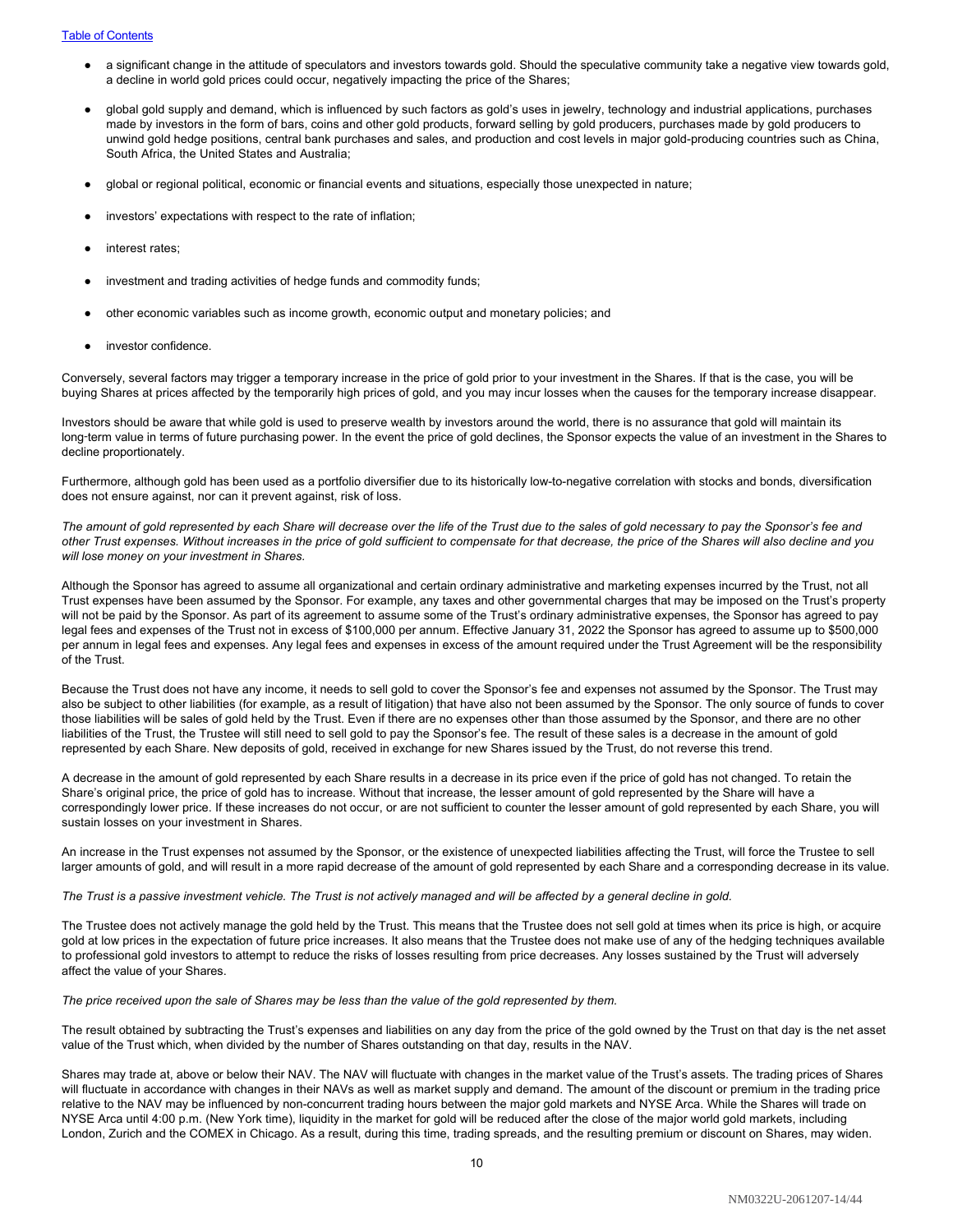- a significant change in the attitude of speculators and investors towards gold. Should the speculative community take a negative view towards gold, a decline in world gold prices could occur, negatively impacting the price of the Shares;
- global gold supply and demand, which is influenced by such factors as gold's uses in jewelry, technology and industrial applications, purchases made by investors in the form of bars, coins and other gold products, forward selling by gold producers, purchases made by gold producers to unwind gold hedge positions, central bank purchases and sales, and production and cost levels in major gold-producing countries such as China, South Africa, the United States and Australia;
- global or regional political, economic or financial events and situations, especially those unexpected in nature;
- investors' expectations with respect to the rate of inflation;
- interest rates;
- investment and trading activities of hedge funds and commodity funds;
- other economic variables such as income growth, economic output and monetary policies; and
- investor confidence.

Conversely, several factors may trigger a temporary increase in the price of gold prior to your investment in the Shares. If that is the case, you will be buying Shares at prices affected by the temporarily high prices of gold, and you may incur losses when the causes for the temporary increase disappear.

Investors should be aware that while gold is used to preserve wealth by investors around the world, there is no assurance that gold will maintain its long-term value in terms of future purchasing power. In the event the price of gold declines, the Sponsor expects the value of an investment in the Shares to decline proportionately.

Furthermore, although gold has been used as a portfolio diversifier due to its historically low-to-negative correlation with stocks and bonds, diversification does not ensure against, nor can it prevent against, risk of loss.

*The amount of gold represented by each Share will decrease over the life of the Trust due to the sales of gold necessary to pay the Sponsor's fee and other Trust expenses. Without increases in the price of gold sufficient to compensate for that decrease, the price of the Shares will also decline and you will lose money on your investment in Shares.*

Although the Sponsor has agreed to assume all organizational and certain ordinary administrative and marketing expenses incurred by the Trust, not all Trust expenses have been assumed by the Sponsor. For example, any taxes and other governmental charges that may be imposed on the Trust's property will not be paid by the Sponsor. As part of its agreement to assume some of the Trust's ordinary administrative expenses, the Sponsor has agreed to pay legal fees and expenses of the Trust not in excess of $100,000 per annum. Effective January 31, 2022 the Sponsor has agreed to assume up to $500,000 per annum in legal fees and expenses. Any legal fees and expenses in excess of the amount required under the Trust Agreement will be the responsibility of the Trust.

Because the Trust does not have any income, it needs to sell gold to cover the Sponsor's fee and expenses not assumed by the Sponsor. The Trust may also be subject to other liabilities (for example, as a result of litigation) that have also not been assumed by the Sponsor. The only source of funds to cover those liabilities will be sales of gold held by the Trust. Even if there are no expenses other than those assumed by the Sponsor, and there are no other liabilities of the Trust, the Trustee will still need to sell gold to pay the Sponsor's fee. The result of these sales is a decrease in the amount of gold represented by each Share. New deposits of gold, received in exchange for new Shares issued by the Trust, do not reverse this trend.

A decrease in the amount of gold represented by each Share results in a decrease in its price even if the price of gold has not changed. To retain the Share's original price, the price of gold has to increase. Without that increase, the lesser amount of gold represented by the Share will have a correspondingly lower price. If these increases do not occur, or are not sufficient to counter the lesser amount of gold represented by each Share, you will sustain losses on your investment in Shares.

An increase in the Trust expenses not assumed by the Sponsor, or the existence of unexpected liabilities affecting the Trust, will force the Trustee to sell larger amounts of gold, and will result in a more rapid decrease of the amount of gold represented by each Share and a corresponding decrease in its value.

*The Trust is a passive investment vehicle. The Trust is not actively managed and will be affected by a general decline in gold.*

The Trustee does not actively manage the gold held by the Trust. This means that the Trustee does not sell gold at times when its price is high, or acquire gold at low prices in the expectation of future price increases. It also means that the Trustee does not make use of any of the hedging techniques available to professional gold investors to attempt to reduce the risks of losses resulting from price decreases. Any losses sustained by the Trust will adversely affect the value of your Shares.

*The price received upon the sale of Shares may be less than the value of the gold represented by them.*

The result obtained by subtracting the Trust's expenses and liabilities on any day from the price of the gold owned by the Trust on that day is the net asset value of the Trust which, when divided by the number of Shares outstanding on that day, results in the NAV.

Shares may trade at, above or below their NAV. The NAV will fluctuate with changes in the market value of the Trust's assets. The trading prices of Shares will fluctuate in accordance with changes in their NAVs as well as market supply and demand. The amount of the discount or premium in the trading price relative to the NAV may be influenced by non-concurrent trading hours between the major gold markets and NYSE Arca. While the Shares will trade on NYSE Arca until 4:00 p.m. (New York time), liquidity in the market for gold will be reduced after the close of the major world gold markets, including London, Zurich and the COMEX in Chicago. As a result, during this time, trading spreads, and the resulting premium or discount on Shares, may widen.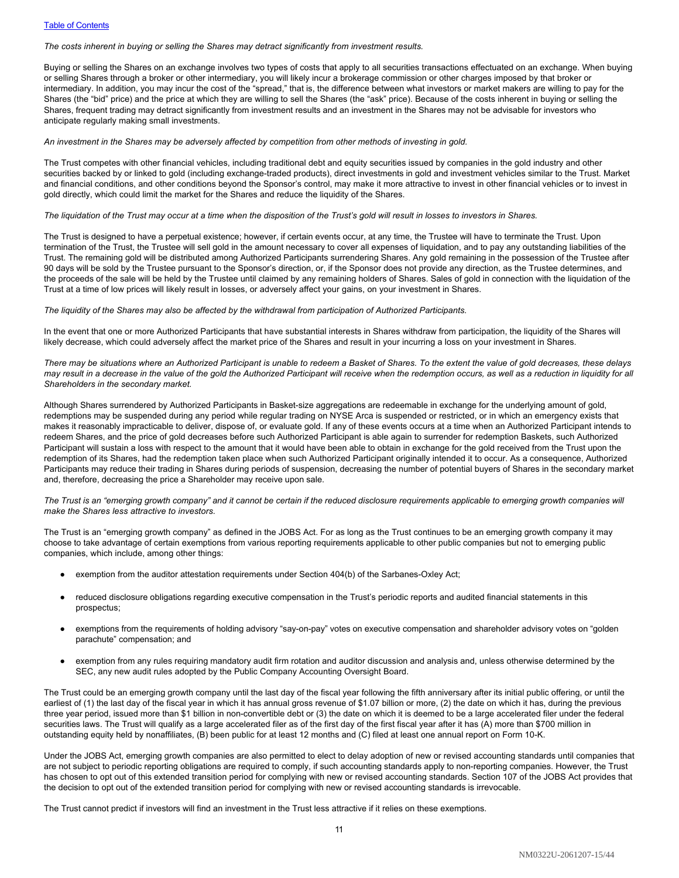*The costs inherent in buying or selling the Shares may detract significantly from investment results.*

Buying or selling the Shares on an exchange involves two types of costs that apply to all securities transactions effectuated on an exchange. When buying or selling Shares through a broker or other intermediary, you will likely incur a brokerage commission or other charges imposed by that broker or intermediary. In addition, you may incur the cost of the "spread," that is, the difference between what investors or market makers are willing to pay for the Shares (the "bid" price) and the price at which they are willing to sell the Shares (the "ask" price). Because of the costs inherent in buying or selling the Shares, frequent trading may detract significantly from investment results and an investment in the Shares may not be advisable for investors who anticipate regularly making small investments.

*An investment in the Shares may be adversely affected by competition from other methods of investing in gold.*

The Trust competes with other financial vehicles, including traditional debt and equity securities issued by companies in the gold industry and other securities backed by or linked to gold (including exchange-traded products), direct investments in gold and investment vehicles similar to the Trust. Market and financial conditions, and other conditions beyond the Sponsor's control, may make it more attractive to invest in other financial vehicles or to invest in gold directly, which could limit the market for the Shares and reduce the liquidity of the Shares.

*The liquidation of the Trust may occur at a time when the disposition of the Trust's gold will result in losses to investors in Shares.*

The Trust is designed to have a perpetual existence; however, if certain events occur, at any time, the Trustee will have to terminate the Trust. Upon termination of the Trust, the Trustee will sell gold in the amount necessary to cover all expenses of liquidation, and to pay any outstanding liabilities of the Trust. The remaining gold will be distributed among Authorized Participants surrendering Shares. Any gold remaining in the possession of the Trustee after 90 days will be sold by the Trustee pursuant to the Sponsor's direction, or, if the Sponsor does not provide any direction, as the Trustee determines, and the proceeds of the sale will be held by the Trustee until claimed by any remaining holders of Shares. Sales of gold in connection with the liquidation of the Trust at a time of low prices will likely result in losses, or adversely affect your gains, on your investment in Shares.

*The liquidity of the Shares may also be affected by the withdrawal from participation of Authorized Participants.*

In the event that one or more Authorized Participants that have substantial interests in Shares withdraw from participation, the liquidity of the Shares will likely decrease, which could adversely affect the market price of the Shares and result in your incurring a loss on your investment in Shares.

*There may be situations where an Authorized Participant is unable to redeem a Basket of Shares. To the extent the value of gold decreases, these delays may result in a decrease in the value of the gold the Authorized Participant will receive when the redemption occurs, as well as a reduction in liquidity for all Shareholders in the secondary market.*

Although Shares surrendered by Authorized Participants in Basket-size aggregations are redeemable in exchange for the underlying amount of gold, redemptions may be suspended during any period while regular trading on NYSE Arca is suspended or restricted, or in which an emergency exists that makes it reasonably impracticable to deliver, dispose of, or evaluate gold. If any of these events occurs at a time when an Authorized Participant intends to redeem Shares, and the price of gold decreases before such Authorized Participant is able again to surrender for redemption Baskets, such Authorized Participant will sustain a loss with respect to the amount that it would have been able to obtain in exchange for the gold received from the Trust upon the redemption of its Shares, had the redemption taken place when such Authorized Participant originally intended it to occur. As a consequence, Authorized Participants may reduce their trading in Shares during periods of suspension, decreasing the number of potential buyers of Shares in the secondary market and, therefore, decreasing the price a Shareholder may receive upon sale.

*The Trust is an "emerging growth company" and it cannot be certain if the reduced disclosure requirements applicable to emerging growth companies will make the Shares less attractive to investors.*

The Trust is an "emerging growth company" as defined in the JOBS Act. For as long as the Trust continues to be an emerging growth company it may choose to take advantage of certain exemptions from various reporting requirements applicable to other public companies but not to emerging public companies, which include, among other things:

- exemption from the auditor attestation requirements under Section 404(b) of the Sarbanes-Oxley Act;
- reduced disclosure obligations regarding executive compensation in the Trust's periodic reports and audited financial statements in this prospectus;
- exemptions from the requirements of holding advisory "say-on-pay" votes on executive compensation and shareholder advisory votes on "golden parachute" compensation; and
- exemption from any rules requiring mandatory audit firm rotation and auditor discussion and analysis and, unless otherwise determined by the SEC, any new audit rules adopted by the Public Company Accounting Oversight Board.

The Trust could be an emerging growth company until the last day of the fiscal year following the fifth anniversary after its initial public offering, or until the earliest of (1) the last day of the fiscal year in which it has annual gross revenue of $1.07 billion or more, (2) the date on which it has, during the previous three year period, issued more than $1 billion in non-convertible debt or (3) the date on which it is deemed to be a large accelerated filer under the federal securities laws. The Trust will qualify as a large accelerated filer as of the first day of the first fiscal year after it has (A) more than $700 million in outstanding equity held by nonaffiliates, (B) been public for at least 12 months and (C) filed at least one annual report on Form 10-K.

Under the JOBS Act, emerging growth companies are also permitted to elect to delay adoption of new or revised accounting standards until companies that are not subject to periodic reporting obligations are required to comply, if such accounting standards apply to non-reporting companies. However, the Trust has chosen to opt out of this extended transition period for complying with new or revised accounting standards. Section 107 of the JOBS Act provides that the decision to opt out of the extended transition period for complying with new or revised accounting standards is irrevocable.

The Trust cannot predict if investors will find an investment in the Trust less attractive if it relies on these exemptions.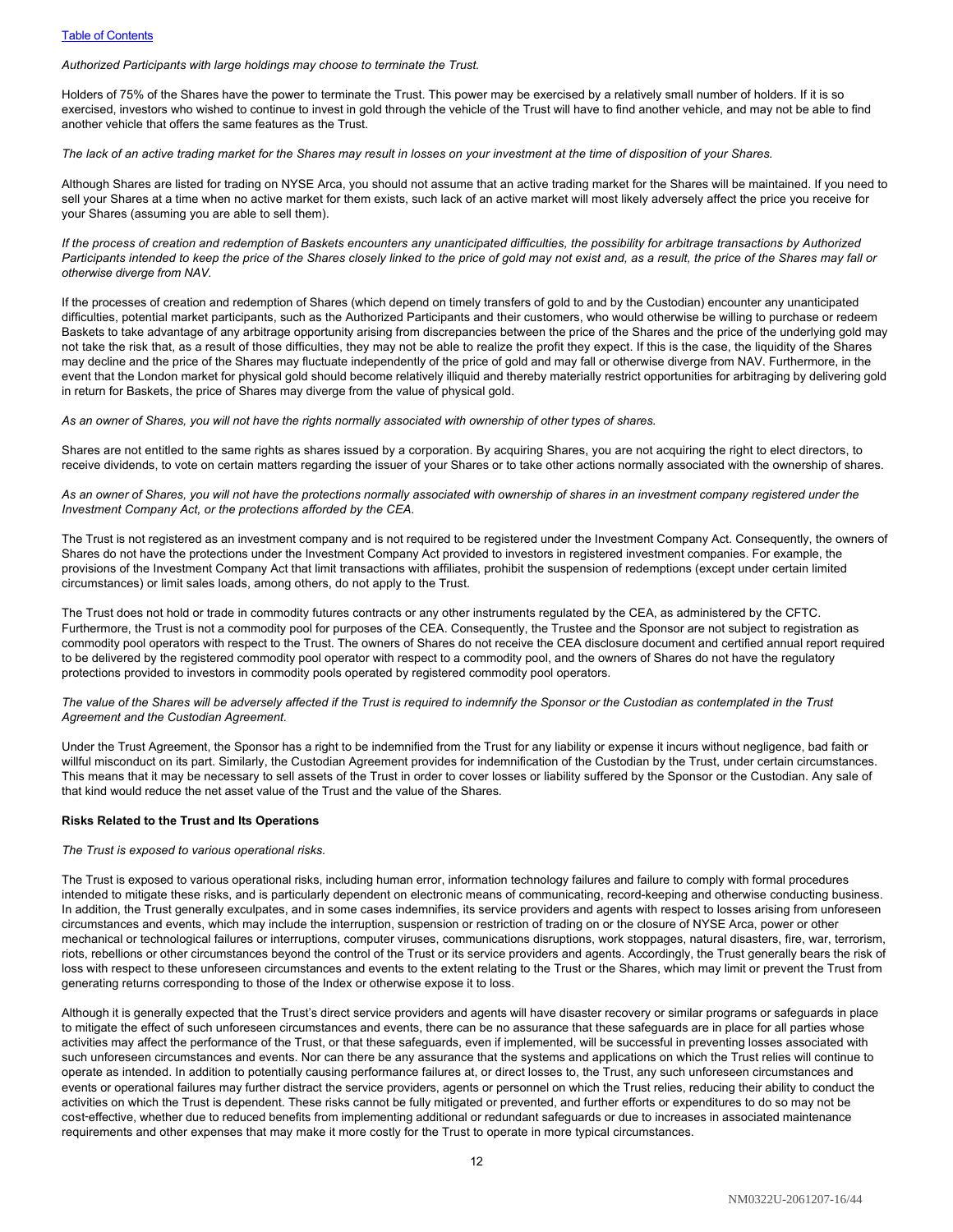*Authorized Participants with large holdings may choose to terminate the Trust.*

Holders of 75% of the Shares have the power to terminate the Trust. This power may be exercised by a relatively small number of holders. If it is so exercised, investors who wished to continue to invest in gold through the vehicle of the Trust will have to find another vehicle, and may not be able to find another vehicle that offers the same features as the Trust.

*The lack of an active trading market for the Shares may result in losses on your investment at the time of disposition of your Shares.*

Although Shares are listed for trading on NYSE Arca, you should not assume that an active trading market for the Shares will be maintained. If you need to sell your Shares at a time when no active market for them exists, such lack of an active market will most likely adversely affect the price you receive for your Shares (assuming you are able to sell them).

*If the process of creation and redemption of Baskets encounters any unanticipated difficulties, the possibility for arbitrage transactions by Authorized Participants intended to keep the price of the Shares closely linked to the price of gold may not exist and, as a result, the price of the Shares may fall or otherwise diverge from NAV.*

If the processes of creation and redemption of Shares (which depend on timely transfers of gold to and by the Custodian) encounter any unanticipated difficulties, potential market participants, such as the Authorized Participants and their customers, who would otherwise be willing to purchase or redeem Baskets to take advantage of any arbitrage opportunity arising from discrepancies between the price of the Shares and the price of the underlying gold may not take the risk that, as a result of those difficulties, they may not be able to realize the profit they expect. If this is the case, the liquidity of the Shares may decline and the price of the Shares may fluctuate independently of the price of gold and may fall or otherwise diverge from NAV. Furthermore, in the event that the London market for physical gold should become relatively illiquid and thereby materially restrict opportunities for arbitraging by delivering gold in return for Baskets, the price of Shares may diverge from the value of physical gold.

*As an owner of Shares, you will not have the rights normally associated with ownership of other types of shares.*

Shares are not entitled to the same rights as shares issued by a corporation. By acquiring Shares, you are not acquiring the right to elect directors, to receive dividends, to vote on certain matters regarding the issuer of your Shares or to take other actions normally associated with the ownership of shares.

*As an owner of Shares, you will not have the protections normally associated with ownership of shares in an investment company registered under the Investment Company Act, or the protections afforded by the CEA.*

The Trust is not registered as an investment company and is not required to be registered under the Investment Company Act. Consequently, the owners of Shares do not have the protections under the Investment Company Act provided to investors in registered investment companies. For example, the provisions of the Investment Company Act that limit transactions with affiliates, prohibit the suspension of redemptions (except under certain limited circumstances) or limit sales loads, among others, do not apply to the Trust.

The Trust does not hold or trade in commodity futures contracts or any other instruments regulated by the CEA, as administered by the CFTC. Furthermore, the Trust is not a commodity pool for purposes of the CEA. Consequently, the Trustee and the Sponsor are not subject to registration as commodity pool operators with respect to the Trust. The owners of Shares do not receive the CEA disclosure document and certified annual report required to be delivered by the registered commodity pool operator with respect to a commodity pool, and the owners of Shares do not have the regulatory protections provided to investors in commodity pools operated by registered commodity pool operators.

*The value of the Shares will be adversely affected if the Trust is required to indemnify the Sponsor or the Custodian as contemplated in the Trust Agreement and the Custodian Agreement.*

Under the Trust Agreement, the Sponsor has a right to be indemnified from the Trust for any liability or expense it incurs without negligence, bad faith or willful misconduct on its part. Similarly, the Custodian Agreement provides for indemnification of the Custodian by the Trust, under certain circumstances. This means that it may be necessary to sell assets of the Trust in order to cover losses or liability suffered by the Sponsor or the Custodian. Any sale of that kind would reduce the net asset value of the Trust and the value of the Shares.

**Risks Related to the Trust and Its Operations**

*The Trust is exposed to various operational risks.*

The Trust is exposed to various operational risks, including human error, information technology failures and failure to comply with formal procedures intended to mitigate these risks, and is particularly dependent on electronic means of communicating, record-keeping and otherwise conducting business. In addition, the Trust generally exculpates, and in some cases indemnifies, its service providers and agents with respect to losses arising from unforeseen circumstances and events, which may include the interruption, suspension or restriction of trading on or the closure of NYSE Arca, power or other mechanical or technological failures or interruptions, computer viruses, communications disruptions, work stoppages, natural disasters, fire, war, terrorism, riots, rebellions or other circumstances beyond the control of the Trust or its service providers and agents. Accordingly, the Trust generally bears the risk of loss with respect to these unforeseen circumstances and events to the extent relating to the Trust or the Shares, which may limit or prevent the Trust from generating returns corresponding to those of the Index or otherwise expose it to loss.

Although it is generally expected that the Trust's direct service providers and agents will have disaster recovery or similar programs or safeguards in place to mitigate the effect of such unforeseen circumstances and events, there can be no assurance that these safeguards are in place for all parties whose activities may affect the performance of the Trust, or that these safeguards, even if implemented, will be successful in preventing losses associated with such unforeseen circumstances and events. Nor can there be any assurance that the systems and applications on which the Trust relies will continue to operate as intended. In addition to potentially causing performance failures at, or direct losses to, the Trust, any such unforeseen circumstances and events or operational failures may further distract the service providers, agents or personnel on which the Trust relies, reducing their ability to conduct the activities on which the Trust is dependent. These risks cannot be fully mitigated or prevented, and further efforts or expenditures to do so may not be cost-effective, whether due to reduced benefits from implementing additional or redundant safeguards or due to increases in associated maintenance requirements and other expenses that may make it more costly for the Trust to operate in more typical circumstances.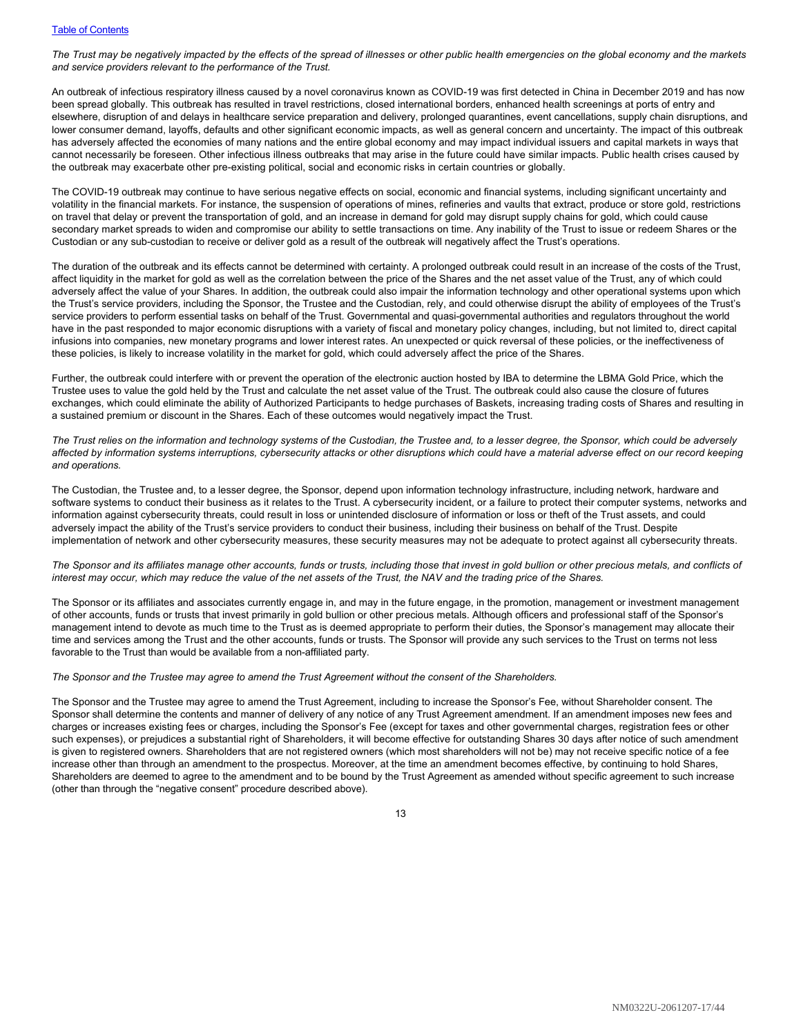*The Trust may be negatively impacted by the effects of the spread of illnesses or other public health emergencies on the global economy and the markets and service providers relevant to the performance of the Trust.*

An outbreak of infectious respiratory illness caused by a novel coronavirus known as COVID-19 was first detected in China in December 2019 and has now been spread globally. This outbreak has resulted in travel restrictions, closed international borders, enhanced health screenings at ports of entry and elsewhere, disruption of and delays in healthcare service preparation and delivery, prolonged quarantines, event cancellations, supply chain disruptions, and lower consumer demand, layoffs, defaults and other significant economic impacts, as well as general concern and uncertainty. The impact of this outbreak has adversely affected the economies of many nations and the entire global economy and may impact individual issuers and capital markets in ways that cannot necessarily be foreseen. Other infectious illness outbreaks that may arise in the future could have similar impacts. Public health crises caused by the outbreak may exacerbate other pre-existing political, social and economic risks in certain countries or globally.

The COVID-19 outbreak may continue to have serious negative effects on social, economic and financial systems, including significant uncertainty and volatility in the financial markets. For instance, the suspension of operations of mines, refineries and vaults that extract, produce or store gold, restrictions on travel that delay or prevent the transportation of gold, and an increase in demand for gold may disrupt supply chains for gold, which could cause secondary market spreads to widen and compromise our ability to settle transactions on time. Any inability of the Trust to issue or redeem Shares or the Custodian or any sub-custodian to receive or deliver gold as a result of the outbreak will negatively affect the Trust's operations.

The duration of the outbreak and its effects cannot be determined with certainty. A prolonged outbreak could result in an increase of the costs of the Trust, affect liquidity in the market for gold as well as the correlation between the price of the Shares and the net asset value of the Trust, any of which could adversely affect the value of your Shares. In addition, the outbreak could also impair the information technology and other operational systems upon which the Trust's service providers, including the Sponsor, the Trustee and the Custodian, rely, and could otherwise disrupt the ability of employees of the Trust's service providers to perform essential tasks on behalf of the Trust. Governmental and quasi-governmental authorities and regulators throughout the world have in the past responded to major economic disruptions with a variety of fiscal and monetary policy changes, including, but not limited to, direct capital infusions into companies, new monetary programs and lower interest rates. An unexpected or quick reversal of these policies, or the ineffectiveness of these policies, is likely to increase volatility in the market for gold, which could adversely affect the price of the Shares.

Further, the outbreak could interfere with or prevent the operation of the electronic auction hosted by IBA to determine the LBMA Gold Price, which the Trustee uses to value the gold held by the Trust and calculate the net asset value of the Trust. The outbreak could also cause the closure of futures exchanges, which could eliminate the ability of Authorized Participants to hedge purchases of Baskets, increasing trading costs of Shares and resulting in a sustained premium or discount in the Shares. Each of these outcomes would negatively impact the Trust.

*The Trust relies on the information and technology systems of the Custodian, the Trustee and, to a lesser degree, the Sponsor, which could be adversely affected by information systems interruptions, cybersecurity attacks or other disruptions which could have a material adverse effect on our record keeping and operations.*

The Custodian, the Trustee and, to a lesser degree, the Sponsor, depend upon information technology infrastructure, including network, hardware and software systems to conduct their business as it relates to the Trust. A cybersecurity incident, or a failure to protect their computer systems, networks and information against cybersecurity threats, could result in loss or unintended disclosure of information or loss or theft of the Trust assets, and could adversely impact the ability of the Trust's service providers to conduct their business, including their business on behalf of the Trust. Despite implementation of network and other cybersecurity measures, these security measures may not be adequate to protect against all cybersecurity threats.

*The Sponsor and its affiliates manage other accounts, funds or trusts, including those that invest in gold bullion or other precious metals, and conflicts of interest may occur, which may reduce the value of the net assets of the Trust, the NAV and the trading price of the Shares.*

The Sponsor or its affiliates and associates currently engage in, and may in the future engage, in the promotion, management or investment management of other accounts, funds or trusts that invest primarily in gold bullion or other precious metals. Although officers and professional staff of the Sponsor's management intend to devote as much time to the Trust as is deemed appropriate to perform their duties, the Sponsor's management may allocate their time and services among the Trust and the other accounts, funds or trusts. The Sponsor will provide any such services to the Trust on terms not less favorable to the Trust than would be available from a non-affiliated party.

*The Sponsor and the Trustee may agree to amend the Trust Agreement without the consent of the Shareholders.*

The Sponsor and the Trustee may agree to amend the Trust Agreement, including to increase the Sponsor's Fee, without Shareholder consent. The Sponsor shall determine the contents and manner of delivery of any notice of any Trust Agreement amendment. If an amendment imposes new fees and charges or increases existing fees or charges, including the Sponsor's Fee (except for taxes and other governmental charges, registration fees or other such expenses), or prejudices a substantial right of Shareholders, it will become effective for outstanding Shares 30 days after notice of such amendment is given to registered owners. Shareholders that are not registered owners (which most shareholders will not be) may not receive specific notice of a fee increase other than through an amendment to the prospectus. Moreover, at the time an amendment becomes effective, by continuing to hold Shares, Shareholders are deemed to agree to the amendment and to be bound by the Trust Agreement as amended without specific agreement to such increase (other than through the "negative consent" procedure described above).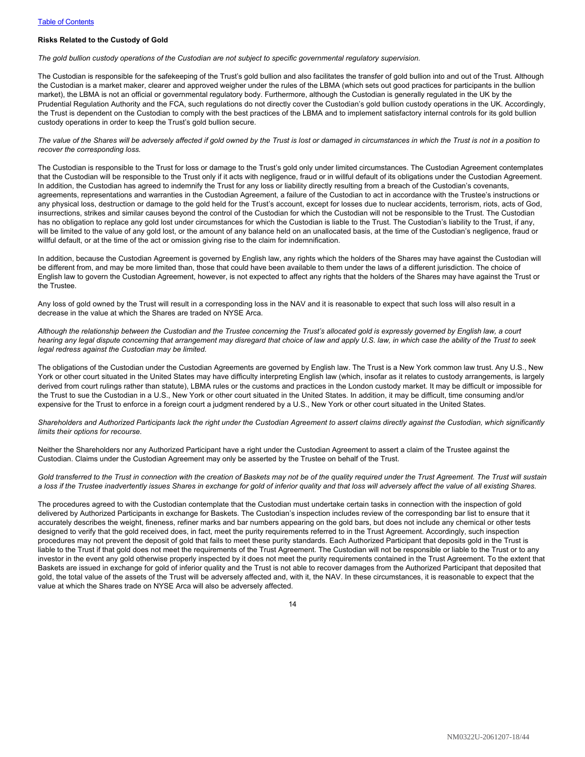**Risks Related to the Custody of Gold**

*The gold bullion custody operations of the Custodian are not subject to specific governmental regulatory supervision.*

The Custodian is responsible for the safekeeping of the Trust's gold bullion and also facilitates the transfer of gold bullion into and out of the Trust. Although the Custodian is a market maker, clearer and approved weigher under the rules of the LBMA (which sets out good practices for participants in the bullion market), the LBMA is not an official or governmental regulatory body. Furthermore, although the Custodian is generally regulated in the UK by the Prudential Regulation Authority and the FCA, such regulations do not directly cover the Custodian's gold bullion custody operations in the UK. Accordingly, the Trust is dependent on the Custodian to comply with the best practices of the LBMA and to implement satisfactory internal controls for its gold bullion custody operations in order to keep the Trust's gold bullion secure.

*The value of the Shares will be adversely affected if gold owned by the Trust is lost or damaged in circumstances in which the Trust is not in a position to recover the corresponding loss.*

The Custodian is responsible to the Trust for loss or damage to the Trust's gold only under limited circumstances. The Custodian Agreement contemplates that the Custodian will be responsible to the Trust only if it acts with negligence, fraud or in willful default of its obligations under the Custodian Agreement. In addition, the Custodian has agreed to indemnify the Trust for any loss or liability directly resulting from a breach of the Custodian's covenants, agreements, representations and warranties in the Custodian Agreement, a failure of the Custodian to act in accordance with the Trustee's instructions or any physical loss, destruction or damage to the gold held for the Trust's account, except for losses due to nuclear accidents, terrorism, riots, acts of God, insurrections, strikes and similar causes beyond the control of the Custodian for which the Custodian will not be responsible to the Trust. The Custodian has no obligation to replace any gold lost under circumstances for which the Custodian is liable to the Trust. The Custodian's liability to the Trust, if any, will be limited to the value of any gold lost, or the amount of any balance held on an unallocated basis, at the time of the Custodian's negligence, fraud or willful default, or at the time of the act or omission giving rise to the claim for indemnification.

In addition, because the Custodian Agreement is governed by English law, any rights which the holders of the Shares may have against the Custodian will be different from, and may be more limited than, those that could have been available to them under the laws of a different jurisdiction. The choice of English law to govern the Custodian Agreement, however, is not expected to affect any rights that the holders of the Shares may have against the Trust or the Trustee.

Any loss of gold owned by the Trust will result in a corresponding loss in the NAV and it is reasonable to expect that such loss will also result in a decrease in the value at which the Shares are traded on NYSE Arca.

*Although the relationship between the Custodian and the Trustee concerning the Trust's allocated gold is expressly governed by English law, a court hearing any legal dispute concerning that arrangement may disregard that choice of law and apply U.S. law, in which case the ability of the Trust to seek legal redress against the Custodian may be limited.*

The obligations of the Custodian under the Custodian Agreements are governed by English law. The Trust is a New York common law trust. Any U.S., New York or other court situated in the United States may have difficulty interpreting English law (which, insofar as it relates to custody arrangements, is largely derived from court rulings rather than statute), LBMA rules or the customs and practices in the London custody market. It may be difficult or impossible for the Trust to sue the Custodian in a U.S., New York or other court situated in the United States. In addition, it may be difficult, time consuming and/or expensive for the Trust to enforce in a foreign court a judgment rendered by a U.S., New York or other court situated in the United States.

*Shareholders and Authorized Participants lack the right under the Custodian Agreement to assert claims directly against the Custodian, which significantly limits their options for recourse.*

Neither the Shareholders nor any Authorized Participant have a right under the Custodian Agreement to assert a claim of the Trustee against the Custodian. Claims under the Custodian Agreement may only be asserted by the Trustee on behalf of the Trust.

*Gold transferred to the Trust in connection with the creation of Baskets may not be of the quality required under the Trust Agreement. The Trust will sustain a loss if the Trustee inadvertently issues Shares in exchange for gold of inferior quality and that loss will adversely affect the value of all existing Shares.*

The procedures agreed to with the Custodian contemplate that the Custodian must undertake certain tasks in connection with the inspection of gold delivered by Authorized Participants in exchange for Baskets. The Custodian's inspection includes review of the corresponding bar list to ensure that it accurately describes the weight, fineness, refiner marks and bar numbers appearing on the gold bars, but does not include any chemical or other tests designed to verify that the gold received does, in fact, meet the purity requirements referred to in the Trust Agreement. Accordingly, such inspection procedures may not prevent the deposit of gold that fails to meet these purity standards. Each Authorized Participant that deposits gold in the Trust is liable to the Trust if that gold does not meet the requirements of the Trust Agreement. The Custodian will not be responsible or liable to the Trust or to any investor in the event any gold otherwise properly inspected by it does not meet the purity requirements contained in the Trust Agreement. To the extent that Baskets are issued in exchange for gold of inferior quality and the Trust is not able to recover damages from the Authorized Participant that deposited that gold, the total value of the assets of the Trust will be adversely affected and, with it, the NAV. In these circumstances, it is reasonable to expect that the value at which the Shares trade on NYSE Arca will also be adversely affected.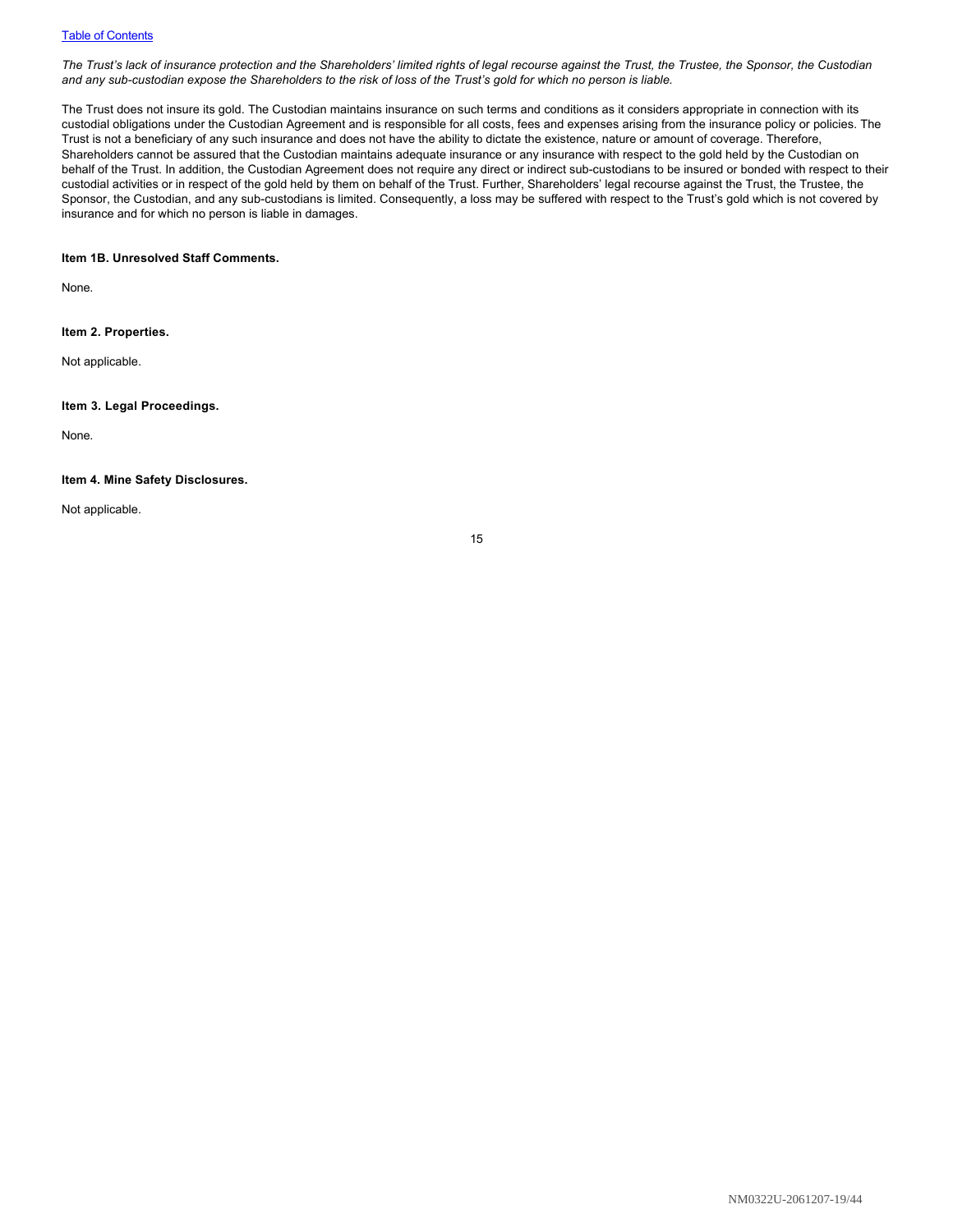*The Trust's lack of insurance protection and the Shareholders' limited rights of legal recourse against the Trust, the Trustee, the Sponsor, the Custodian and any sub-custodian expose the Shareholders to the risk of loss of the Trust's gold for which no person is liable.*

The Trust does not insure its gold. The Custodian maintains insurance on such terms and conditions as it considers appropriate in connection with its custodial obligations under the Custodian Agreement and is responsible for all costs, fees and expenses arising from the insurance policy or policies. The Trust is not a beneficiary of any such insurance and does not have the ability to dictate the existence, nature or amount of coverage. Therefore, Shareholders cannot be assured that the Custodian maintains adequate insurance or any insurance with respect to the gold held by the Custodian on behalf of the Trust. In addition, the Custodian Agreement does not require any direct or indirect sub-custodians to be insured or bonded with respect to their custodial activities or in respect of the gold held by them on behalf of the Trust. Further, Shareholders' legal recourse against the Trust, the Trustee, the Sponsor, the Custodian, and any sub-custodians is limited. Consequently, a loss may be suffered with respect to the Trust's gold which is not covered by insurance and for which no person is liable in damages.

**Item 1B. Unresolved Staff Comments.**

None.

**Item 2. Properties.**

Not applicable.

**Item 3. Legal Proceedings.**

None.

**Item 4. Mine Safety Disclosures.**

Not applicable.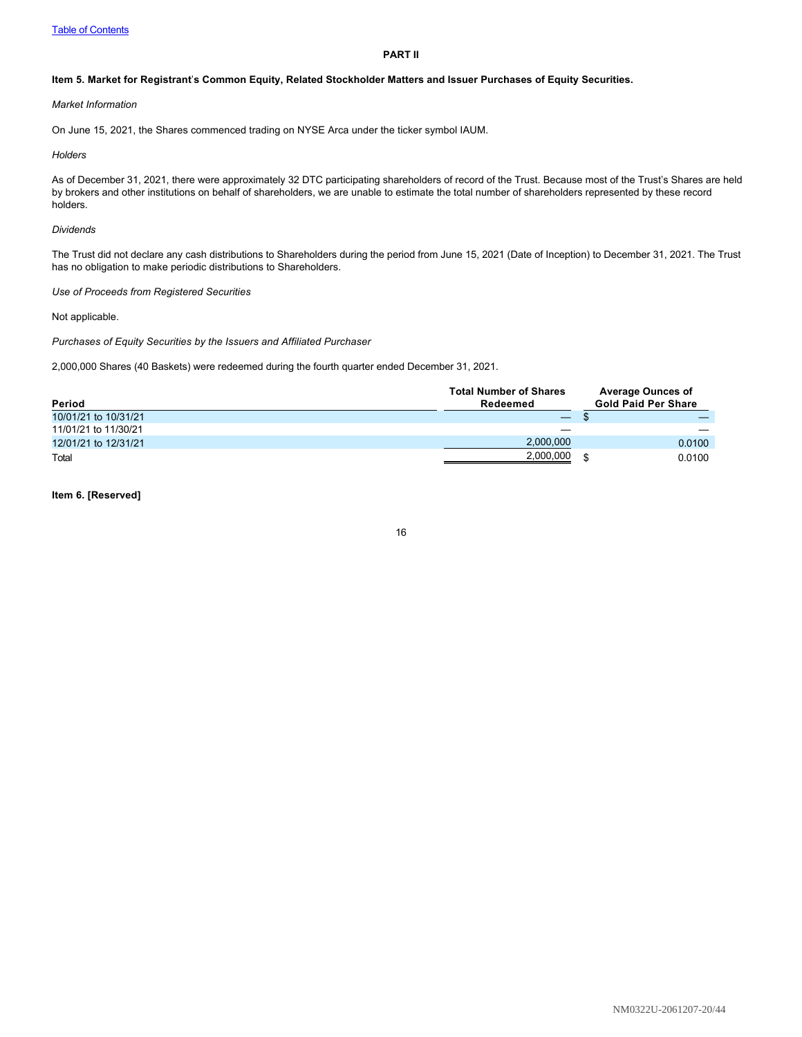## PART II

### Item 5. Market for Registrant's Common Equity, Related Stockholder Matters and Issuer Purchases of Equity Securities.

*Market Information*

On June 15, 2021, the Shares commenced trading on NYSE Arca under the ticker symbol IAUM.

*Holders*

As of December 31, 2021, there were approximately 32 DTC participating shareholders of record of the Trust. Because most of the Trust's Shares are held by brokers and other institutions on behalf of shareholders, we are unable to estimate the total number of shareholders represented by these record holders.

*Dividends*

The Trust did not declare any cash distributions to Shareholders during the period from June 15, 2021 (Date of Inception) to December 31, 2021. The Trust has no obligation to make periodic distributions to Shareholders.

*Use of Proceeds from Registered Securities*

Not applicable.

*Purchases of Equity Securities by the Issuers and Affiliated Purchaser*

2,000,000 Shares (40 Baskets) were redeemed during the fourth quarter ended December 31, 2021.

| Period | Total Number of Shares Redeemed | Average Ounces of Gold Paid Per Share |
|---|---|---|
| 10/01/21 to 10/31/21 | — | $ — |
| 11/01/21 to 11/30/21 | — | — |
| 12/01/21 to 12/31/21 | 2,000,000 | 0.0100 |
| Total | 2,000,000 | $ 0.0100 |

### Item 6. [Reserved]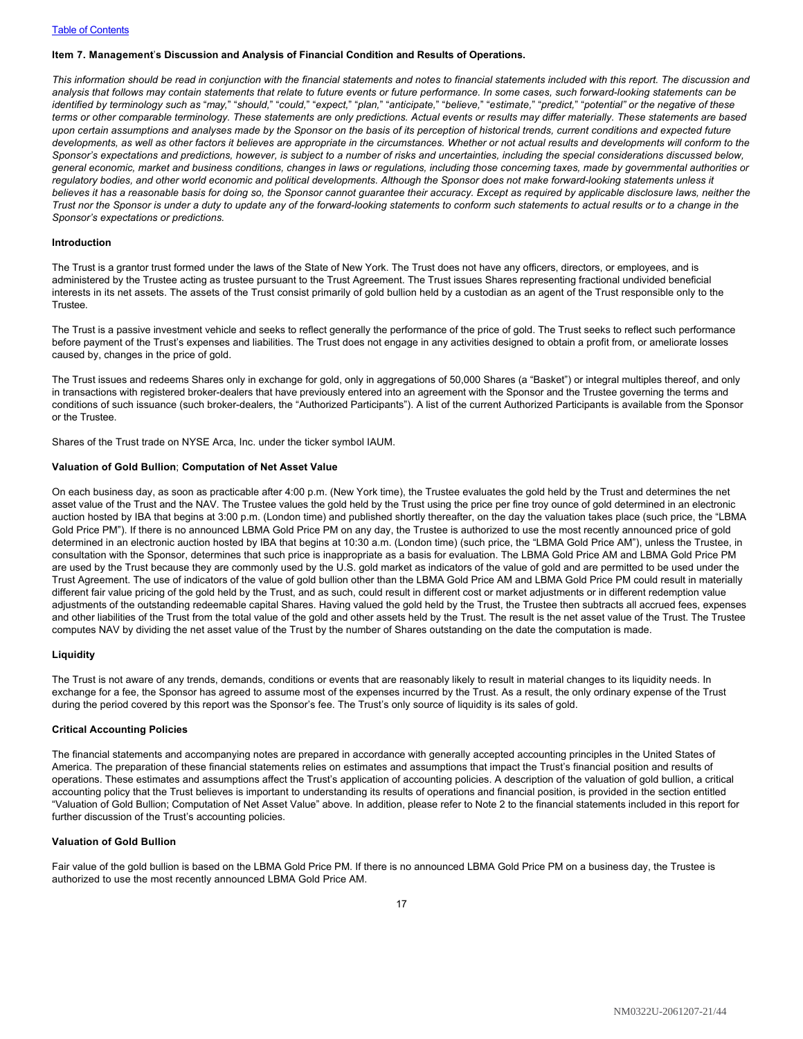[Table of Contents](#)

**Item 7. Management's Discussion and Analysis of Financial Condition and Results of Operations.**

*This information should be read in conjunction with the financial statements and notes to financial statements included with this report. The discussion and analysis that follows may contain statements that relate to future events or future performance. In some cases, such forward-looking statements can be identified by terminology such as "may," "should," "could," "expect," "plan," "anticipate," "believe," "estimate," "predict," "potential" or the negative of these terms or other comparable terminology. These statements are only predictions. Actual events or results may differ materially. These statements are based upon certain assumptions and analyses made by the Sponsor on the basis of its perception of historical trends, current conditions and expected future developments, as well as other factors it believes are appropriate in the circumstances. Whether or not actual results and developments will conform to the Sponsor's expectations and predictions, however, is subject to a number of risks and uncertainties, including the special considerations discussed below, general economic, market and business conditions, changes in laws or regulations, including those concerning taxes, made by governmental authorities or regulatory bodies, and other world economic and political developments. Although the Sponsor does not make forward-looking statements unless it believes it has a reasonable basis for doing so, the Sponsor cannot guarantee their accuracy. Except as required by applicable disclosure laws, neither the Trust nor the Sponsor is under a duty to update any of the forward-looking statements to conform such statements to actual results or to a change in the Sponsor's expectations or predictions.*

**Introduction**

The Trust is a grantor trust formed under the laws of the State of New York. The Trust does not have any officers, directors, or employees, and is administered by the Trustee acting as trustee pursuant to the Trust Agreement. The Trust issues Shares representing fractional undivided beneficial interests in its net assets. The assets of the Trust consist primarily of gold bullion held by a custodian as an agent of the Trust responsible only to the Trustee.

The Trust is a passive investment vehicle and seeks to reflect generally the performance of the price of gold. The Trust seeks to reflect such performance before payment of the Trust's expenses and liabilities. The Trust does not engage in any activities designed to obtain a profit from, or ameliorate losses caused by, changes in the price of gold.

The Trust issues and redeems Shares only in exchange for gold, only in aggregations of 50,000 Shares (a "Basket") or integral multiples thereof, and only in transactions with registered broker-dealers that have previously entered into an agreement with the Sponsor and the Trustee governing the terms and conditions of such issuance (such broker-dealers, the "Authorized Participants"). A list of the current Authorized Participants is available from the Sponsor or the Trustee.

Shares of the Trust trade on NYSE Arca, Inc. under the ticker symbol IAUM.

**Valuation of Gold Bullion**; **Computation of Net Asset Value**

On each business day, as soon as practicable after 4:00 p.m. (New York time), the Trustee evaluates the gold held by the Trust and determines the net asset value of the Trust and the NAV. The Trustee values the gold held by the Trust using the price per fine troy ounce of gold determined in an electronic auction hosted by IBA that begins at 3:00 p.m. (London time) and published shortly thereafter, on the day the valuation takes place (such price, the "LBMA Gold Price PM"). If there is no announced LBMA Gold Price PM on any day, the Trustee is authorized to use the most recently announced price of gold determined in an electronic auction hosted by IBA that begins at 10:30 a.m. (London time) (such price, the "LBMA Gold Price AM"), unless the Trustee, in consultation with the Sponsor, determines that such price is inappropriate as a basis for evaluation. The LBMA Gold Price AM and LBMA Gold Price PM are used by the Trust because they are commonly used by the U.S. gold market as indicators of the value of gold and are permitted to be used under the Trust Agreement. The use of indicators of the value of gold bullion other than the LBMA Gold Price AM and LBMA Gold Price PM could result in materially different fair value pricing of the gold held by the Trust, and as such, could result in different cost or market adjustments or in different redemption value adjustments of the outstanding redeemable capital Shares. Having valued the gold held by the Trust, the Trustee then subtracts all accrued fees, expenses and other liabilities of the Trust from the total value of the gold and other assets held by the Trust. The result is the net asset value of the Trust. The Trustee computes NAV by dividing the net asset value of the Trust by the number of Shares outstanding on the date the computation is made.

**Liquidity**

The Trust is not aware of any trends, demands, conditions or events that are reasonably likely to result in material changes to its liquidity needs. In exchange for a fee, the Sponsor has agreed to assume most of the expenses incurred by the Trust. As a result, the only ordinary expense of the Trust during the period covered by this report was the Sponsor's fee. The Trust's only source of liquidity is its sales of gold.

**Critical Accounting Policies**

The financial statements and accompanying notes are prepared in accordance with generally accepted accounting principles in the United States of America. The preparation of these financial statements relies on estimates and assumptions that impact the Trust's financial position and results of operations. These estimates and assumptions affect the Trust's application of accounting policies. A description of the valuation of gold bullion, a critical accounting policy that the Trust believes is important to understanding its results of operations and financial position, is provided in the section entitled "Valuation of Gold Bullion; Computation of Net Asset Value" above. In addition, please refer to Note 2 to the financial statements included in this report for further discussion of the Trust's accounting policies.

**Valuation of Gold Bullion**

Fair value of the gold bullion is based on the LBMA Gold Price PM. If there is no announced LBMA Gold Price PM on a business day, the Trustee is authorized to use the most recently announced LBMA Gold Price AM.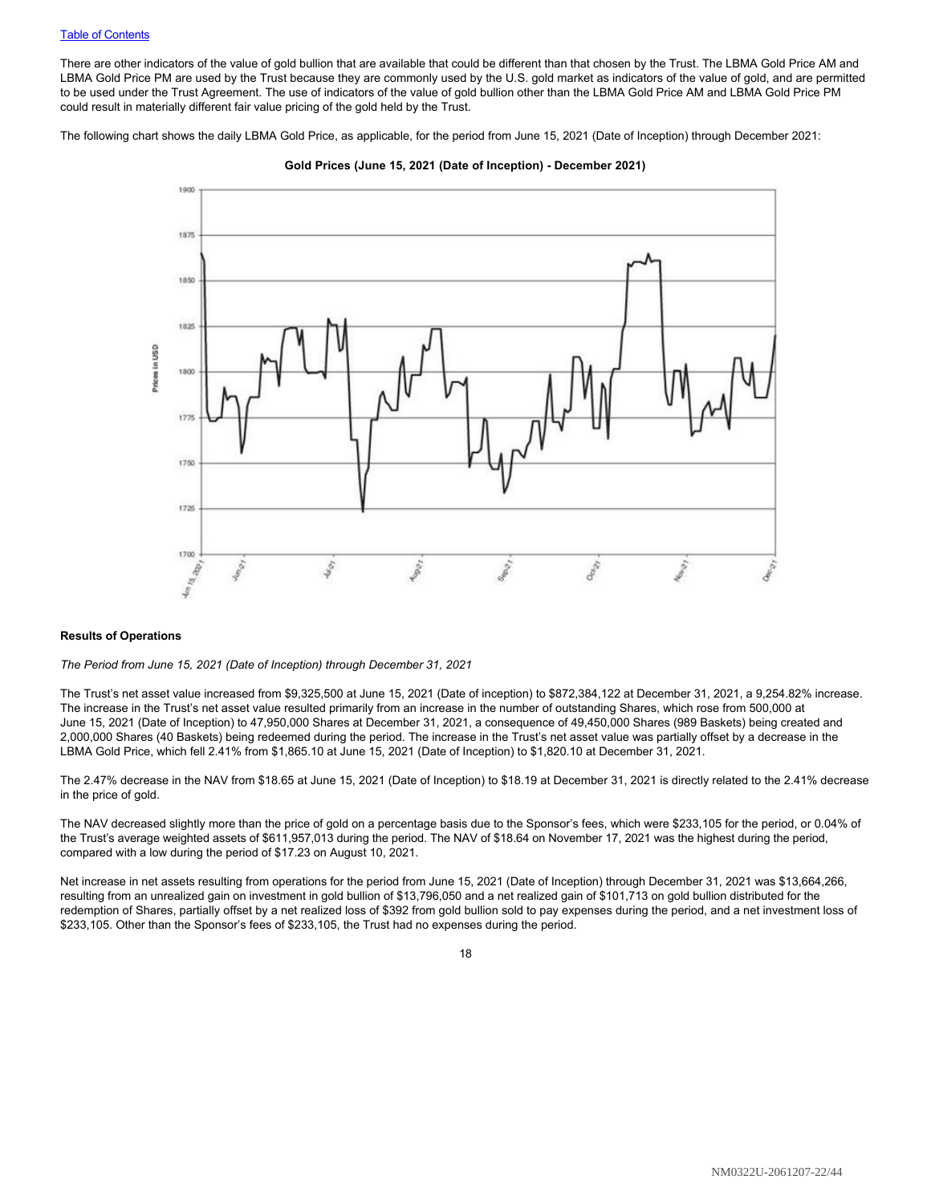There are other indicators of the value of gold bullion that are available that could be different than that chosen by the Trust. The LBMA Gold Price AM and LBMA Gold Price PM are used by the Trust because they are commonly used by the U.S. gold market as indicators of the value of gold, and are permitted to be used under the Trust Agreement. The use of indicators of the value of gold bullion other than the LBMA Gold Price AM and LBMA Gold Price PM could result in materially different fair value pricing of the gold held by the Trust.

The following chart shows the daily LBMA Gold Price, as applicable, for the period from June 15, 2021 (Date of Inception) through December 2021:

**Gold Prices (June 15, 2021 (Date of Inception) - December 2021)**

### Results of Operations

*The Period from June 15, 2021 (Date of Inception) through December 31, 2021*

The Trust's net asset value increased from $9,325,500 at June 15, 2021 (Date of inception) to $872,384,122 at December 31, 2021, a 9,254.82% increase. The increase in the Trust's net asset value resulted primarily from an increase in the number of outstanding Shares, which rose from 500,000 at June 15, 2021 (Date of Inception) to 47,950,000 Shares at December 31, 2021, a consequence of 49,450,000 Shares (989 Baskets) being created and 2,000,000 Shares (40 Baskets) being redeemed during the period. The increase in the Trust's net asset value was partially offset by a decrease in the LBMA Gold Price, which fell 2.41% from $1,865.10 at June 15, 2021 (Date of Inception) to $1,820.10 at December 31, 2021.

The 2.47% decrease in the NAV from $18.65 at June 15, 2021 (Date of Inception) to $18.19 at December 31, 2021 is directly related to the 2.41% decrease in the price of gold.

The NAV decreased slightly more than the price of gold on a percentage basis due to the Sponsor's fees, which were $233,105 for the period, or 0.04% of the Trust's average weighted assets of $611,957,013 during the period. The NAV of $18.64 on November 17, 2021 was the highest during the period, compared with a low during the period of $17.23 on August 10, 2021.

Net increase in net assets resulting from operations for the period from June 15, 2021 (Date of Inception) through December 31, 2021 was $13,664,266, resulting from an unrealized gain on investment in gold bullion of $13,796,050 and a net realized gain of $101,713 on gold bullion distributed for the redemption of Shares, partially offset by a net realized loss of $392 from gold bullion sold to pay expenses during the period, and a net investment loss of $233,105. Other than the Sponsor's fees of $233,105, the Trust had no expenses during the period.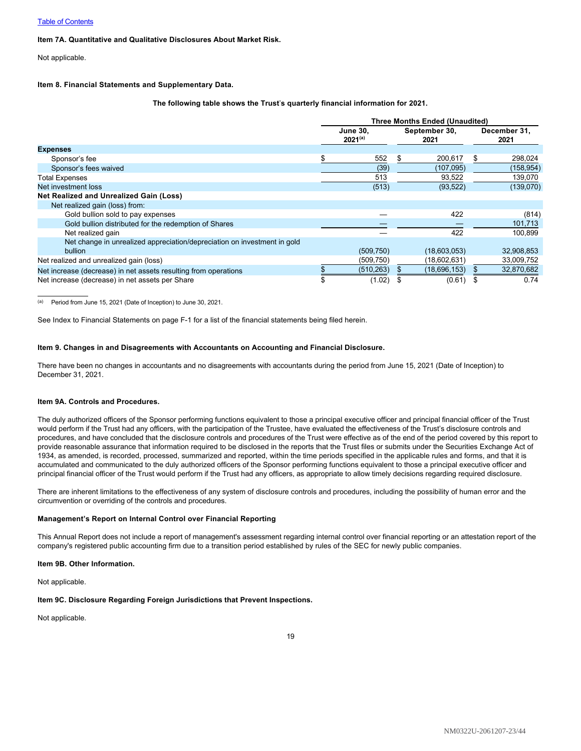**Item 7A. Quantitative and Qualitative Disclosures About Market Risk.**

Not applicable.

**Item 8. Financial Statements and Supplementary Data.**

**The following table shows the Trust's quarterly financial information for 2021.**

| | Three Months Ended (Unaudited) | | |
|---|---|---|---|
| | June 30, 2021[(a)] | September 30, 2021 | December 31, 2021 |
| **Expenses** | | | |
| Sponsor's fee | $ 552 | $ 200,617 | $ 298,024 |
| Sponsor's fees waived | (39) | (107,095) | (158,954) |
| Total Expenses | 513 | 93,522 | 139,070 |
| Net investment loss | (513) | (93,522) | (139,070) |
| **Net Realized and Unrealized Gain (Loss)** | | | |
| Net realized gain (loss) from: | | | |
| Gold bullion sold to pay expenses | — | 422 | (814) |
| Gold bullion distributed for the redemption of Shares | — | — | 101,713 |
| Net realized gain | — | 422 | 100,899 |
| Net change in unrealized appreciation/depreciation on investment in gold bullion | (509,750) | (18,603,053) | 32,908,853 |
| Net realized and unrealized gain (loss) | (509,750) | (18,602,631) | 33,009,752 |
| Net increase (decrease) in net assets resulting from operations | $ (510,263) | $ (18,696,153) | $ 32,870,682 |
| Net increase (decrease) in net assets per Share | $ (1.02) | $ (0.61) | $ 0.74 |

[(a)] Period from June 15, 2021 (Date of Inception) to June 30, 2021.

See Index to Financial Statements on page F-1 for a list of the financial statements being filed herein.

**Item 9. Changes in and Disagreements with Accountants on Accounting and Financial Disclosure.**

There have been no changes in accountants and no disagreements with accountants during the period from June 15, 2021 (Date of Inception) to December 31, 2021.

**Item 9A. Controls and Procedures.**

The duly authorized officers of the Sponsor performing functions equivalent to those a principal executive officer and principal financial officer of the Trust would perform if the Trust had any officers, with the participation of the Trustee, have evaluated the effectiveness of the Trust's disclosure controls and procedures, and have concluded that the disclosure controls and procedures of the Trust were effective as of the end of the period covered by this report to provide reasonable assurance that information required to be disclosed in the reports that the Trust files or submits under the Securities Exchange Act of 1934, as amended, is recorded, processed, summarized and reported, within the time periods specified in the applicable rules and forms, and that it is accumulated and communicated to the duly authorized officers of the Sponsor performing functions equivalent to those a principal executive officer and principal financial officer of the Trust would perform if the Trust had any officers, as appropriate to allow timely decisions regarding required disclosure.

There are inherent limitations to the effectiveness of any system of disclosure controls and procedures, including the possibility of human error and the circumvention or overriding of the controls and procedures.

**Management's Report on Internal Control over Financial Reporting**

This Annual Report does not include a report of management's assessment regarding internal control over financial reporting or an attestation report of the company's registered public accounting firm due to a transition period established by rules of the SEC for newly public companies.

**Item 9B. Other Information.**

Not applicable.

**Item 9C. Disclosure Regarding Foreign Jurisdictions that Prevent Inspections.**

Not applicable.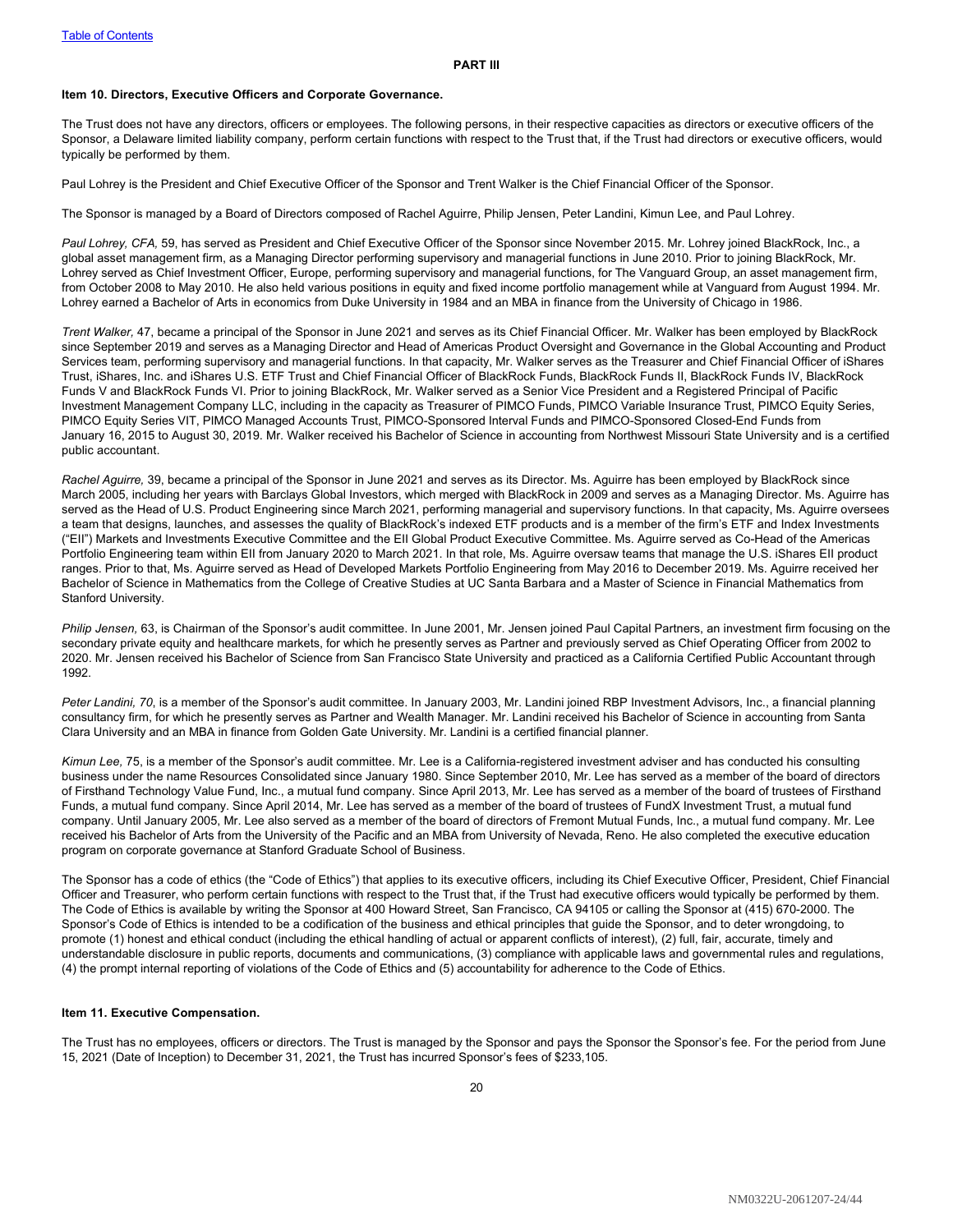## PART III

### Item 10. Directors, Executive Officers and Corporate Governance.

The Trust does not have any directors, officers or employees. The following persons, in their respective capacities as directors or executive officers of the Sponsor, a Delaware limited liability company, perform certain functions with respect to the Trust that, if the Trust had directors or executive officers, would typically be performed by them.

Paul Lohrey is the President and Chief Executive Officer of the Sponsor and Trent Walker is the Chief Financial Officer of the Sponsor.

The Sponsor is managed by a Board of Directors composed of Rachel Aguirre, Philip Jensen, Peter Landini, Kimun Lee, and Paul Lohrey.

*Paul Lohrey, CFA,* 59, has served as President and Chief Executive Officer of the Sponsor since November 2015. Mr. Lohrey joined BlackRock, Inc., a global asset management firm, as a Managing Director performing supervisory and managerial functions in June 2010. Prior to joining BlackRock, Mr. Lohrey served as Chief Investment Officer, Europe, performing supervisory and managerial functions, for The Vanguard Group, an asset management firm, from October 2008 to May 2010. He also held various positions in equity and fixed income portfolio management while at Vanguard from August 1994. Mr. Lohrey earned a Bachelor of Arts in economics from Duke University in 1984 and an MBA in finance from the University of Chicago in 1986.

*Trent Walker,* 47, became a principal of the Sponsor in June 2021 and serves as its Chief Financial Officer. Mr. Walker has been employed by BlackRock since September 2019 and serves as a Managing Director and Head of Americas Product Oversight and Governance in the Global Accounting and Product Services team, performing supervisory and managerial functions. In that capacity, Mr. Walker serves as the Treasurer and Chief Financial Officer of iShares Trust, iShares, Inc. and iShares U.S. ETF Trust and Chief Financial Officer of BlackRock Funds, BlackRock Funds II, BlackRock Funds IV, BlackRock Funds V and BlackRock Funds VI. Prior to joining BlackRock, Mr. Walker served as a Senior Vice President and a Registered Principal of Pacific Investment Management Company LLC, including in the capacity as Treasurer of PIMCO Funds, PIMCO Variable Insurance Trust, PIMCO Equity Series, PIMCO Equity Series VIT, PIMCO Managed Accounts Trust, PIMCO-Sponsored Interval Funds and PIMCO-Sponsored Closed-End Funds from January 16, 2015 to August 30, 2019. Mr. Walker received his Bachelor of Science in accounting from Northwest Missouri State University and is a certified public accountant.

*Rachel Aguirre,* 39, became a principal of the Sponsor in June 2021 and serves as its Director. Ms. Aguirre has been employed by BlackRock since March 2005, including her years with Barclays Global Investors, which merged with BlackRock in 2009 and serves as a Managing Director. Ms. Aguirre has served as the Head of U.S. Product Engineering since March 2021, performing managerial and supervisory functions. In that capacity, Ms. Aguirre oversees a team that designs, launches, and assesses the quality of BlackRock's indexed ETF products and is a member of the firm's ETF and Index Investments ("EII") Markets and Investments Executive Committee and the EII Global Product Executive Committee. Ms. Aguirre served as Co-Head of the Americas Portfolio Engineering team within EII from January 2020 to March 2021. In that role, Ms. Aguirre oversaw teams that manage the U.S. iShares EII product ranges. Prior to that, Ms. Aguirre served as Head of Developed Markets Portfolio Engineering from May 2016 to December 2019. Ms. Aguirre received her Bachelor of Science in Mathematics from the College of Creative Studies at UC Santa Barbara and a Master of Science in Financial Mathematics from Stanford University.

*Philip Jensen,* 63, is Chairman of the Sponsor's audit committee. In June 2001, Mr. Jensen joined Paul Capital Partners, an investment firm focusing on the secondary private equity and healthcare markets, for which he presently serves as Partner and previously served as Chief Operating Officer from 2002 to 2020. Mr. Jensen received his Bachelor of Science from San Francisco State University and practiced as a California Certified Public Accountant through 1992.

*Peter Landini, 70*, is a member of the Sponsor's audit committee. In January 2003, Mr. Landini joined RBP Investment Advisors, Inc., a financial planning consultancy firm, for which he presently serves as Partner and Wealth Manager. Mr. Landini received his Bachelor of Science in accounting from Santa Clara University and an MBA in finance from Golden Gate University. Mr. Landini is a certified financial planner.

*Kimun Lee,* 75, is a member of the Sponsor's audit committee. Mr. Lee is a California-registered investment adviser and has conducted his consulting business under the name Resources Consolidated since January 1980. Since September 2010, Mr. Lee has served as a member of the board of directors of Firsthand Technology Value Fund, Inc., a mutual fund company. Since April 2013, Mr. Lee has served as a member of the board of trustees of Firsthand Funds, a mutual fund company. Since April 2014, Mr. Lee has served as a member of the board of trustees of FundX Investment Trust, a mutual fund company. Until January 2005, Mr. Lee also served as a member of the board of directors of Fremont Mutual Funds, Inc., a mutual fund company. Mr. Lee received his Bachelor of Arts from the University of the Pacific and an MBA from University of Nevada, Reno. He also completed the executive education program on corporate governance at Stanford Graduate School of Business.

The Sponsor has a code of ethics (the "Code of Ethics") that applies to its executive officers, including its Chief Executive Officer, President, Chief Financial Officer and Treasurer, who perform certain functions with respect to the Trust that, if the Trust had executive officers would typically be performed by them. The Code of Ethics is available by writing the Sponsor at 400 Howard Street, San Francisco, CA 94105 or calling the Sponsor at (415) 670-2000. The Sponsor's Code of Ethics is intended to be a codification of the business and ethical principles that guide the Sponsor, and to deter wrongdoing, to promote (1) honest and ethical conduct (including the ethical handling of actual or apparent conflicts of interest), (2) full, fair, accurate, timely and understandable disclosure in public reports, documents and communications, (3) compliance with applicable laws and governmental rules and regulations, (4) the prompt internal reporting of violations of the Code of Ethics and (5) accountability for adherence to the Code of Ethics.

### Item 11. Executive Compensation.

The Trust has no employees, officers or directors. The Trust is managed by the Sponsor and pays the Sponsor the Sponsor's fee. For the period from June 15, 2021 (Date of Inception) to December 31, 2021, the Trust has incurred Sponsor's fees of $233,105.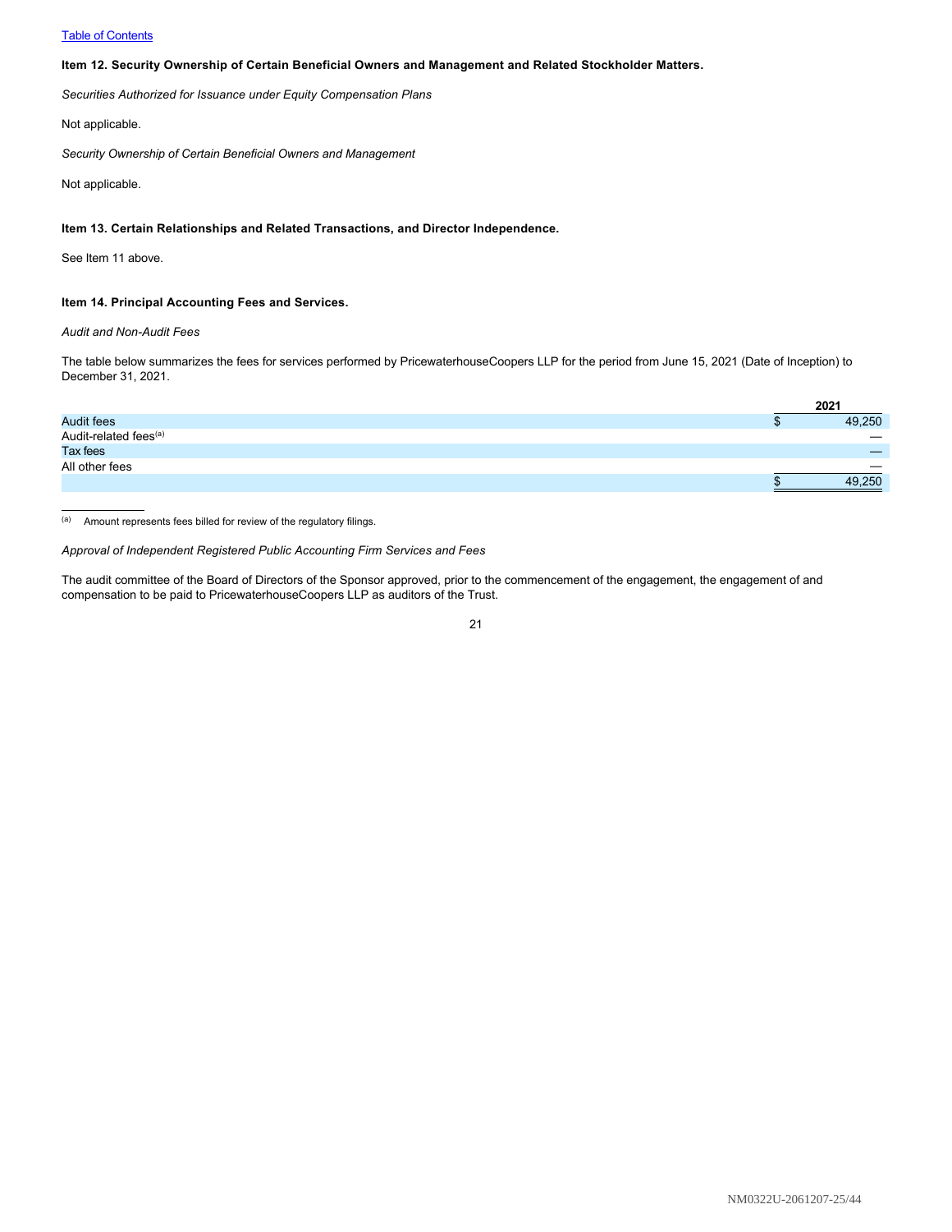[Table of Contents](#)

**Item 12. Security Ownership of Certain Beneficial Owners and Management and Related Stockholder Matters.**

*Securities Authorized for Issuance under Equity Compensation Plans*

Not applicable.

*Security Ownership of Certain Beneficial Owners and Management*

Not applicable.

**Item 13. Certain Relationships and Related Transactions, and Director Independence.**

See Item 11 above.

**Item 14. Principal Accounting Fees and Services.**

*Audit and Non-Audit Fees*

The table below summarizes the fees for services performed by PricewaterhouseCoopers LLP for the period from June 15, 2021 (Date of Inception) to December 31, 2021.

| | 2021 |
|---|---|
| Audit fees | $ 49,250 |
| Audit-related fees[(a)] | — |
| Tax fees | — |
| All other fees | — |
| | $ 49,250 |

[(a)] Amount represents fees billed for review of the regulatory filings.

*Approval of Independent Registered Public Accounting Firm Services and Fees*

The audit committee of the Board of Directors of the Sponsor approved, prior to the commencement of the engagement, the engagement of and compensation to be paid to PricewaterhouseCoopers LLP as auditors of the Trust.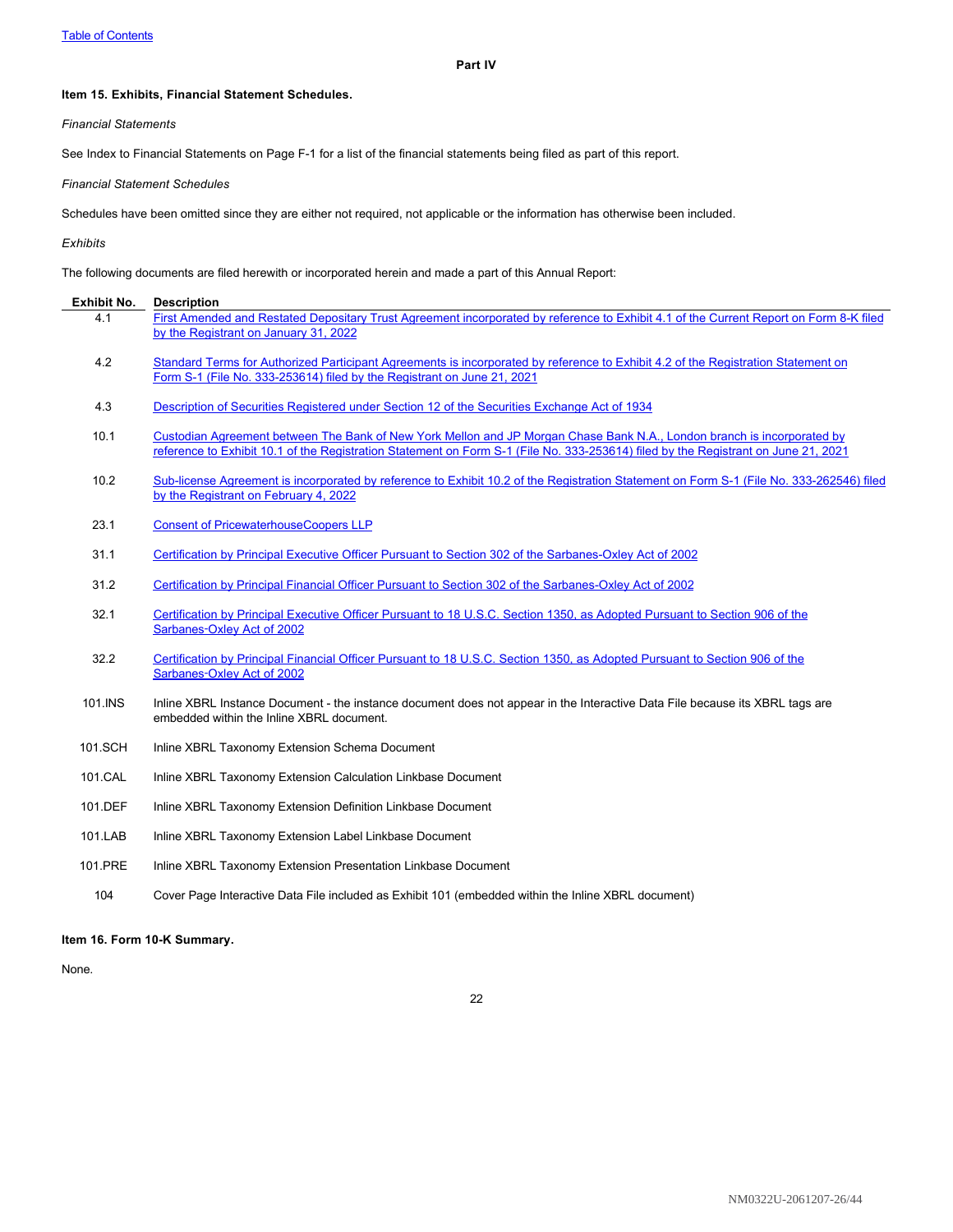Table of Contents

## Part IV

### Item 15. Exhibits, Financial Statement Schedules.

*Financial Statements*

See Index to Financial Statements on Page F-1 for a list of the financial statements being filed as part of this report.

*Financial Statement Schedules*

Schedules have been omitted since they are either not required, not applicable or the information has otherwise been included.

*Exhibits*

The following documents are filed herewith or incorporated herein and made a part of this Annual Report:

| Exhibit No. | Description |
| --- | --- |
| 4.1 | First Amended and Restated Depositary Trust Agreement incorporated by reference to Exhibit 4.1 of the Current Report on Form 8-K filed by the Registrant on January 31, 2022 |
| 4.2 | Standard Terms for Authorized Participant Agreements is incorporated by reference to Exhibit 4.2 of the Registration Statement on Form S-1 (File No. 333-253614) filed by the Registrant on June 21, 2021 |
| 4.3 | Description of Securities Registered under Section 12 of the Securities Exchange Act of 1934 |
| 10.1 | Custodian Agreement between The Bank of New York Mellon and JP Morgan Chase Bank N.A., London branch is incorporated by reference to Exhibit 10.1 of the Registration Statement on Form S-1 (File No. 333-253614) filed by the Registrant on June 21, 2021 |
| 10.2 | Sub-license Agreement is incorporated by reference to Exhibit 10.2 of the Registration Statement on Form S-1 (File No. 333-262546) filed by the Registrant on February 4, 2022 |
| 23.1 | Consent of PricewaterhouseCoopers LLP |
| 31.1 | Certification by Principal Executive Officer Pursuant to Section 302 of the Sarbanes-Oxley Act of 2002 |
| 31.2 | Certification by Principal Financial Officer Pursuant to Section 302 of the Sarbanes-Oxley Act of 2002 |
| 32.1 | Certification by Principal Executive Officer Pursuant to 18 U.S.C. Section 1350, as Adopted Pursuant to Section 906 of the Sarbanes-Oxley Act of 2002 |
| 32.2 | Certification by Principal Financial Officer Pursuant to 18 U.S.C. Section 1350, as Adopted Pursuant to Section 906 of the Sarbanes-Oxley Act of 2002 |
| 101.INS | Inline XBRL Instance Document - the instance document does not appear in the Interactive Data File because its XBRL tags are embedded within the Inline XBRL document. |
| 101.SCH | Inline XBRL Taxonomy Extension Schema Document |
| 101.CAL | Inline XBRL Taxonomy Extension Calculation Linkbase Document |
| 101.DEF | Inline XBRL Taxonomy Extension Definition Linkbase Document |
| 101.LAB | Inline XBRL Taxonomy Extension Label Linkbase Document |
| 101.PRE | Inline XBRL Taxonomy Extension Presentation Linkbase Document |
| 104 | Cover Page Interactive Data File included as Exhibit 101 (embedded within the Inline XBRL document) |

### Item 16. Form 10-K Summary.

None.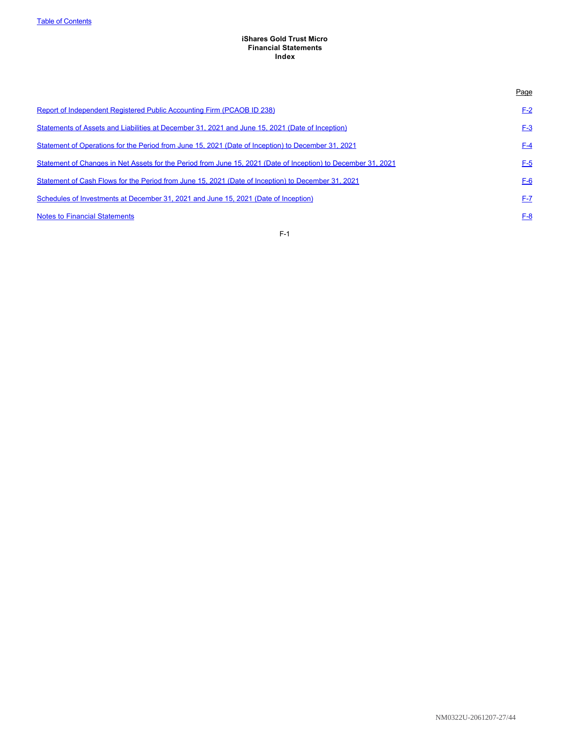# iShares Gold Trust Micro
## Financial Statements
## Index

| | Page |
|---|---|
| Report of Independent Registered Public Accounting Firm (PCAOB ID 238) | F-2 |
| Statements of Assets and Liabilities at December 31, 2021 and June 15, 2021 (Date of Inception) | F-3 |
| Statement of Operations for the Period from June 15, 2021 (Date of Inception) to December 31, 2021 | F-4 |
| Statement of Changes in Net Assets for the Period from June 15, 2021 (Date of Inception) to December 31, 2021 | F-5 |
| Statement of Cash Flows for the Period from June 15, 2021 (Date of Inception) to December 31, 2021 | F-6 |
| Schedules of Investments at December 31, 2021 and June 15, 2021 (Date of Inception) | F-7 |
| Notes to Financial Statements | F-8 |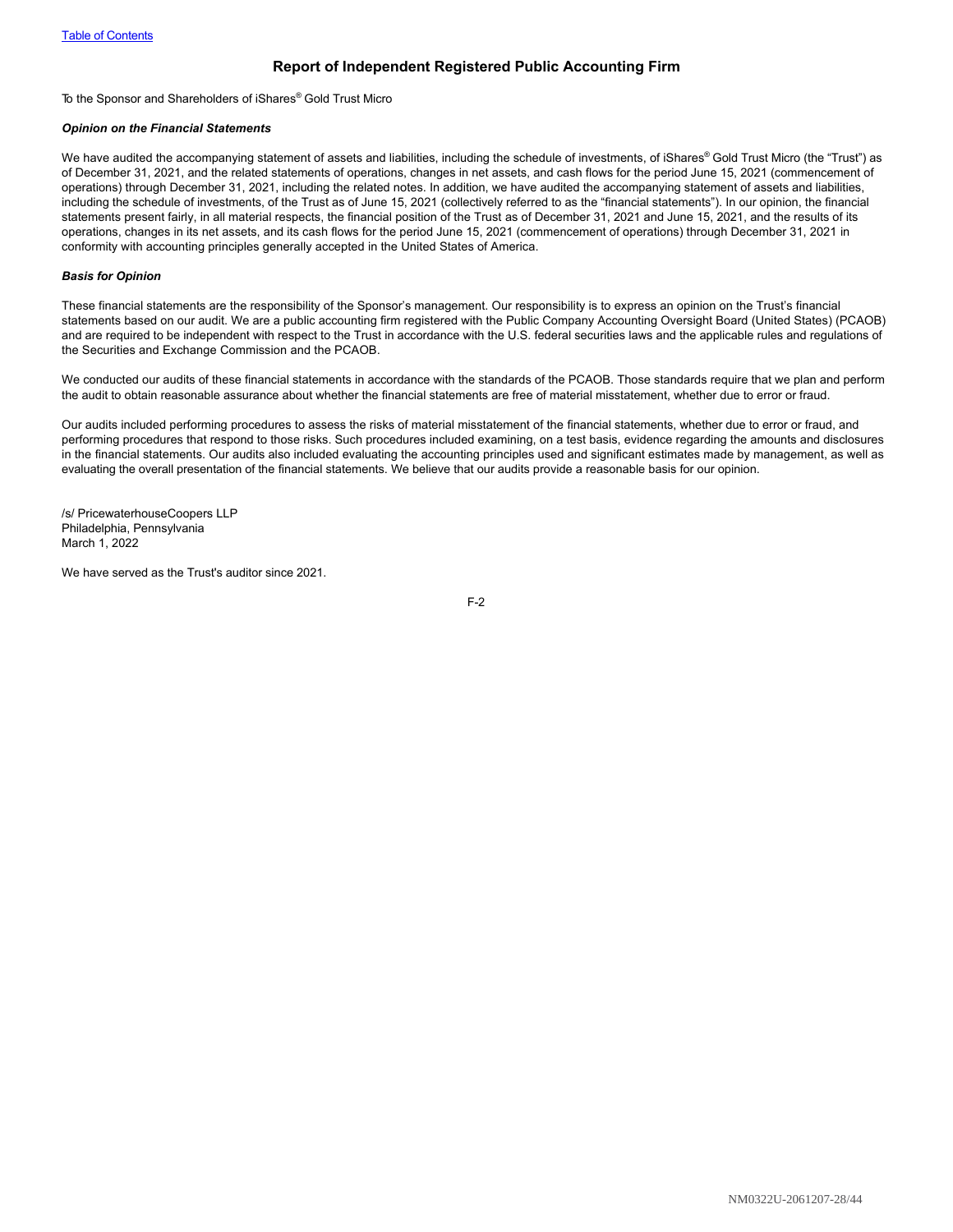## Report of Independent Registered Public Accounting Firm

To the Sponsor and Shareholders of iShares® Gold Trust Micro

***Opinion on the Financial Statements***

We have audited the accompanying statement of assets and liabilities, including the schedule of investments, of iShares® Gold Trust Micro (the "Trust") as of December 31, 2021, and the related statements of operations, changes in net assets, and cash flows for the period June 15, 2021 (commencement of operations) through December 31, 2021, including the related notes. In addition, we have audited the accompanying statement of assets and liabilities, including the schedule of investments, of the Trust as of June 15, 2021 (collectively referred to as the "financial statements"). In our opinion, the financial statements present fairly, in all material respects, the financial position of the Trust as of December 31, 2021 and June 15, 2021, and the results of its operations, changes in its net assets, and its cash flows for the period June 15, 2021 (commencement of operations) through December 31, 2021 in conformity with accounting principles generally accepted in the United States of America.

***Basis for Opinion***

These financial statements are the responsibility of the Sponsor's management. Our responsibility is to express an opinion on the Trust's financial statements based on our audit. We are a public accounting firm registered with the Public Company Accounting Oversight Board (United States) (PCAOB) and are required to be independent with respect to the Trust in accordance with the U.S. federal securities laws and the applicable rules and regulations of the Securities and Exchange Commission and the PCAOB.

We conducted our audits of these financial statements in accordance with the standards of the PCAOB. Those standards require that we plan and perform the audit to obtain reasonable assurance about whether the financial statements are free of material misstatement, whether due to error or fraud.

Our audits included performing procedures to assess the risks of material misstatement of the financial statements, whether due to error or fraud, and performing procedures that respond to those risks. Such procedures included examining, on a test basis, evidence regarding the amounts and disclosures in the financial statements. Our audits also included evaluating the accounting principles used and significant estimates made by management, as well as evaluating the overall presentation of the financial statements. We believe that our audits provide a reasonable basis for our opinion.

/s/ PricewaterhouseCoopers LLP
Philadelphia, Pennsylvania
March 1, 2022

We have served as the Trust's auditor since 2021.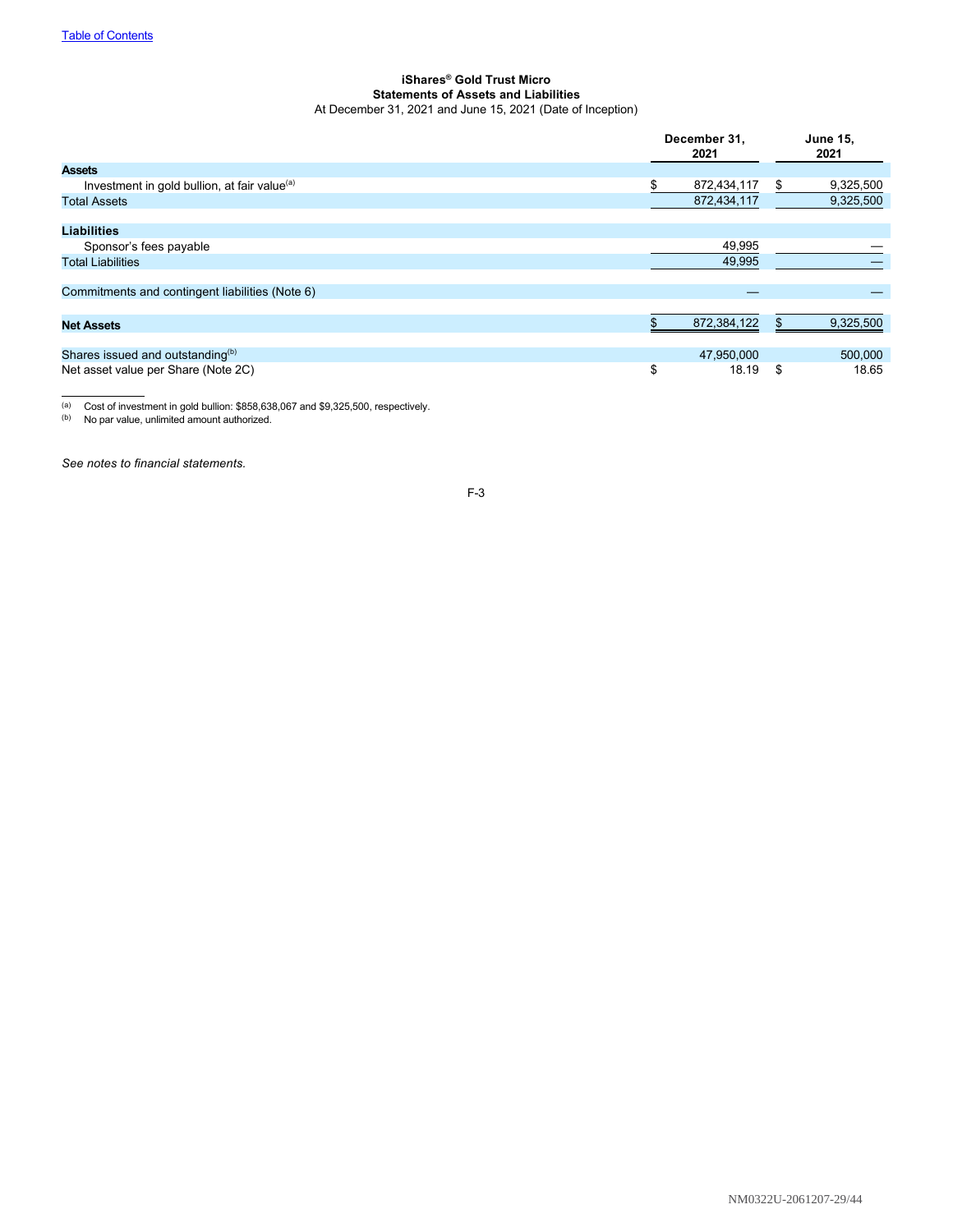[Table of Contents](#)

**iShares® Gold Trust Micro**
**Statements of Assets and Liabilities**
At December 31, 2021 and June 15, 2021 (Date of Inception)

| | December 31, 2021 | June 15, 2021 |
|---|---|---|
| **Assets** | | |
| Investment in gold bullion, at fair value[(a)] | $ 872,434,117 | $ 9,325,500 |
| Total Assets | 872,434,117 | 9,325,500 |
| **Liabilities** | | |
| Sponsor's fees payable | 49,995 | — |
| Total Liabilities | 49,995 | — |
| Commitments and contingent liabilities (Note 6) | — | — |
| **Net Assets** | $ 872,384,122 | $ 9,325,500 |
| Shares issued and outstanding[(b)] | 47,950,000 | 500,000 |
| Net asset value per Share (Note 2C) | $ 18.19 | $ 18.65 |

(a) Cost of investment in gold bullion: $858,638,067 and $9,325,500, respectively.
(b) No par value, unlimited amount authorized.

*See notes to financial statements.*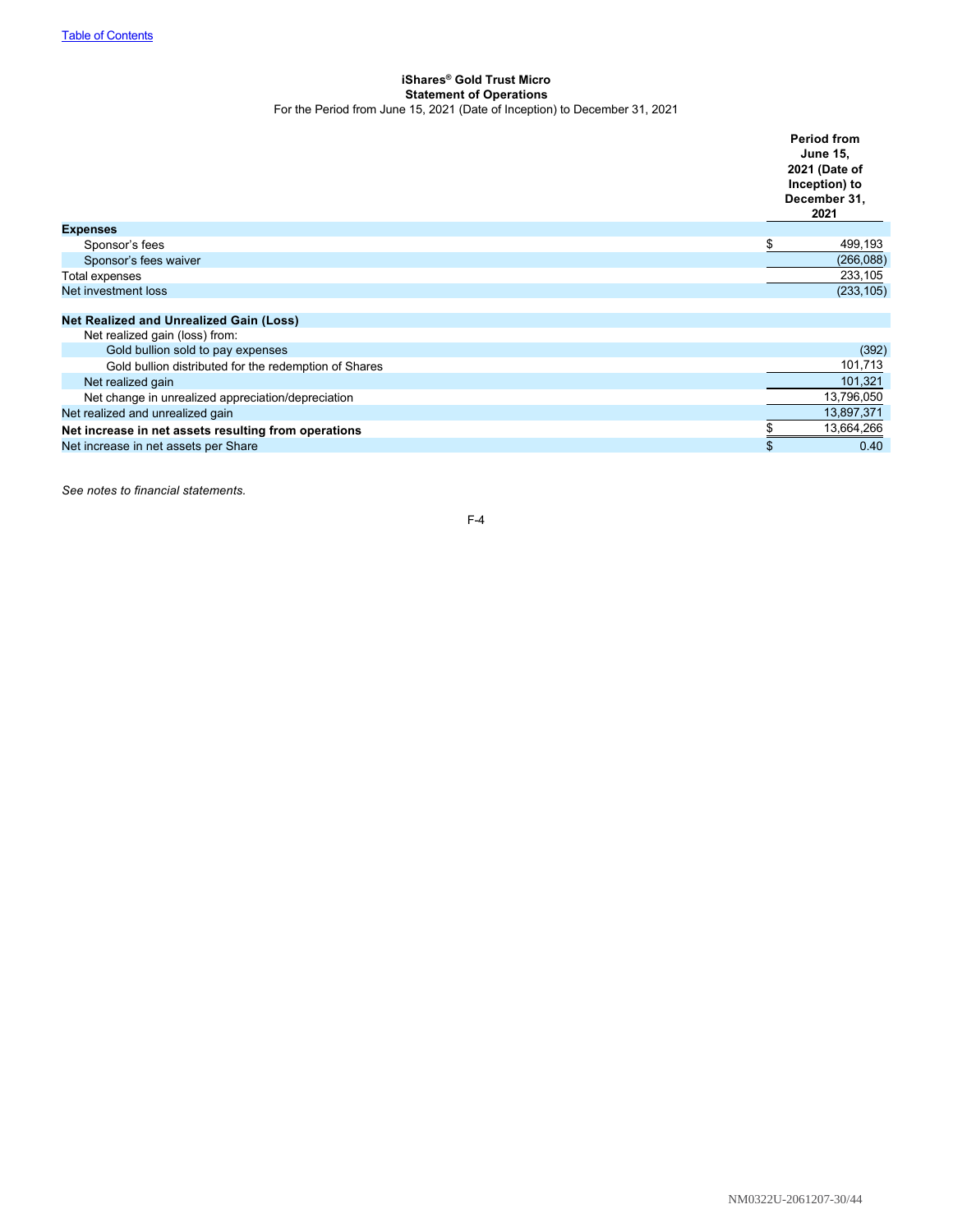**iShares® Gold Trust Micro**
**Statement of Operations**
For the Period from June 15, 2021 (Date of Inception) to December 31, 2021

| | Period from June 15, 2021 (Date of Inception) to December 31, 2021 |
|---|---|
| **Expenses** | |
| Sponsor's fees | $ 499,193 |
| Sponsor's fees waiver | (266,088) |
| Total expenses | 233,105 |
| Net investment loss | (233,105) |
| | |
| **Net Realized and Unrealized Gain (Loss)** | |
| Net realized gain (loss) from: | |
| Gold bullion sold to pay expenses | (392) |
| Gold bullion distributed for the redemption of Shares | 101,713 |
| Net realized gain | 101,321 |
| Net change in unrealized appreciation/depreciation | 13,796,050 |
| Net realized and unrealized gain | 13,897,371 |
| **Net increase in net assets resulting from operations** | $ 13,664,266 |
| Net increase in net assets per Share | $ 0.40 |

*See notes to financial statements.*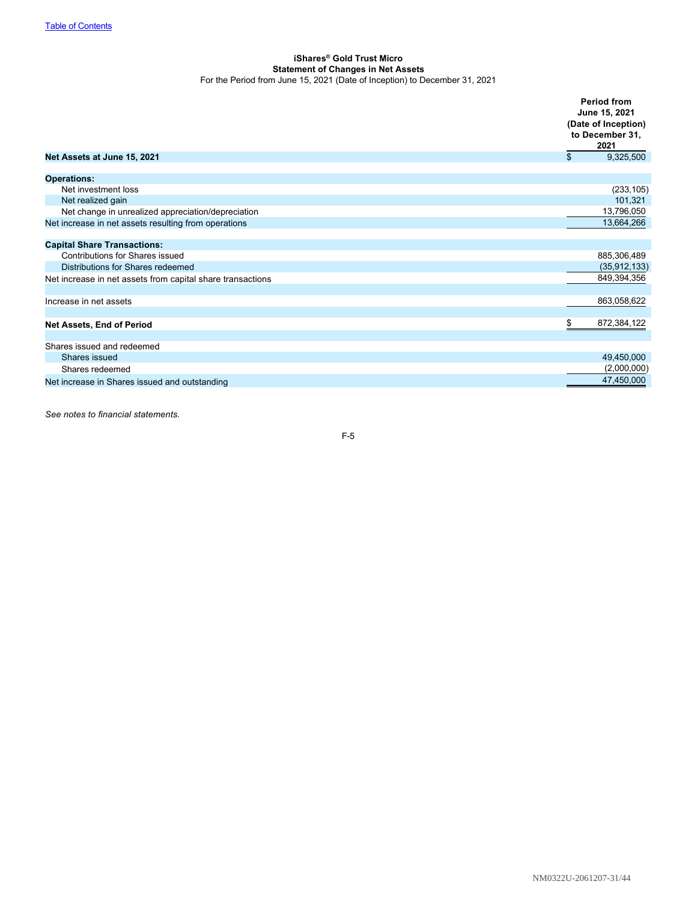[Table of Contents](#)

**iShares® Gold Trust Micro**
**Statement of Changes in Net Assets**
For the Period from June 15, 2021 (Date of Inception) to December 31, 2021

| | Period from June 15, 2021 (Date of Inception) to December 31, 2021 |
|---|---|
| **Net Assets at June 15, 2021** | $ 9,325,500 |
| | |
| **Operations:** | |
| Net investment loss | (233,105) |
| Net realized gain | 101,321 |
| Net change in unrealized appreciation/depreciation | 13,796,050 |
| Net increase in net assets resulting from operations | 13,664,266 |
| | |
| **Capital Share Transactions:** | |
| Contributions for Shares issued | 885,306,489 |
| Distributions for Shares redeemed | (35,912,133) |
| Net increase in net assets from capital share transactions | 849,394,356 |
| | |
| Increase in net assets | 863,058,622 |
| | |
| **Net Assets, End of Period** | $ 872,384,122 |
| | |
| Shares issued and redeemed | |
| Shares issued | 49,450,000 |
| Shares redeemed | (2,000,000) |
| Net increase in Shares issued and outstanding | 47,450,000 |

*See notes to financial statements.*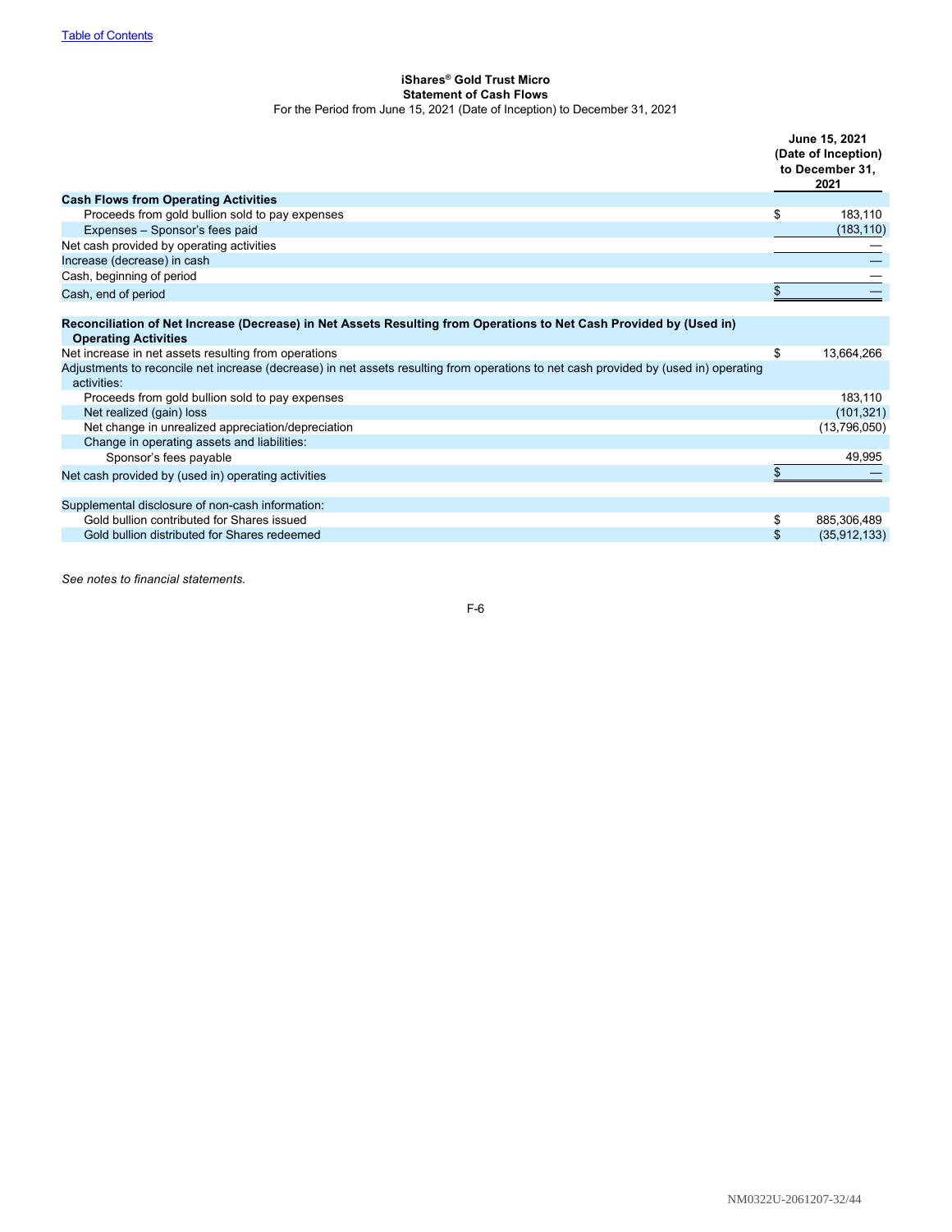**iShares® Gold Trust Micro**
**Statement of Cash Flows**
For the Period from June 15, 2021 (Date of Inception) to December 31, 2021

| | June 15, 2021 (Date of Inception) to December 31, 2021 |
|---|---|
| **Cash Flows from Operating Activities** | |
| Proceeds from gold bullion sold to pay expenses | $ 183,110 |
| Expenses – Sponsor's fees paid | (183,110) |
| Net cash provided by operating activities | — |
| Increase (decrease) in cash | — |
| Cash, beginning of period | — |
| Cash, end of period | $ — |
| | |
| **Reconciliation of Net Increase (Decrease) in Net Assets Resulting from Operations to Net Cash Provided by (Used in) Operating Activities** | |
| Net increase in net assets resulting from operations | $ 13,664,266 |
| Adjustments to reconcile net increase (decrease) in net assets resulting from operations to net cash provided by (used in) operating activities: | |
| Proceeds from gold bullion sold to pay expenses | 183,110 |
| Net realized (gain) loss | (101,321) |
| Net change in unrealized appreciation/depreciation | (13,796,050) |
| Change in operating assets and liabilities: | |
| Sponsor's fees payable | 49,995 |
| Net cash provided by (used in) operating activities | $ — |
| | |
| Supplemental disclosure of non-cash information: | |
| Gold bullion contributed for Shares issued | $ 885,306,489 |
| Gold bullion distributed for Shares redeemed | $ (35,912,133) |

*See notes to financial statements.*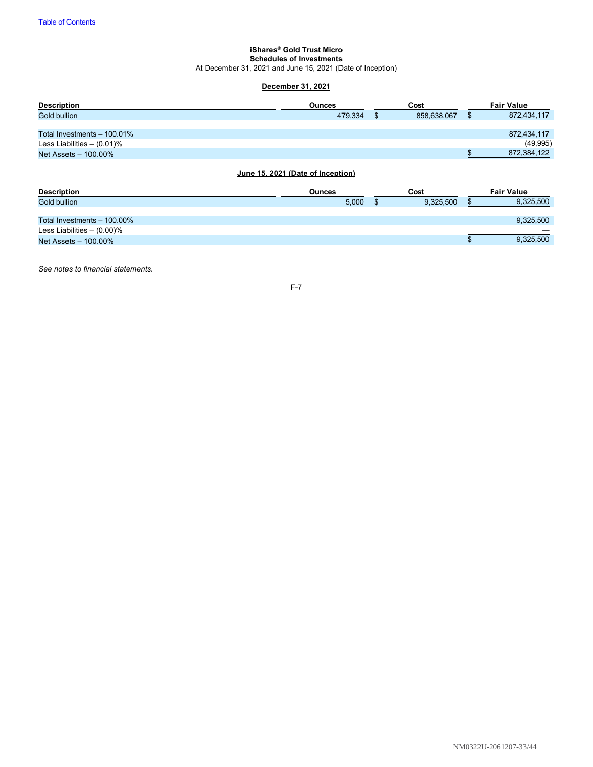**iShares® Gold Trust Micro**
**Schedules of Investments**
At December 31, 2021 and June 15, 2021 (Date of Inception)

**December 31, 2021**

| Description | Ounces | Cost | Fair Value |
|---|---|---|---|
| Gold bullion | 479,334 | $ 858,638,067 | $ 872,434,117 |
| Total Investments – 100.01% | | | 872,434,117 |
| Less Liabilities – (0.01)% | | | (49,995) |
| Net Assets – 100.00% | | | $ 872,384,122 |

**June 15, 2021 (Date of Inception)**

| Description | Ounces | Cost | Fair Value |
|---|---|---|---|
| Gold bullion | 5,000 | $ 9,325,500 | $ 9,325,500 |
| Total Investments – 100.00% | | | 9,325,500 |
| Less Liabilities – (0.00)% | | | — |
| Net Assets – 100.00% | | | $ 9,325,500 |

*See notes to financial statements.*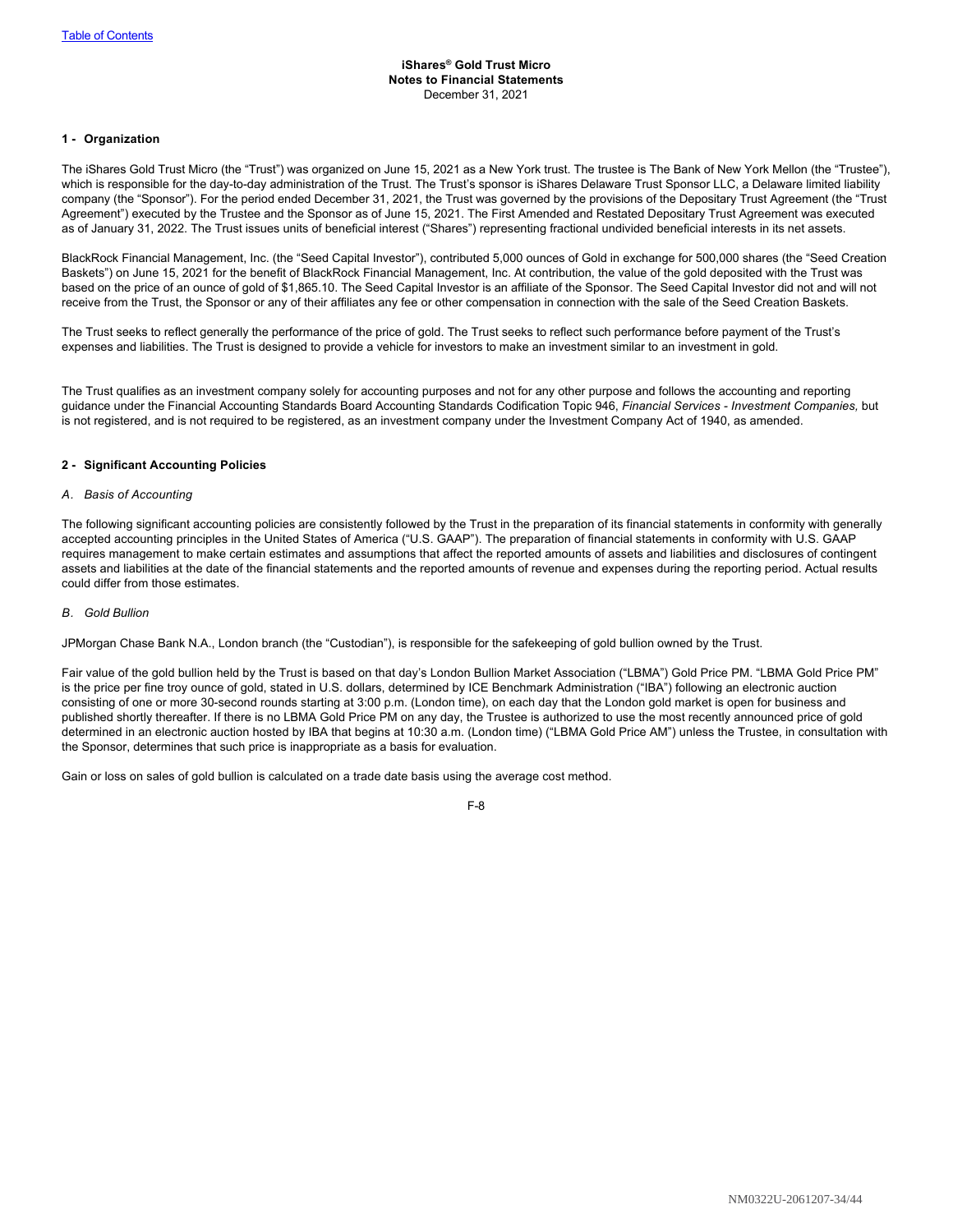Table of Contents

**iShares® Gold Trust Micro**
**Notes to Financial Statements**
December 31, 2021

## 1 - Organization

The iShares Gold Trust Micro (the "Trust") was organized on June 15, 2021 as a New York trust. The trustee is The Bank of New York Mellon (the "Trustee"), which is responsible for the day-to-day administration of the Trust. The Trust's sponsor is iShares Delaware Trust Sponsor LLC, a Delaware limited liability company (the "Sponsor"). For the period ended December 31, 2021, the Trust was governed by the provisions of the Depositary Trust Agreement (the "Trust Agreement") executed by the Trustee and the Sponsor as of June 15, 2021. The First Amended and Restated Depositary Trust Agreement was executed as of January 31, 2022. The Trust issues units of beneficial interest ("Shares") representing fractional undivided beneficial interests in its net assets.

BlackRock Financial Management, Inc. (the "Seed Capital Investor"), contributed 5,000 ounces of Gold in exchange for 500,000 shares (the "Seed Creation Baskets") on June 15, 2021 for the benefit of BlackRock Financial Management, Inc. At contribution, the value of the gold deposited with the Trust was based on the price of an ounce of gold of $1,865.10. The Seed Capital Investor is an affiliate of the Sponsor. The Seed Capital Investor did not and will not receive from the Trust, the Sponsor or any of their affiliates any fee or other compensation in connection with the sale of the Seed Creation Baskets.

The Trust seeks to reflect generally the performance of the price of gold. The Trust seeks to reflect such performance before payment of the Trust's expenses and liabilities. The Trust is designed to provide a vehicle for investors to make an investment similar to an investment in gold.

The Trust qualifies as an investment company solely for accounting purposes and not for any other purpose and follows the accounting and reporting guidance under the Financial Accounting Standards Board Accounting Standards Codification Topic 946, *Financial Services - Investment Companies,* but is not registered, and is not required to be registered, as an investment company under the Investment Company Act of 1940, as amended.

## 2 - Significant Accounting Policies

### *A. Basis of Accounting*

The following significant accounting policies are consistently followed by the Trust in the preparation of its financial statements in conformity with generally accepted accounting principles in the United States of America ("U.S. GAAP"). The preparation of financial statements in conformity with U.S. GAAP requires management to make certain estimates and assumptions that affect the reported amounts of assets and liabilities and disclosures of contingent assets and liabilities at the date of the financial statements and the reported amounts of revenue and expenses during the reporting period. Actual results could differ from those estimates.

### *B. Gold Bullion*

JPMorgan Chase Bank N.A., London branch (the "Custodian"), is responsible for the safekeeping of gold bullion owned by the Trust.

Fair value of the gold bullion held by the Trust is based on that day's London Bullion Market Association ("LBMA") Gold Price PM. "LBMA Gold Price PM" is the price per fine troy ounce of gold, stated in U.S. dollars, determined by ICE Benchmark Administration ("IBA") following an electronic auction consisting of one or more 30-second rounds starting at 3:00 p.m. (London time), on each day that the London gold market is open for business and published shortly thereafter. If there is no LBMA Gold Price PM on any day, the Trustee is authorized to use the most recently announced price of gold determined in an electronic auction hosted by IBA that begins at 10:30 a.m. (London time) ("LBMA Gold Price AM") unless the Trustee, in consultation with the Sponsor, determines that such price is inappropriate as a basis for evaluation.

Gain or loss on sales of gold bullion is calculated on a trade date basis using the average cost method.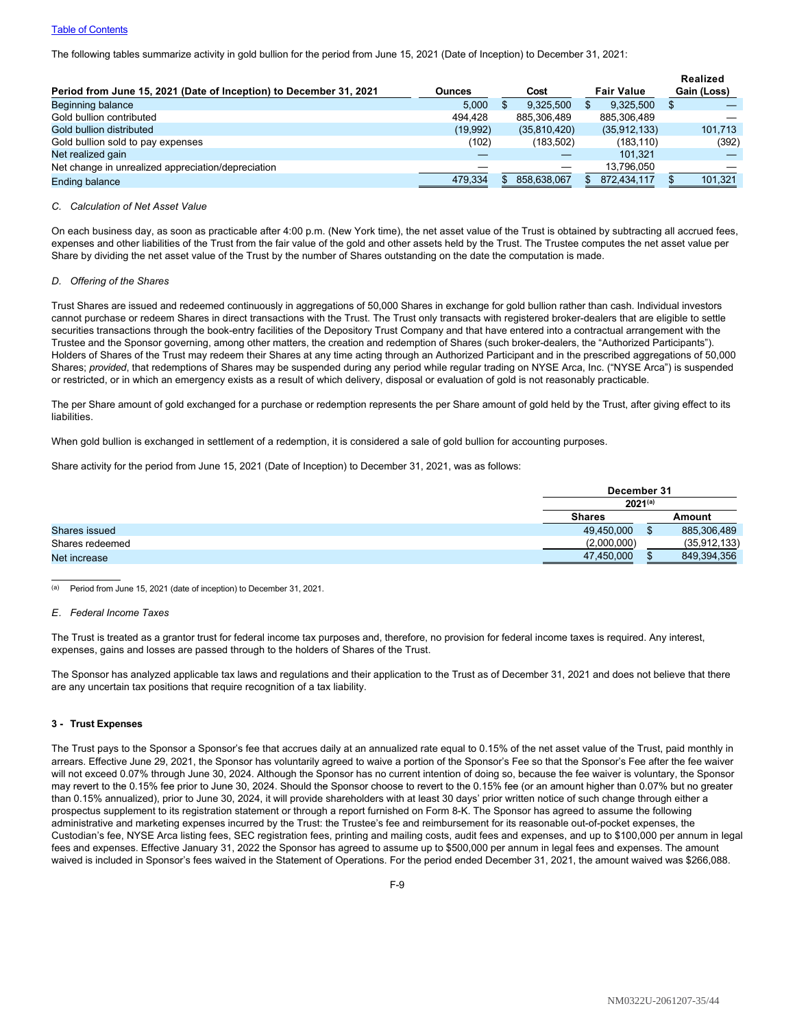The following tables summarize activity in gold bullion for the period from June 15, 2021 (Date of Inception) to December 31, 2021:

| Period from June 15, 2021 (Date of Inception) to December 31, 2021 | Ounces | Cost | Fair Value | Realized Gain (Loss) |
|---|---|---|---|---|
| Beginning balance | 5,000 | $ 9,325,500 | $ 9,325,500 | $ — |
| Gold bullion contributed | 494,428 | 885,306,489 | 885,306,489 | — |
| Gold bullion distributed | (19,992) | (35,810,420) | (35,912,133) | 101,713 |
| Gold bullion sold to pay expenses | (102) | (183,502) | (183,110) | (392) |
| Net realized gain | — | — | 101,321 | — |
| Net change in unrealized appreciation/depreciation | — | — | 13,796,050 | — |
| Ending balance | 479,334 | $ 858,638,067 | $ 872,434,117 | $ 101,321 |

*C. Calculation of Net Asset Value*

On each business day, as soon as practicable after 4:00 p.m. (New York time), the net asset value of the Trust is obtained by subtracting all accrued fees, expenses and other liabilities of the Trust from the fair value of the gold and other assets held by the Trust. The Trustee computes the net asset value per Share by dividing the net asset value of the Trust by the number of Shares outstanding on the date the computation is made.

*D. Offering of the Shares*

Trust Shares are issued and redeemed continuously in aggregations of 50,000 Shares in exchange for gold bullion rather than cash. Individual investors cannot purchase or redeem Shares in direct transactions with the Trust. The Trust only transacts with registered broker-dealers that are eligible to settle securities transactions through the book-entry facilities of the Depository Trust Company and that have entered into a contractual arrangement with the Trustee and the Sponsor governing, among other matters, the creation and redemption of Shares (such broker-dealers, the "Authorized Participants"). Holders of Shares of the Trust may redeem their Shares at any time acting through an Authorized Participant and in the prescribed aggregations of 50,000 Shares; *provided*, that redemptions of Shares may be suspended during any period while regular trading on NYSE Arca, Inc. ("NYSE Arca") is suspended or restricted, or in which an emergency exists as a result of which delivery, disposal or evaluation of gold is not reasonably practicable.

The per Share amount of gold exchanged for a purchase or redemption represents the per Share amount of gold held by the Trust, after giving effect to its liabilities.

When gold bullion is exchanged in settlement of a redemption, it is considered a sale of gold bullion for accounting purposes.

Share activity for the period from June 15, 2021 (Date of Inception) to December 31, 2021, was as follows:

| | December 31 2021[(a)] | |
|---|---|---|
| | Shares | Amount |
| Shares issued | 49,450,000 | $ 885,306,489 |
| Shares redeemed | (2,000,000) | (35,912,133) |
| Net increase | 47,450,000 | $ 849,394,356 |

(a) Period from June 15, 2021 (date of inception) to December 31, 2021.

*E. Federal Income Taxes*

The Trust is treated as a grantor trust for federal income tax purposes and, therefore, no provision for federal income taxes is required. Any interest, expenses, gains and losses are passed through to the holders of Shares of the Trust.

The Sponsor has analyzed applicable tax laws and regulations and their application to the Trust as of December 31, 2021 and does not believe that there are any uncertain tax positions that require recognition of a tax liability.

### 3 - Trust Expenses

The Trust pays to the Sponsor a Sponsor's fee that accrues daily at an annualized rate equal to 0.15% of the net asset value of the Trust, paid monthly in arrears. Effective June 29, 2021, the Sponsor has voluntarily agreed to waive a portion of the Sponsor's Fee so that the Sponsor's Fee after the fee waiver will not exceed 0.07% through June 30, 2024. Although the Sponsor has no current intention of doing so, because the fee waiver is voluntary, the Sponsor may revert to the 0.15% fee prior to June 30, 2024. Should the Sponsor choose to revert to the 0.15% fee (or an amount higher than 0.07% but no greater than 0.15% annualized), prior to June 30, 2024, it will provide shareholders with at least 30 days' prior written notice of such change through either a prospectus supplement to its registration statement or through a report furnished on Form 8-K. The Sponsor has agreed to assume the following administrative and marketing expenses incurred by the Trust: the Trustee's fee and reimbursement for its reasonable out-of-pocket expenses, the Custodian's fee, NYSE Arca listing fees, SEC registration fees, printing and mailing costs, audit fees and expenses, and up to $100,000 per annum in legal fees and expenses. Effective January 31, 2022 the Sponsor has agreed to assume up to $500,000 per annum in legal fees and expenses. The amount waived is included in Sponsor's fees waived in the Statement of Operations. For the period ended December 31, 2021, the amount waived was $266,088.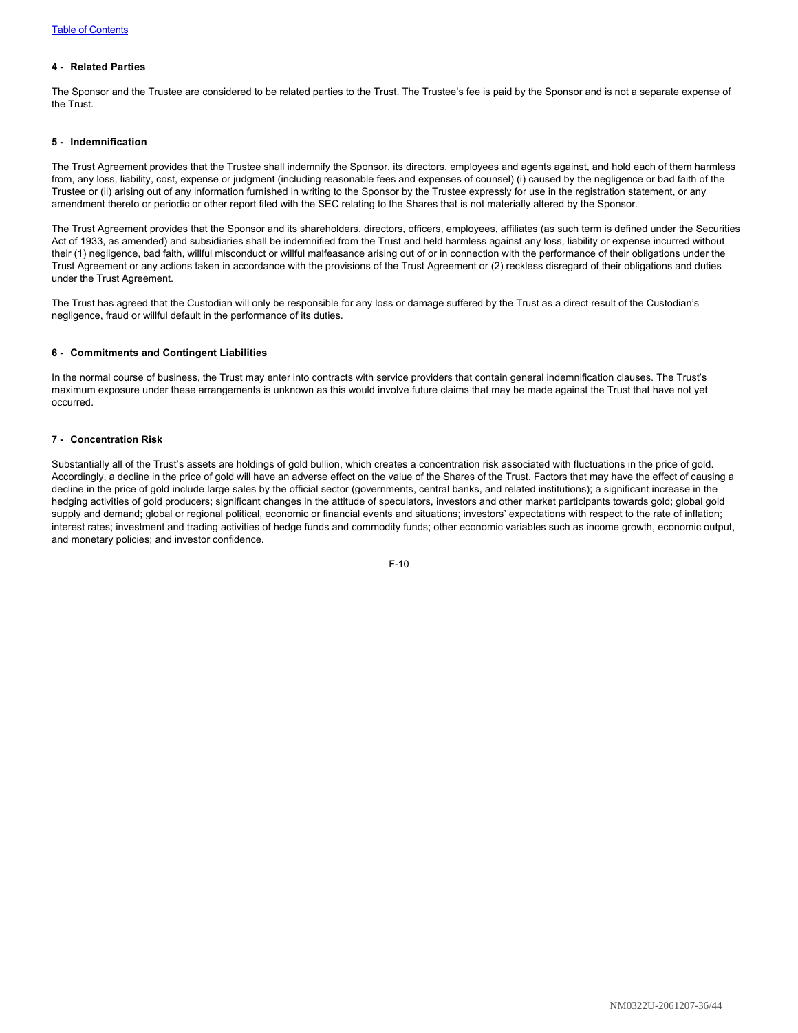#### 4 - Related Parties

The Sponsor and the Trustee are considered to be related parties to the Trust. The Trustee's fee is paid by the Sponsor and is not a separate expense of the Trust.

#### 5 - Indemnification

The Trust Agreement provides that the Trustee shall indemnify the Sponsor, its directors, employees and agents against, and hold each of them harmless from, any loss, liability, cost, expense or judgment (including reasonable fees and expenses of counsel) (i) caused by the negligence or bad faith of the Trustee or (ii) arising out of any information furnished in writing to the Sponsor by the Trustee expressly for use in the registration statement, or any amendment thereto or periodic or other report filed with the SEC relating to the Shares that is not materially altered by the Sponsor.

The Trust Agreement provides that the Sponsor and its shareholders, directors, officers, employees, affiliates (as such term is defined under the Securities Act of 1933, as amended) and subsidiaries shall be indemnified from the Trust and held harmless against any loss, liability or expense incurred without their (1) negligence, bad faith, willful misconduct or willful malfeasance arising out of or in connection with the performance of their obligations under the Trust Agreement or any actions taken in accordance with the provisions of the Trust Agreement or (2) reckless disregard of their obligations and duties under the Trust Agreement.

The Trust has agreed that the Custodian will only be responsible for any loss or damage suffered by the Trust as a direct result of the Custodian's negligence, fraud or willful default in the performance of its duties.

#### 6 - Commitments and Contingent Liabilities

In the normal course of business, the Trust may enter into contracts with service providers that contain general indemnification clauses. The Trust's maximum exposure under these arrangements is unknown as this would involve future claims that may be made against the Trust that have not yet occurred.

#### 7 - Concentration Risk

Substantially all of the Trust's assets are holdings of gold bullion, which creates a concentration risk associated with fluctuations in the price of gold. Accordingly, a decline in the price of gold will have an adverse effect on the value of the Shares of the Trust. Factors that may have the effect of causing a decline in the price of gold include large sales by the official sector (governments, central banks, and related institutions); a significant increase in the hedging activities of gold producers; significant changes in the attitude of speculators, investors and other market participants towards gold; global gold supply and demand; global or regional political, economic or financial events and situations; investors' expectations with respect to the rate of inflation; interest rates; investment and trading activities of hedge funds and commodity funds; other economic variables such as income growth, economic output, and monetary policies; and investor confidence.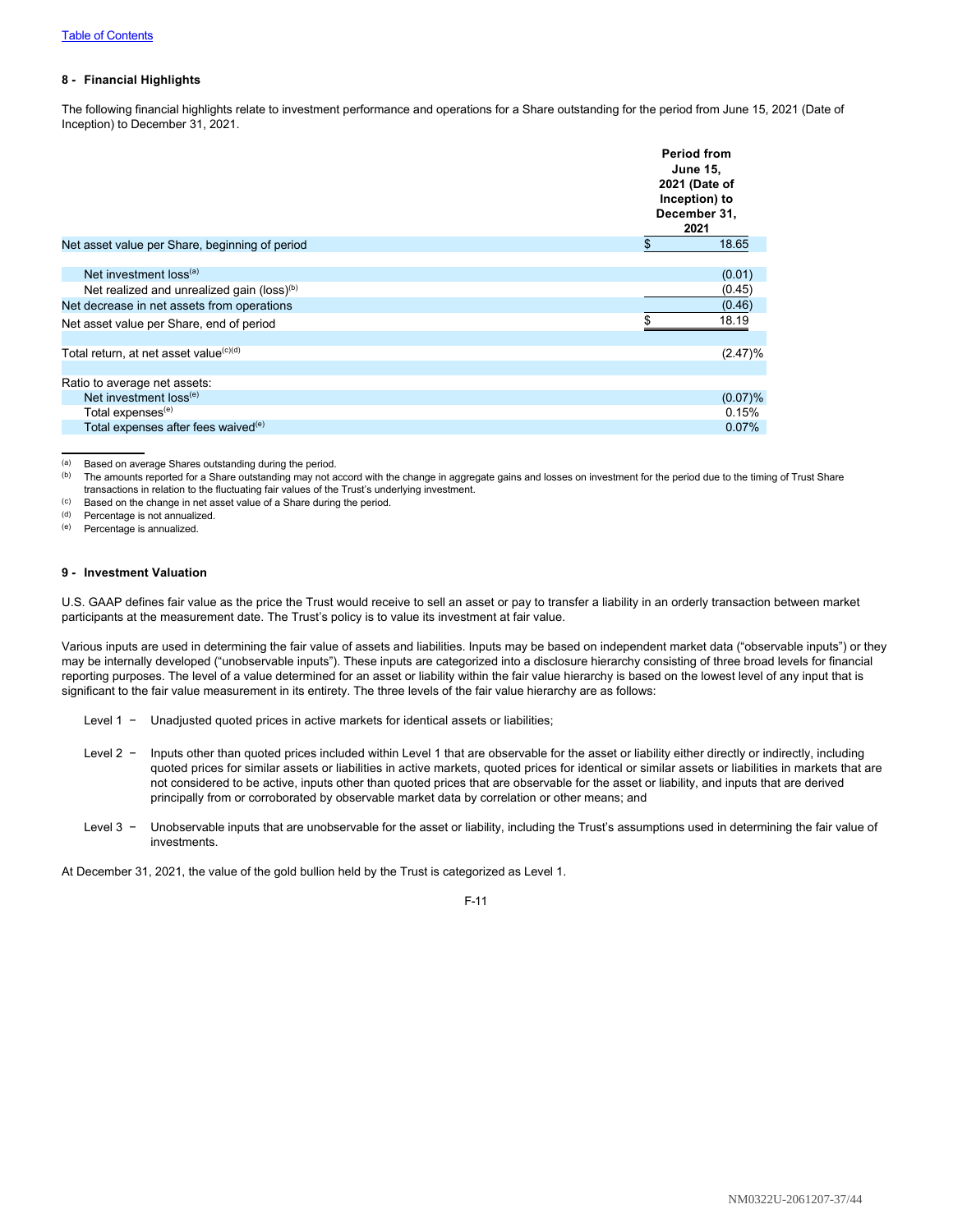## 8 - Financial Highlights

The following financial highlights relate to investment performance and operations for a Share outstanding for the period from June 15, 2021 (Date of Inception) to December 31, 2021.

| | Period from June 15, 2021 (Date of Inception) to December 31, 2021 |
|---|---|
| Net asset value per Share, beginning of period | $ 18.65 |
| Net investment loss[(a)] | (0.01) |
| Net realized and unrealized gain (loss)[(b)] | (0.45) |
| Net decrease in net assets from operations | (0.46) |
| Net asset value per Share, end of period | $ 18.19 |
| Total return, at net asset value[(c)(d)] | (2.47)% |
| Ratio to average net assets: | |
| Net investment loss[(e)] | (0.07)% |
| Total expenses[(e)] | 0.15% |
| Total expenses after fees waived[(e)] | 0.07% |

(a) Based on average Shares outstanding during the period.

(b) The amounts reported for a Share outstanding may not accord with the change in aggregate gains and losses on investment for the period due to the timing of Trust Share transactions in relation to the fluctuating fair values of the Trust's underlying investment.

(c) Based on the change in net asset value of a Share during the period.

(d) Percentage is not annualized.

(e) Percentage is annualized.

## 9 - Investment Valuation

U.S. GAAP defines fair value as the price the Trust would receive to sell an asset or pay to transfer a liability in an orderly transaction between market participants at the measurement date. The Trust's policy is to value its investment at fair value.

Various inputs are used in determining the fair value of assets and liabilities. Inputs may be based on independent market data ("observable inputs") or they may be internally developed ("unobservable inputs"). These inputs are categorized into a disclosure hierarchy consisting of three broad levels for financial reporting purposes. The level of a value determined for an asset or liability within the fair value hierarchy is based on the lowest level of any input that is significant to the fair value measurement in its entirety. The three levels of the fair value hierarchy are as follows:

Level 1 − Unadjusted quoted prices in active markets for identical assets or liabilities;

Level 2 − Inputs other than quoted prices included within Level 1 that are observable for the asset or liability either directly or indirectly, including quoted prices for similar assets or liabilities in active markets, quoted prices for identical or similar assets or liabilities in markets that are not considered to be active, inputs other than quoted prices that are observable for the asset or liability, and inputs that are derived principally from or corroborated by observable market data by correlation or other means; and

Level 3 − Unobservable inputs that are unobservable for the asset or liability, including the Trust's assumptions used in determining the fair value of investments.

At December 31, 2021, the value of the gold bullion held by the Trust is categorized as Level 1.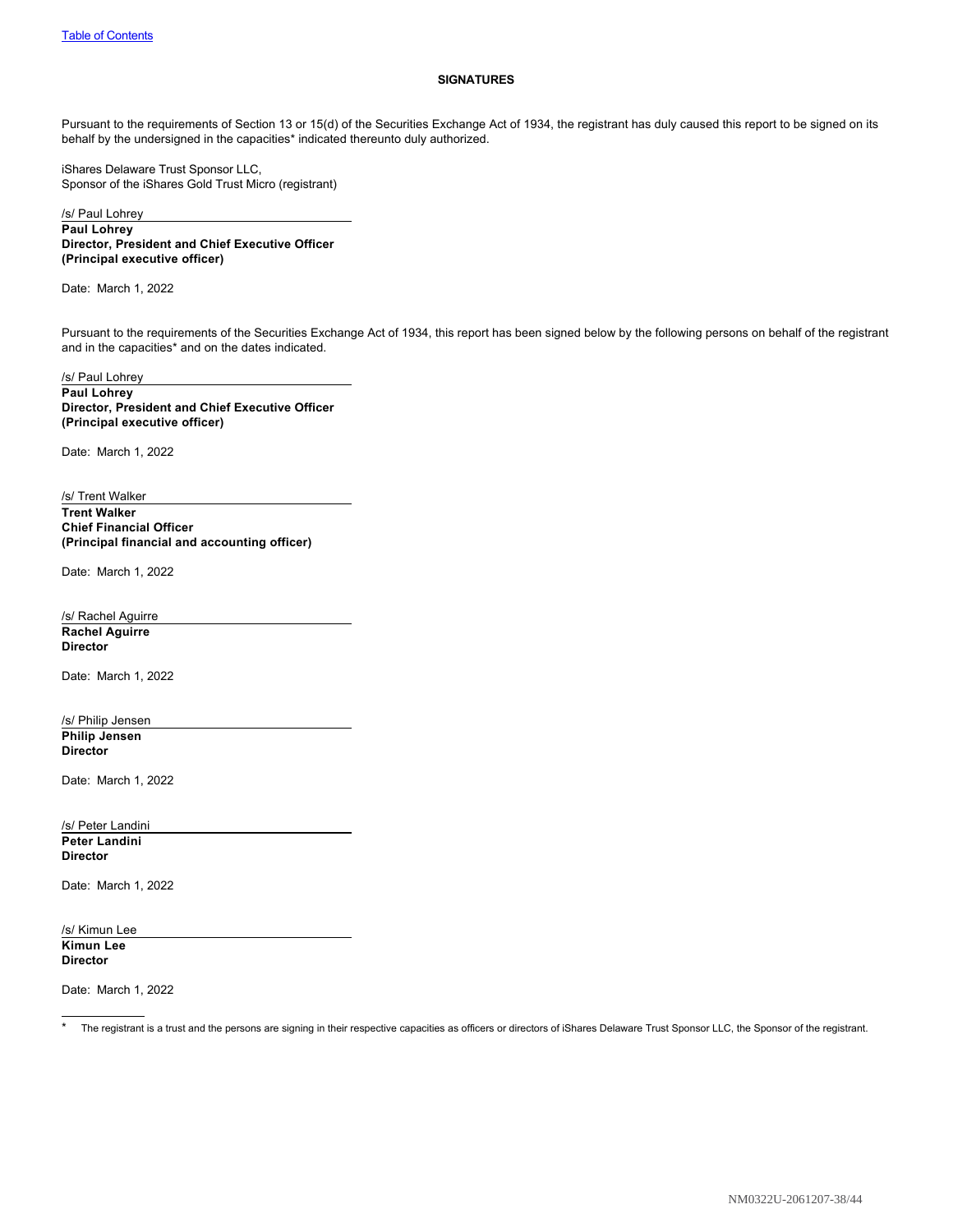## SIGNATURES

Pursuant to the requirements of Section 13 or 15(d) of the Securities Exchange Act of 1934, the registrant has duly caused this report to be signed on its behalf by the undersigned in the capacities* indicated thereunto duly authorized.

iShares Delaware Trust Sponsor LLC,
Sponsor of the iShares Gold Trust Micro (registrant)

/s/ Paul Lohrey
**Paul Lohrey**
**Director, President and Chief Executive Officer**
**(Principal executive officer)**

Date: March 1, 2022

Pursuant to the requirements of the Securities Exchange Act of 1934, this report has been signed below by the following persons on behalf of the registrant and in the capacities* and on the dates indicated.

/s/ Paul Lohrey
**Paul Lohrey**
**Director, President and Chief Executive Officer**
**(Principal executive officer)**

Date: March 1, 2022

/s/ Trent Walker
**Trent Walker**
**Chief Financial Officer**
**(Principal financial and accounting officer)**

Date: March 1, 2022

/s/ Rachel Aguirre
**Rachel Aguirre**
**Director**

Date: March 1, 2022

/s/ Philip Jensen
**Philip Jensen**
**Director**

Date: March 1, 2022

/s/ Peter Landini
**Peter Landini**
**Director**

Date: March 1, 2022

/s/ Kimun Lee
**Kimun Lee**
**Director**

Date: March 1, 2022

---

* The registrant is a trust and the persons are signing in their respective capacities as officers or directors of iShares Delaware Trust Sponsor LLC, the Sponsor of the registrant.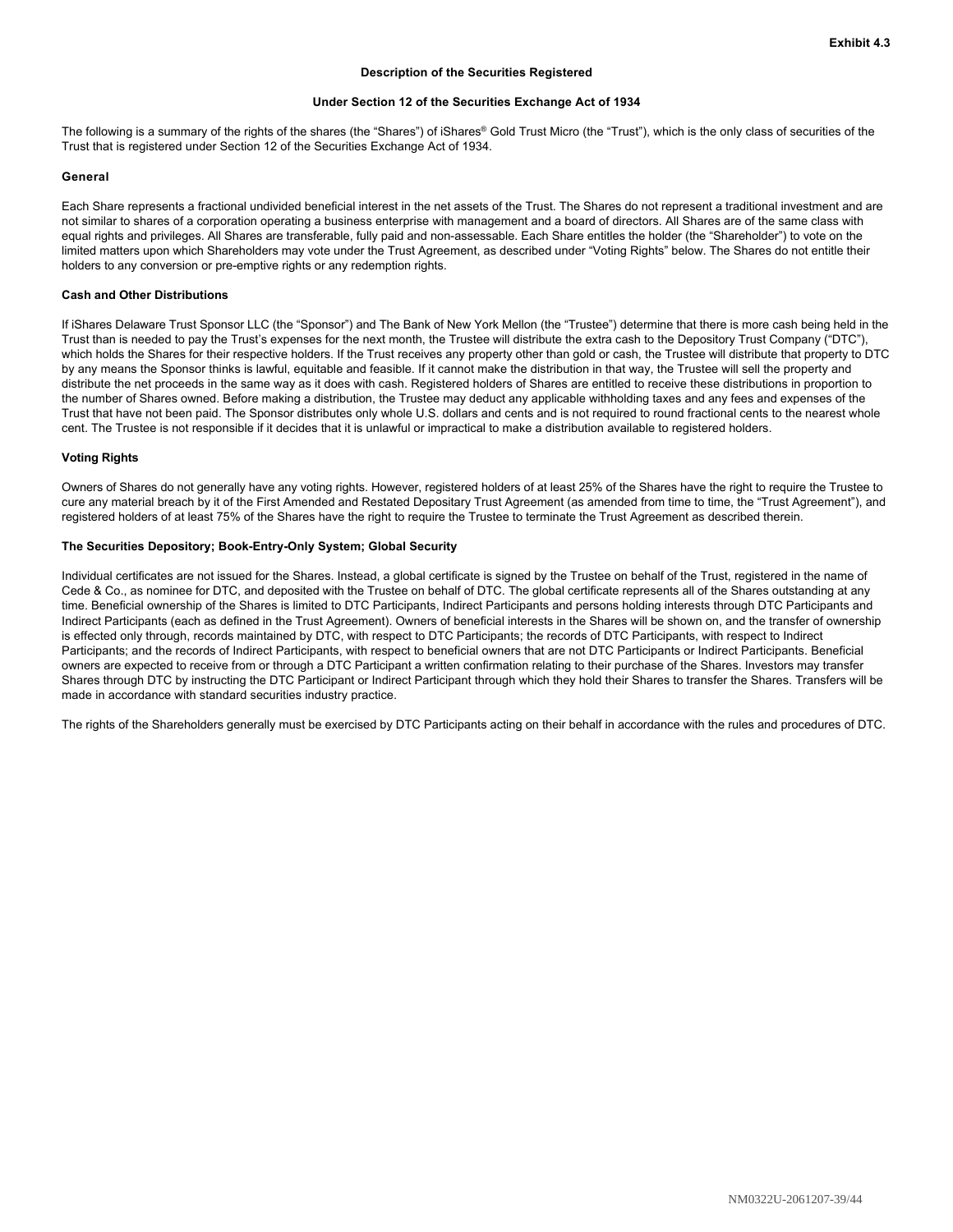**Exhibit 4.3**

**Description of the Securities Registered**

**Under Section 12 of the Securities Exchange Act of 1934**

The following is a summary of the rights of the shares (the "Shares") of iShares® Gold Trust Micro (the "Trust"), which is the only class of securities of the Trust that is registered under Section 12 of the Securities Exchange Act of 1934.

**General**

Each Share represents a fractional undivided beneficial interest in the net assets of the Trust. The Shares do not represent a traditional investment and are not similar to shares of a corporation operating a business enterprise with management and a board of directors. All Shares are of the same class with equal rights and privileges. All Shares are transferable, fully paid and non-assessable. Each Share entitles the holder (the "Shareholder") to vote on the limited matters upon which Shareholders may vote under the Trust Agreement, as described under "Voting Rights" below. The Shares do not entitle their holders to any conversion or pre-emptive rights or any redemption rights.

**Cash and Other Distributions**

If iShares Delaware Trust Sponsor LLC (the "Sponsor") and The Bank of New York Mellon (the "Trustee") determine that there is more cash being held in the Trust than is needed to pay the Trust's expenses for the next month, the Trustee will distribute the extra cash to the Depository Trust Company ("DTC"), which holds the Shares for their respective holders. If the Trust receives any property other than gold or cash, the Trustee will distribute that property to DTC by any means the Sponsor thinks is lawful, equitable and feasible. If it cannot make the distribution in that way, the Trustee will sell the property and distribute the net proceeds in the same way as it does with cash. Registered holders of Shares are entitled to receive these distributions in proportion to the number of Shares owned. Before making a distribution, the Trustee may deduct any applicable withholding taxes and any fees and expenses of the Trust that have not been paid. The Sponsor distributes only whole U.S. dollars and cents and is not required to round fractional cents to the nearest whole cent. The Trustee is not responsible if it decides that it is unlawful or impractical to make a distribution available to registered holders.

**Voting Rights**

Owners of Shares do not generally have any voting rights. However, registered holders of at least 25% of the Shares have the right to require the Trustee to cure any material breach by it of the First Amended and Restated Depositary Trust Agreement (as amended from time to time, the "Trust Agreement"), and registered holders of at least 75% of the Shares have the right to require the Trustee to terminate the Trust Agreement as described therein.

**The Securities Depository; Book-Entry-Only System; Global Security**

Individual certificates are not issued for the Shares. Instead, a global certificate is signed by the Trustee on behalf of the Trust, registered in the name of Cede & Co., as nominee for DTC, and deposited with the Trustee on behalf of DTC. The global certificate represents all of the Shares outstanding at any time. Beneficial ownership of the Shares is limited to DTC Participants, Indirect Participants and persons holding interests through DTC Participants and Indirect Participants (each as defined in the Trust Agreement). Owners of beneficial interests in the Shares will be shown on, and the transfer of ownership is effected only through, records maintained by DTC, with respect to DTC Participants; the records of DTC Participants, with respect to Indirect Participants; and the records of Indirect Participants, with respect to beneficial owners that are not DTC Participants or Indirect Participants. Beneficial owners are expected to receive from or through a DTC Participant a written confirmation relating to their purchase of the Shares. Investors may transfer Shares through DTC by instructing the DTC Participant or Indirect Participant through which they hold their Shares to transfer the Shares. Transfers will be made in accordance with standard securities industry practice.

The rights of the Shareholders generally must be exercised by DTC Participants acting on their behalf in accordance with the rules and procedures of DTC.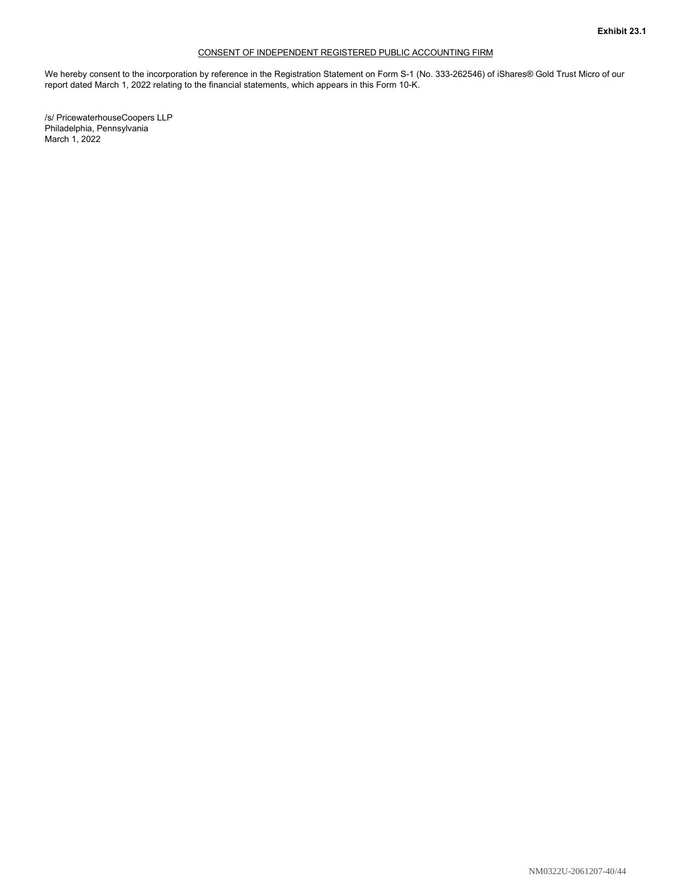**Exhibit 23.1**

CONSENT OF INDEPENDENT REGISTERED PUBLIC ACCOUNTING FIRM

We hereby consent to the incorporation by reference in the Registration Statement on Form S-1 (No. 333-262546) of iShares® Gold Trust Micro of our report dated March 1, 2022 relating to the financial statements, which appears in this Form 10-K.

/s/ PricewaterhouseCoopers LLP
Philadelphia, Pennsylvania
March 1, 2022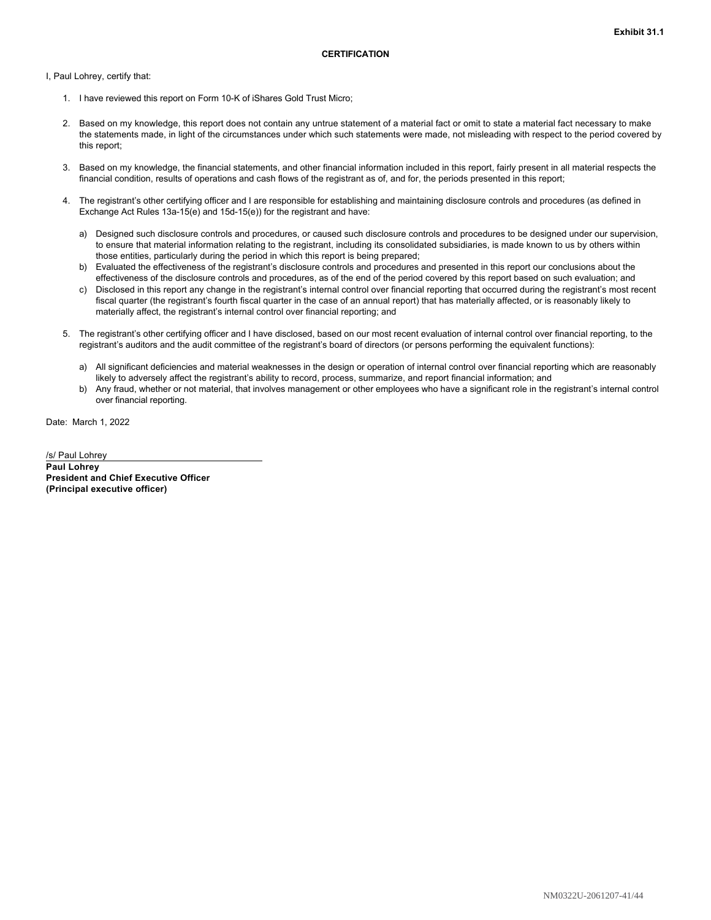**Exhibit 31.1**

**CERTIFICATION**

I, Paul Lohrey, certify that:

1. I have reviewed this report on Form 10-K of iShares Gold Trust Micro;

2. Based on my knowledge, this report does not contain any untrue statement of a material fact or omit to state a material fact necessary to make the statements made, in light of the circumstances under which such statements were made, not misleading with respect to the period covered by this report;

3. Based on my knowledge, the financial statements, and other financial information included in this report, fairly present in all material respects the financial condition, results of operations and cash flows of the registrant as of, and for, the periods presented in this report;

4. The registrant's other certifying officer and I are responsible for establishing and maintaining disclosure controls and procedures (as defined in Exchange Act Rules 13a-15(e) and 15d-15(e)) for the registrant and have:

   a) Designed such disclosure controls and procedures, or caused such disclosure controls and procedures to be designed under our supervision, to ensure that material information relating to the registrant, including its consolidated subsidiaries, is made known to us by others within those entities, particularly during the period in which this report is being prepared;
   b) Evaluated the effectiveness of the registrant's disclosure controls and procedures and presented in this report our conclusions about the effectiveness of the disclosure controls and procedures, as of the end of the period covered by this report based on such evaluation; and
   c) Disclosed in this report any change in the registrant's internal control over financial reporting that occurred during the registrant's most recent fiscal quarter (the registrant's fourth fiscal quarter in the case of an annual report) that has materially affected, or is reasonably likely to materially affect, the registrant's internal control over financial reporting; and

5. The registrant's other certifying officer and I have disclosed, based on our most recent evaluation of internal control over financial reporting, to the registrant's auditors and the audit committee of the registrant's board of directors (or persons performing the equivalent functions):

   a) All significant deficiencies and material weaknesses in the design or operation of internal control over financial reporting which are reasonably likely to adversely affect the registrant's ability to record, process, summarize, and report financial information; and
   b) Any fraud, whether or not material, that involves management or other employees who have a significant role in the registrant's internal control over financial reporting.

Date: March 1, 2022

/s/ Paul Lohrey
**Paul Lohrey**
**President and Chief Executive Officer**
**(Principal executive officer)**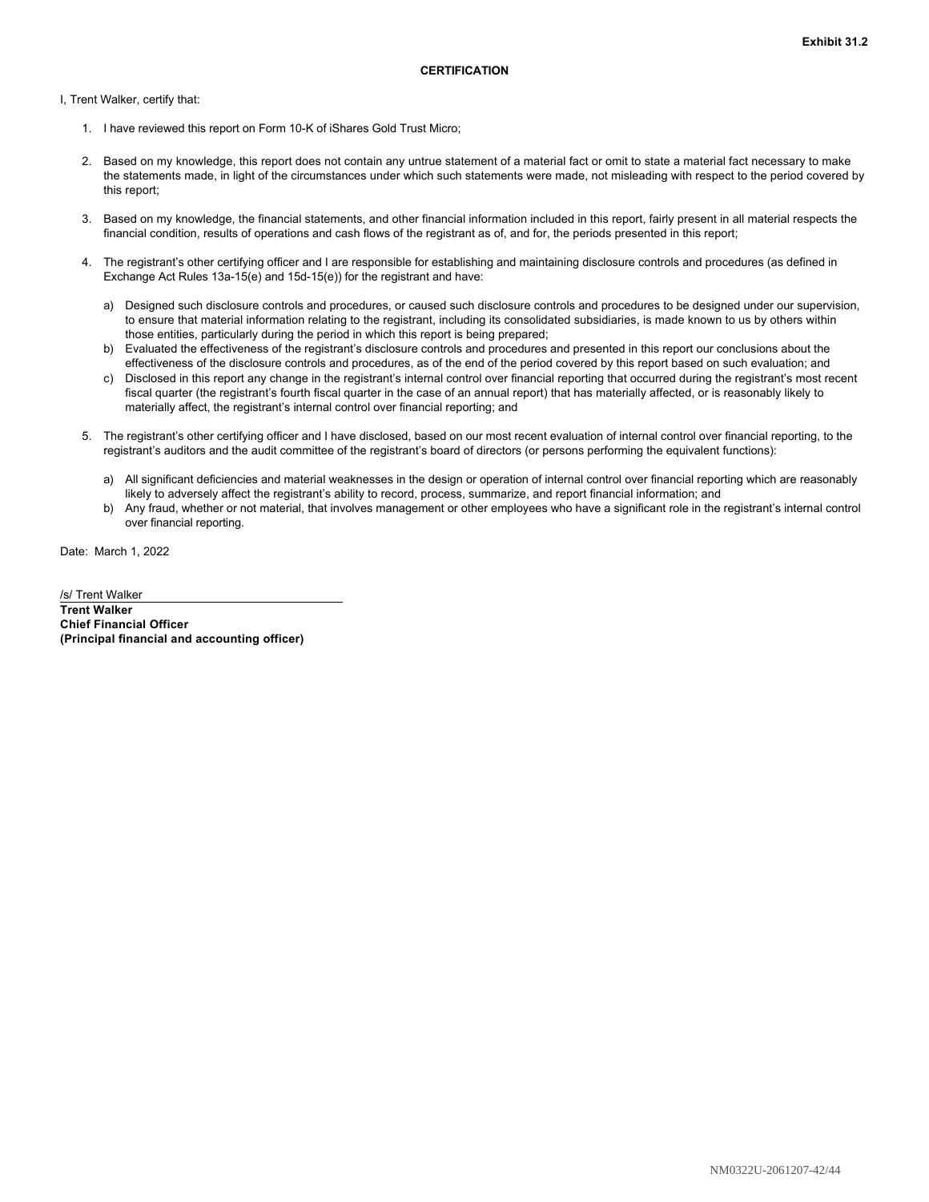**Exhibit 31.2**

**CERTIFICATION**

I, Trent Walker, certify that:

1. I have reviewed this report on Form 10-K of iShares Gold Trust Micro;

2. Based on my knowledge, this report does not contain any untrue statement of a material fact or omit to state a material fact necessary to make the statements made, in light of the circumstances under which such statements were made, not misleading with respect to the period covered by this report;

3. Based on my knowledge, the financial statements, and other financial information included in this report, fairly present in all material respects the financial condition, results of operations and cash flows of the registrant as of, and for, the periods presented in this report;

4. The registrant's other certifying officer and I are responsible for establishing and maintaining disclosure controls and procedures (as defined in Exchange Act Rules 13a-15(e) and 15d-15(e)) for the registrant and have:

   a) Designed such disclosure controls and procedures, or caused such disclosure controls and procedures to be designed under our supervision, to ensure that material information relating to the registrant, including its consolidated subsidiaries, is made known to us by others within those entities, particularly during the period in which this report is being prepared;
   b) Evaluated the effectiveness of the registrant's disclosure controls and procedures and presented in this report our conclusions about the effectiveness of the disclosure controls and procedures, as of the end of the period covered by this report based on such evaluation; and
   c) Disclosed in this report any change in the registrant's internal control over financial reporting that occurred during the registrant's most recent fiscal quarter (the registrant's fourth fiscal quarter in the case of an annual report) that has materially affected, or is reasonably likely to materially affect, the registrant's internal control over financial reporting; and

5. The registrant's other certifying officer and I have disclosed, based on our most recent evaluation of internal control over financial reporting, to the registrant's auditors and the audit committee of the registrant's board of directors (or persons performing the equivalent functions):

   a) All significant deficiencies and material weaknesses in the design or operation of internal control over financial reporting which are reasonably likely to adversely affect the registrant's ability to record, process, summarize, and report financial information; and
   b) Any fraud, whether or not material, that involves management or other employees who have a significant role in the registrant's internal control over financial reporting.

Date: March 1, 2022

/s/ Trent Walker

**Trent Walker**
**Chief Financial Officer**
**(Principal financial and accounting officer)**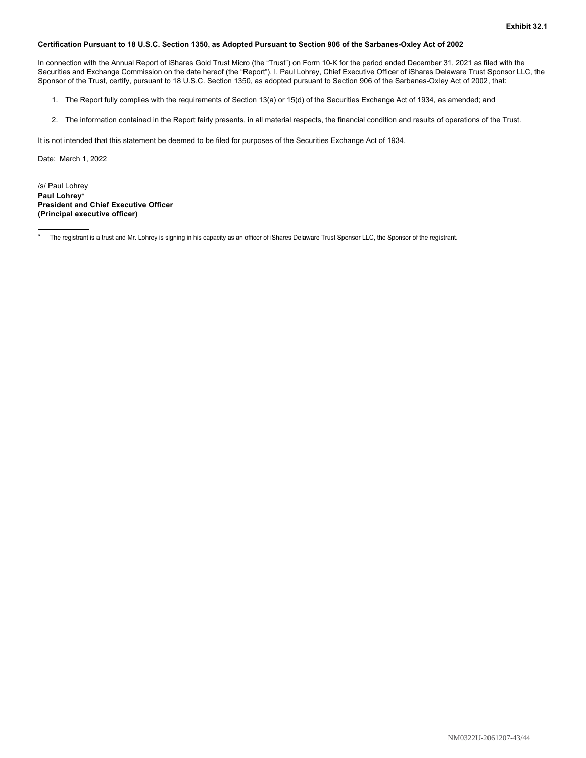**Exhibit 32.1**

**Certification Pursuant to 18 U.S.C. Section 1350, as Adopted Pursuant to Section 906 of the Sarbanes-Oxley Act of 2002**

In connection with the Annual Report of iShares Gold Trust Micro (the "Trust") on Form 10-K for the period ended December 31, 2021 as filed with the Securities and Exchange Commission on the date hereof (the "Report"), I, Paul Lohrey, Chief Executive Officer of iShares Delaware Trust Sponsor LLC, the Sponsor of the Trust, certify, pursuant to 18 U.S.C. Section 1350, as adopted pursuant to Section 906 of the Sarbanes-Oxley Act of 2002, that:

1. The Report fully complies with the requirements of Section 13(a) or 15(d) of the Securities Exchange Act of 1934, as amended; and

2. The information contained in the Report fairly presents, in all material respects, the financial condition and results of operations of the Trust.

It is not intended that this statement be deemed to be filed for purposes of the Securities Exchange Act of 1934.

Date: March 1, 2022

/s/ Paul Lohrey

**Paul Lohrey***
**President and Chief Executive Officer**
**(Principal executive officer)**

\* The registrant is a trust and Mr. Lohrey is signing in his capacity as an officer of iShares Delaware Trust Sponsor LLC, the Sponsor of the registrant.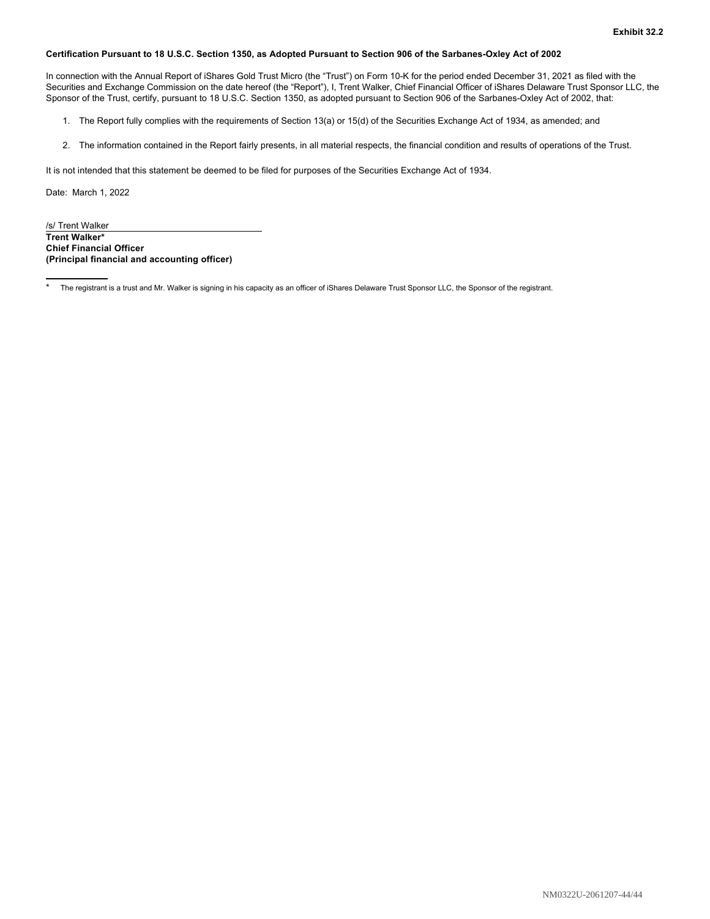**Exhibit 32.2**

**Certification Pursuant to 18 U.S.C. Section 1350, as Adopted Pursuant to Section 906 of the Sarbanes-Oxley Act of 2002**

In connection with the Annual Report of iShares Gold Trust Micro (the "Trust") on Form 10-K for the period ended December 31, 2021 as filed with the Securities and Exchange Commission on the date hereof (the "Report"), I, Trent Walker, Chief Financial Officer of iShares Delaware Trust Sponsor LLC, the Sponsor of the Trust, certify, pursuant to 18 U.S.C. Section 1350, as adopted pursuant to Section 906 of the Sarbanes-Oxley Act of 2002, that:

1. The Report fully complies with the requirements of Section 13(a) or 15(d) of the Securities Exchange Act of 1934, as amended; and

2. The information contained in the Report fairly presents, in all material respects, the financial condition and results of operations of the Trust.

It is not intended that this statement be deemed to be filed for purposes of the Securities Exchange Act of 1934.

Date: March 1, 2022

/s/ Trent Walker

**Trent Walker***
**Chief Financial Officer**
**(Principal financial and accounting officer)**

\* The registrant is a trust and Mr. Walker is signing in his capacity as an officer of iShares Delaware Trust Sponsor LLC, the Sponsor of the registrant.

NM0322U-2061207-44/44